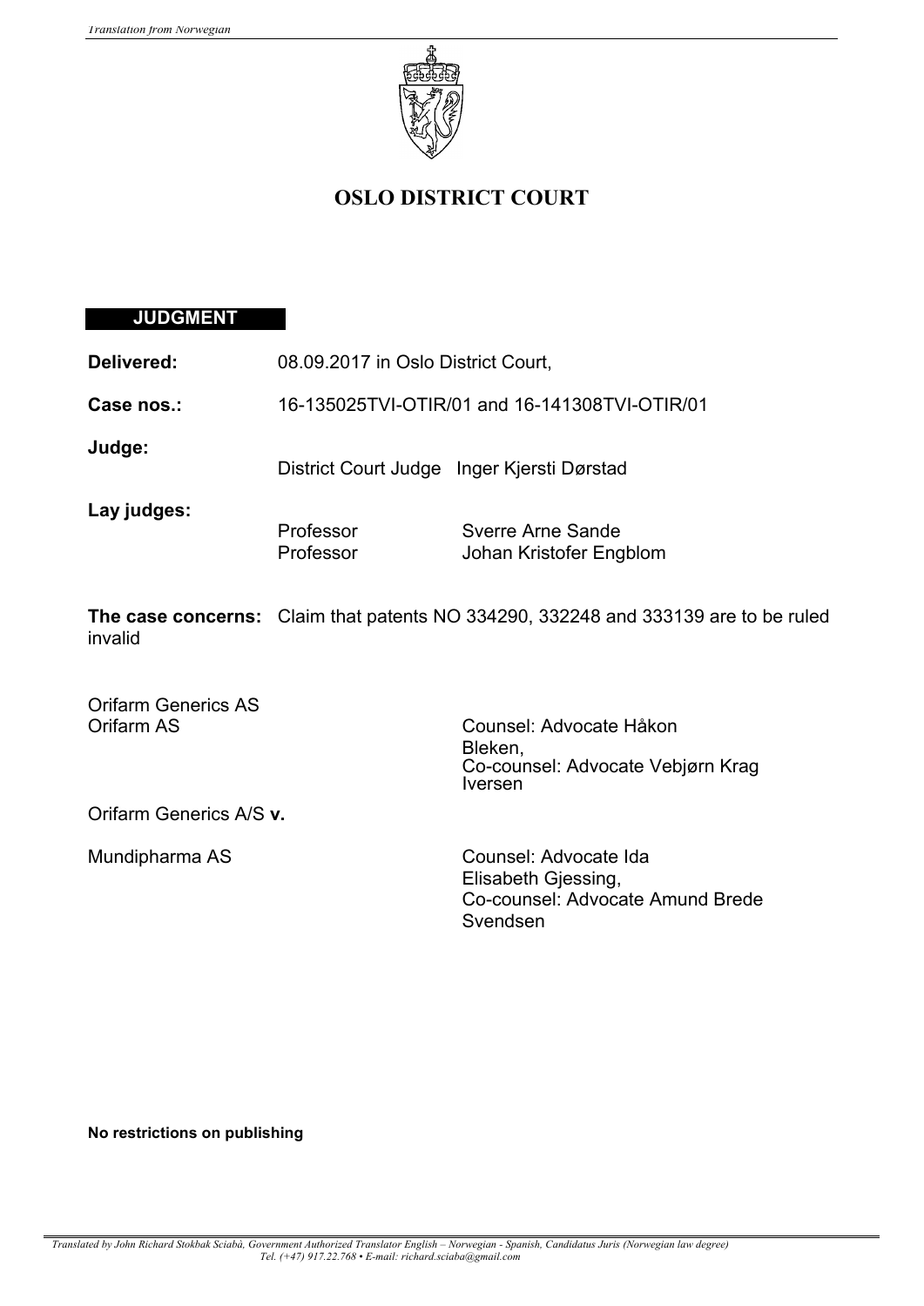# OSLO DISTRICT COURT

## JUDGMENT

**Delivered:** 08.09.2017 in Oslo District Court,

**Case nos.:** 16-135025TVI-OTIR/01 and 16-141308TVI-OTIR/01

**Judge:** District Court Judge Inger Kjersti Dørstad

**Lay judges:**
Professor Sverre Arne Sande
Professor Johan Kristofer Engblom

**The case concerns:** Claim that patents NO 334290, 332248 and 333139 are to be ruled invalid

Orifarm Generics AS
Orifarm AS — Counsel: Advocate Håkon Bleken, Co-counsel: Advocate Vebjørn Krag Iversen

Orifarm Generics A/S **v.**

Mundipharma AS — Counsel: Advocate Ida Elisabeth Gjessing, Co-counsel: Advocate Amund Brede Svendsen

**No restrictions on publishing**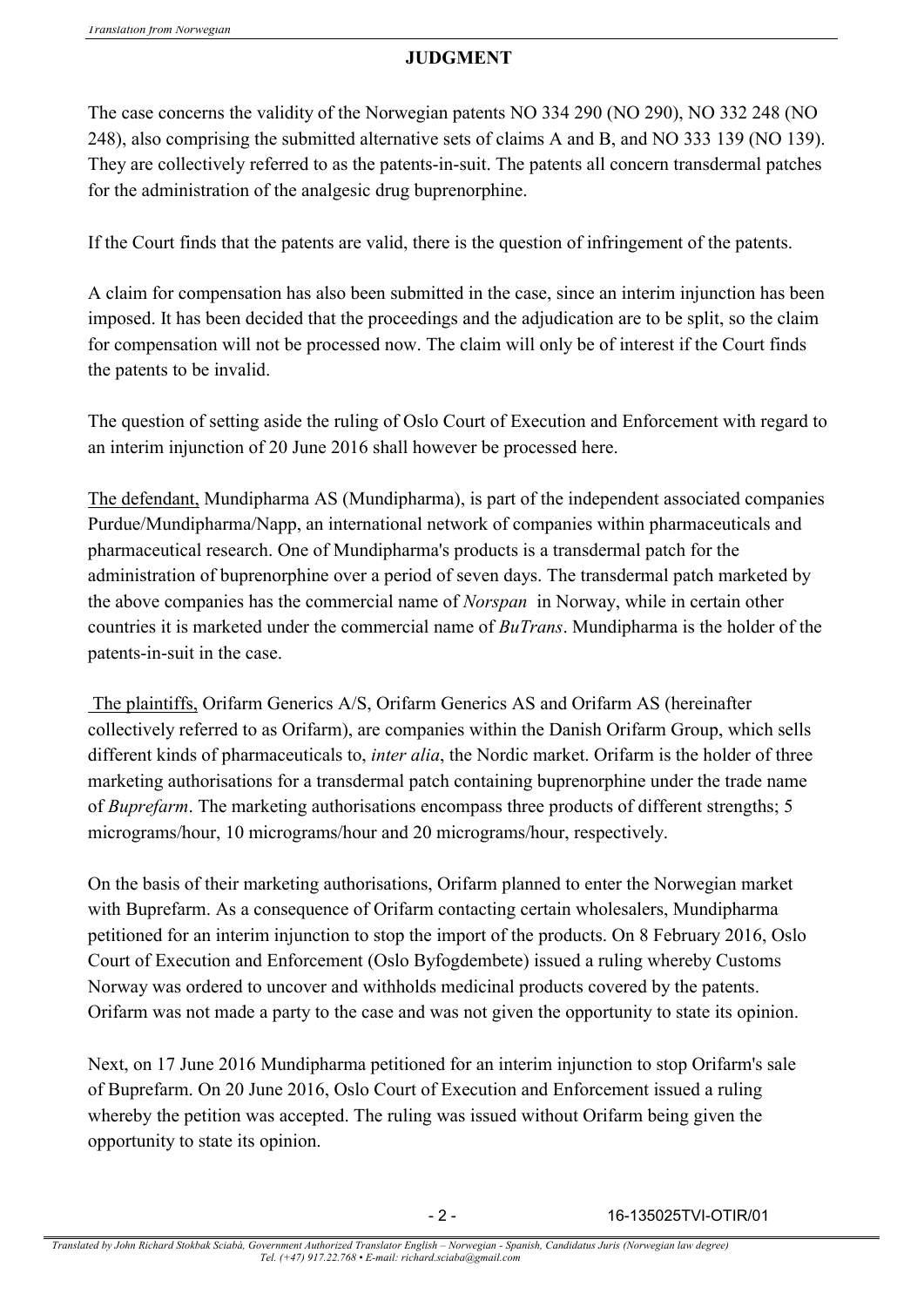# JUDGMENT

The case concerns the validity of the Norwegian patents NO 334 290 (NO 290), NO 332 248 (NO 248), also comprising the submitted alternative sets of claims A and B, and NO 333 139 (NO 139). They are collectively referred to as the patents-in-suit. The patents all concern transdermal patches for the administration of the analgesic drug buprenorphine.

If the Court finds that the patents are valid, there is the question of infringement of the patents.

A claim for compensation has also been submitted in the case, since an interim injunction has been imposed. It has been decided that the proceedings and the adjudication are to be split, so the claim for compensation will not be processed now. The claim will only be of interest if the Court finds the patents to be invalid.

The question of setting aside the ruling of Oslo Court of Execution and Enforcement with regard to an interim injunction of 20 June 2016 shall however be processed here.

<u>The defendant,</u> Mundipharma AS (Mundipharma), is part of the independent associated companies Purdue/Mundipharma/Napp, an international network of companies within pharmaceuticals and pharmaceutical research. One of Mundipharma's products is a transdermal patch for the administration of buprenorphine over a period of seven days. The transdermal patch marketed by the above companies has the commercial name of *Norspan* in Norway, while in certain other countries it is marketed under the commercial name of *BuTrans*. Mundipharma is the holder of the patents-in-suit in the case.

<u>The plaintiffs,</u> Orifarm Generics A/S, Orifarm Generics AS and Orifarm AS (hereinafter collectively referred to as Orifarm), are companies within the Danish Orifarm Group, which sells different kinds of pharmaceuticals to, *inter alia*, the Nordic market. Orifarm is the holder of three marketing authorisations for a transdermal patch containing buprenorphine under the trade name of *Buprefarm*. The marketing authorisations encompass three products of different strengths; 5 micrograms/hour, 10 micrograms/hour and 20 micrograms/hour, respectively.

On the basis of their marketing authorisations, Orifarm planned to enter the Norwegian market with Buprefarm. As a consequence of Orifarm contacting certain wholesalers, Mundipharma petitioned for an interim injunction to stop the import of the products. On 8 February 2016, Oslo Court of Execution and Enforcement (Oslo Byfogdembete) issued a ruling whereby Customs Norway was ordered to uncover and withholds medicinal products covered by the patents. Orifarm was not made a party to the case and was not given the opportunity to state its opinion.

Next, on 17 June 2016 Mundipharma petitioned for an interim injunction to stop Orifarm's sale of Buprefarm. On 20 June 2016, Oslo Court of Execution and Enforcement issued a ruling whereby the petition was accepted. The ruling was issued without Orifarm being given the opportunity to state its opinion.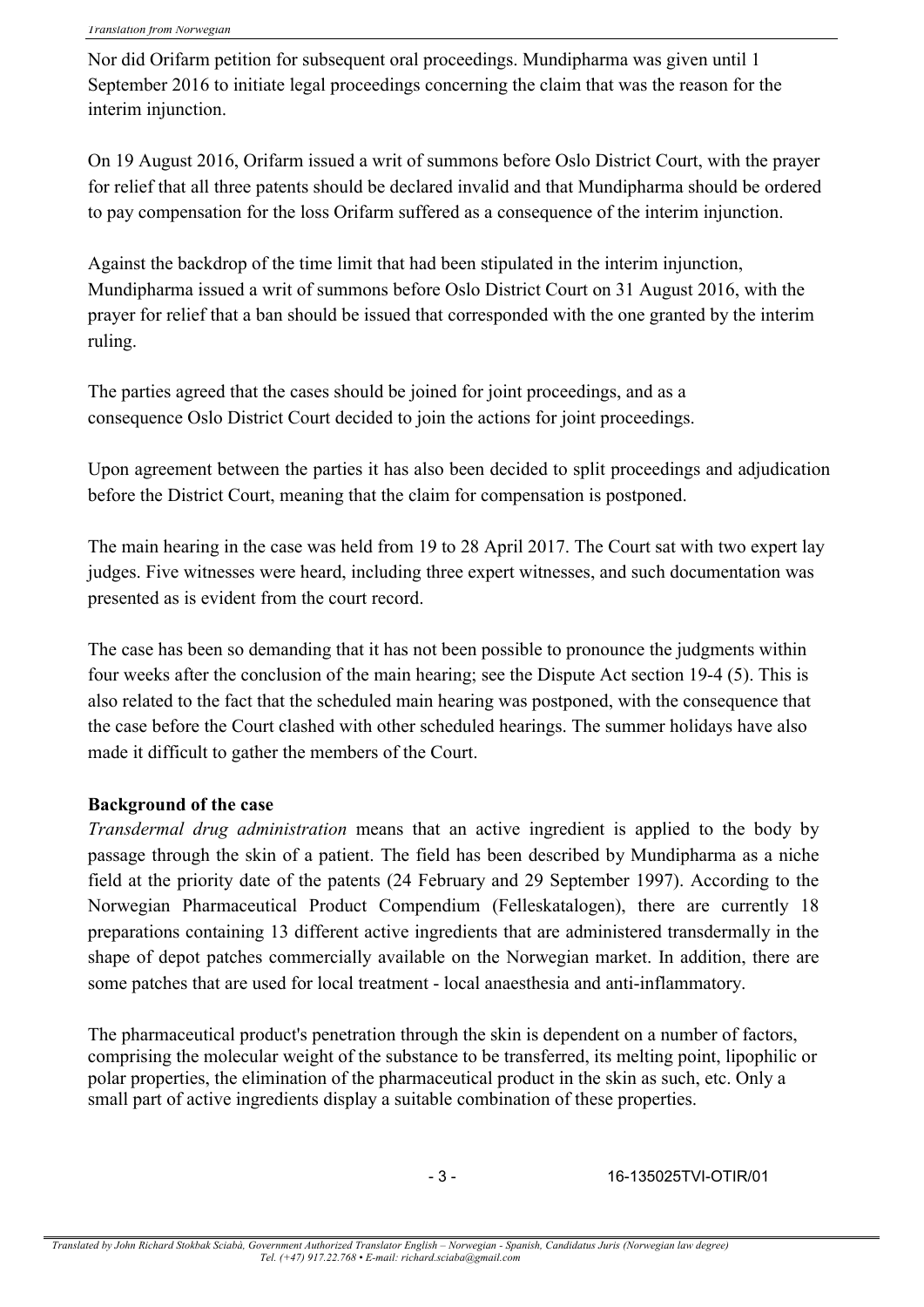Nor did Orifarm petition for subsequent oral proceedings. Mundipharma was given until 1 September 2016 to initiate legal proceedings concerning the claim that was the reason for the interim injunction.

On 19 August 2016, Orifarm issued a writ of summons before Oslo District Court, with the prayer for relief that all three patents should be declared invalid and that Mundipharma should be ordered to pay compensation for the loss Orifarm suffered as a consequence of the interim injunction.

Against the backdrop of the time limit that had been stipulated in the interim injunction, Mundipharma issued a writ of summons before Oslo District Court on 31 August 2016, with the prayer for relief that a ban should be issued that corresponded with the one granted by the interim ruling.

The parties agreed that the cases should be joined for joint proceedings, and as a consequence Oslo District Court decided to join the actions for joint proceedings.

Upon agreement between the parties it has also been decided to split proceedings and adjudication before the District Court, meaning that the claim for compensation is postponed.

The main hearing in the case was held from 19 to 28 April 2017. The Court sat with two expert lay judges. Five witnesses were heard, including three expert witnesses, and such documentation was presented as is evident from the court record.

The case has been so demanding that it has not been possible to pronounce the judgments within four weeks after the conclusion of the main hearing; see the Dispute Act section 19-4 (5). This is also related to the fact that the scheduled main hearing was postponed, with the consequence that the case before the Court clashed with other scheduled hearings. The summer holidays have also made it difficult to gather the members of the Court.

**Background of the case**

*Transdermal drug administration* means that an active ingredient is applied to the body by passage through the skin of a patient. The field has been described by Mundipharma as a niche field at the priority date of the patents (24 February and 29 September 1997). According to the Norwegian Pharmaceutical Product Compendium (Felleskatalogen), there are currently 18 preparations containing 13 different active ingredients that are administered transdermally in the shape of depot patches commercially available on the Norwegian market. In addition, there are some patches that are used for local treatment - local anaesthesia and anti-inflammatory.

The pharmaceutical product's penetration through the skin is dependent on a number of factors, comprising the molecular weight of the substance to be transferred, its melting point, lipophilic or polar properties, the elimination of the pharmaceutical product in the skin as such, etc. Only a small part of active ingredients display a suitable combination of these properties.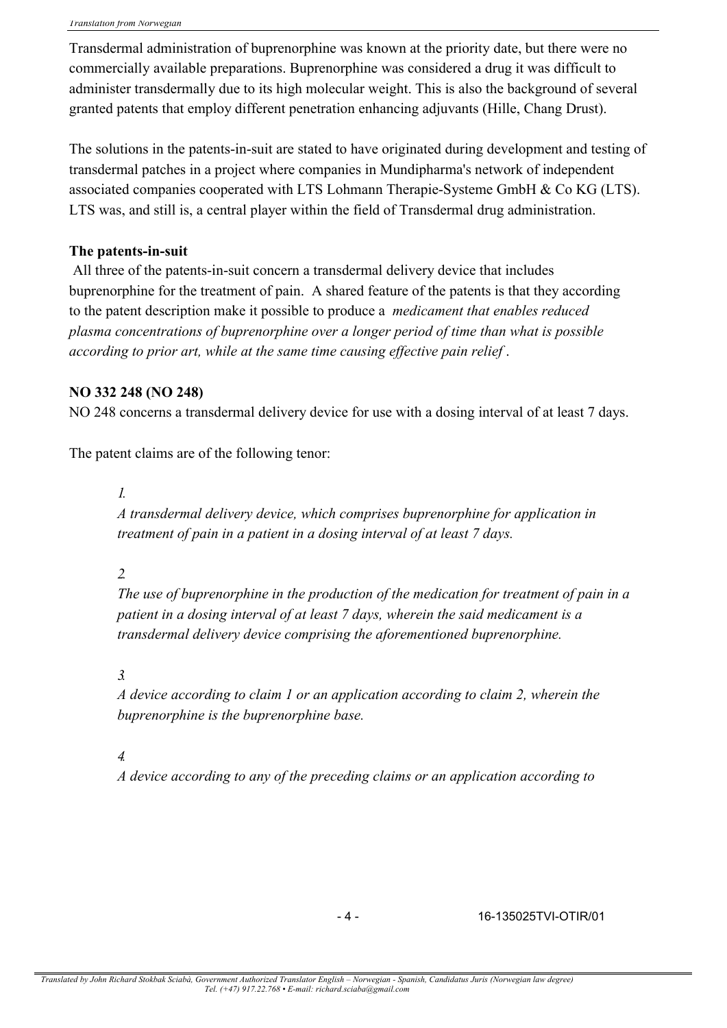Transdermal administration of buprenorphine was known at the priority date, but there were no commercially available preparations. Buprenorphine was considered a drug it was difficult to administer transdermally due to its high molecular weight. This is also the background of several granted patents that employ different penetration enhancing adjuvants (Hille, Chang Drust).

The solutions in the patents-in-suit are stated to have originated during development and testing of transdermal patches in a project where companies in Mundipharma's network of independent associated companies cooperated with LTS Lohmann Therapie-Systeme GmbH & Co KG (LTS). LTS was, and still is, a central player within the field of Transdermal drug administration.

**The patents-in-suit**

All three of the patents-in-suit concern a transdermal delivery device that includes buprenorphine for the treatment of pain. A shared feature of the patents is that they according to the patent description make it possible to produce a *medicament that enables reduced plasma concentrations of buprenorphine over a longer period of time than what is possible according to prior art, while at the same time causing effective pain relief*.

**NO 332 248 (NO 248)**

NO 248 concerns a transdermal delivery device for use with a dosing interval of at least 7 days.

The patent claims are of the following tenor:

> *1.*
> *A transdermal delivery device, which comprises buprenorphine for application in treatment of pain in a patient in a dosing interval of at least 7 days.*
>
> *2.*
> *The use of buprenorphine in the production of the medication for treatment of pain in a patient in a dosing interval of at least 7 days, wherein the said medicament is a transdermal delivery device comprising the aforementioned buprenorphine.*
>
> *3.*
> *A device according to claim 1 or an application according to claim 2, wherein the buprenorphine is the buprenorphine base.*
>
> *4.*
> *A device according to any of the preceding claims or an application according to*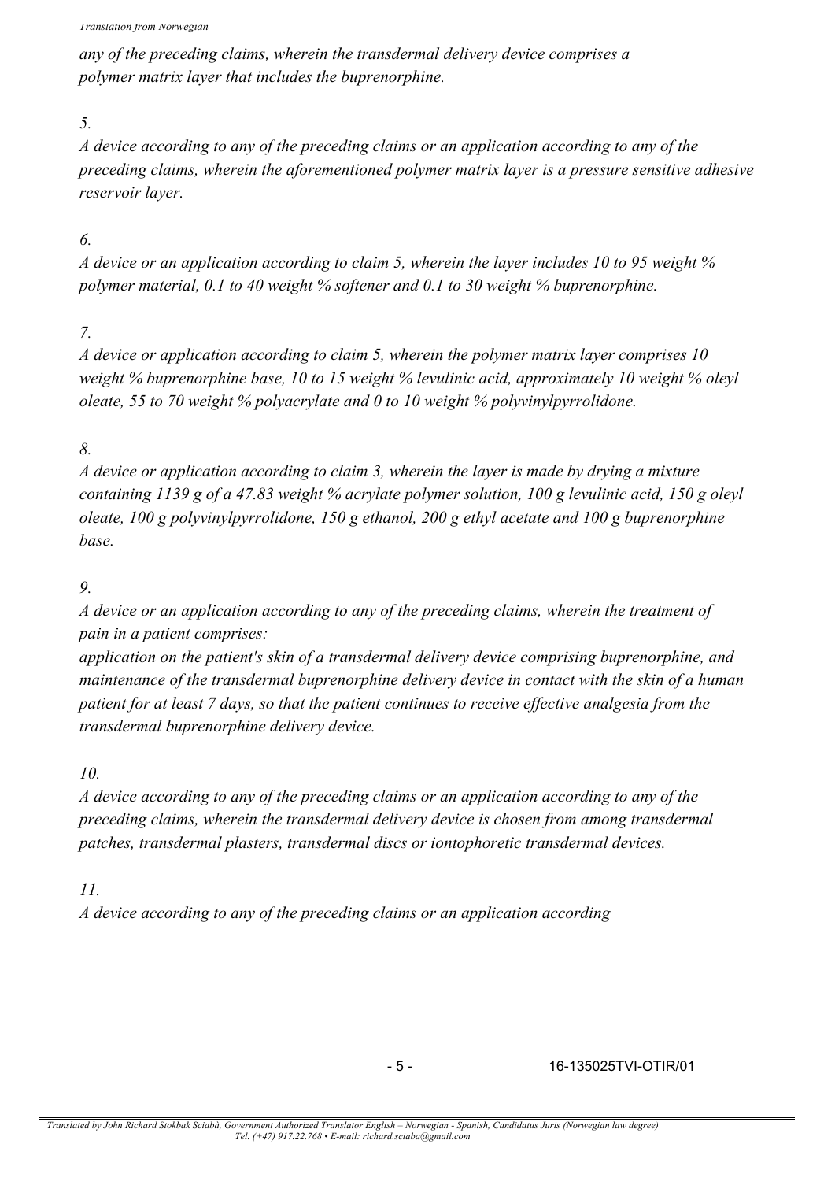*any of the preceding claims, wherein the transdermal delivery device comprises a polymer matrix layer that includes the buprenorphine.*

*5.*

*A device according to any of the preceding claims or an application according to any of the preceding claims, wherein the aforementioned polymer matrix layer is a pressure sensitive adhesive reservoir layer.*

*6.*

*A device or an application according to claim 5, wherein the layer includes 10 to 95 weight % polymer material, 0.1 to 40 weight % softener and 0.1 to 30 weight % buprenorphine.*

*7.*

*A device or application according to claim 5, wherein the polymer matrix layer comprises 10 weight % buprenorphine base, 10 to 15 weight % levulinic acid, approximately 10 weight % oleyl oleate, 55 to 70 weight % polyacrylate and 0 to 10 weight % polyvinylpyrrolidone.*

*8.*

*A device or application according to claim 3, wherein the layer is made by drying a mixture containing 1139 g of a 47.83 weight % acrylate polymer solution, 100 g levulinic acid, 150 g oleyl oleate, 100 g polyvinylpyrrolidone, 150 g ethanol, 200 g ethyl acetate and 100 g buprenorphine base.*

*9.*

*A device or an application according to any of the preceding claims, wherein the treatment of pain in a patient comprises:*

*application on the patient's skin of a transdermal delivery device comprising buprenorphine, and maintenance of the transdermal buprenorphine delivery device in contact with the skin of a human patient for at least 7 days, so that the patient continues to receive effective analgesia from the transdermal buprenorphine delivery device.*

*10.*

*A device according to any of the preceding claims or an application according to any of the preceding claims, wherein the transdermal delivery device is chosen from among transdermal patches, transdermal plasters, transdermal discs or iontophoretic transdermal devices.*

*11.*

*A device according to any of the preceding claims or an application according*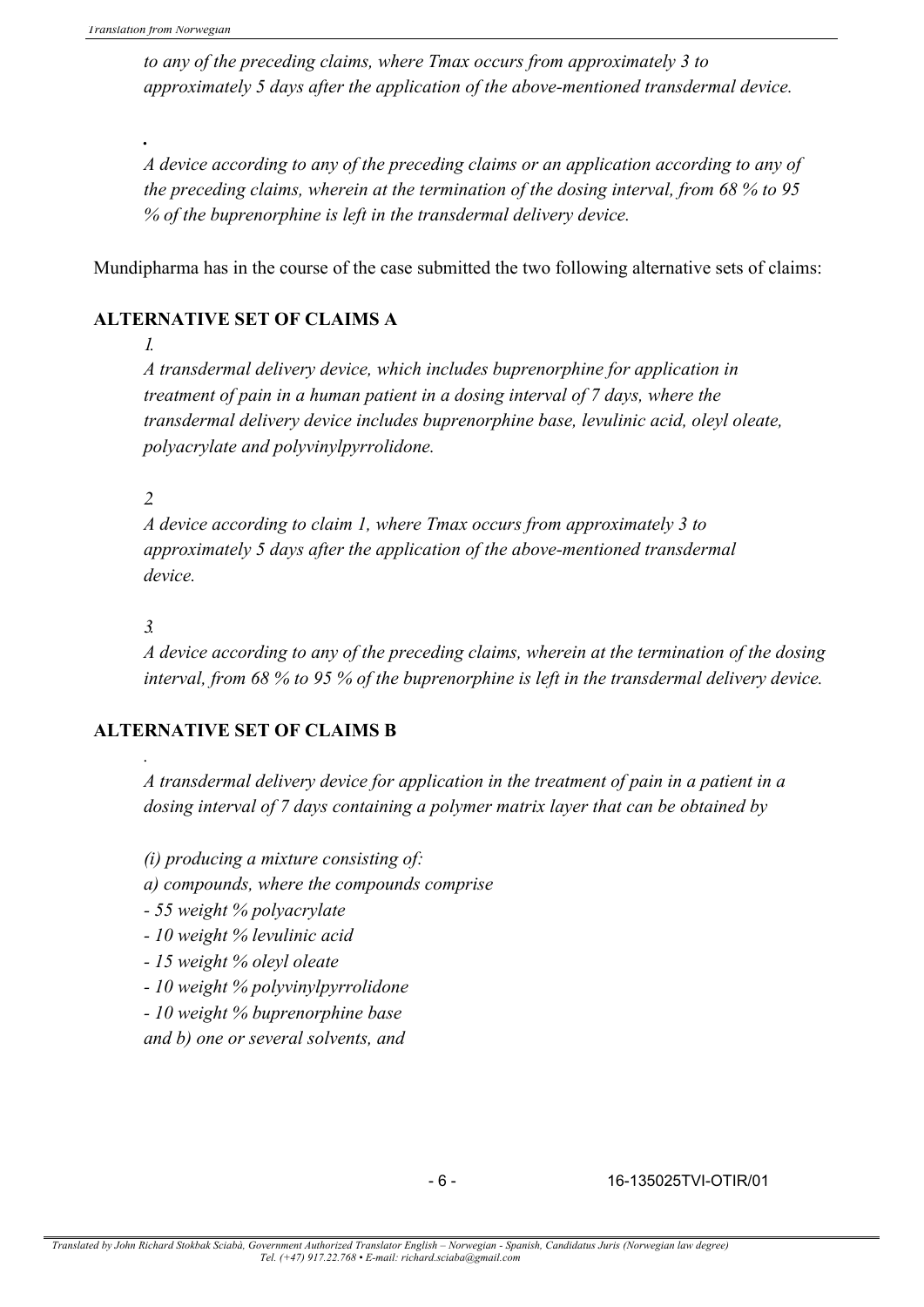*to any of the preceding claims, where Tmax occurs from approximately 3 to approximately 5 days after the application of the above-mentioned transdermal device.*

*.*

*A device according to any of the preceding claims or an application according to any of the preceding claims, wherein at the termination of the dosing interval, from 68 % to 95 % of the buprenorphine is left in the transdermal delivery device.*

Mundipharma has in the course of the case submitted the two following alternative sets of claims:

**ALTERNATIVE SET OF CLAIMS A**

*1.*

*A transdermal delivery device, which includes buprenorphine for application in treatment of pain in a human patient in a dosing interval of 7 days, where the transdermal delivery device includes buprenorphine base, levulinic acid, oleyl oleate, polyacrylate and polyvinylpyrrolidone.*

*2*

*A device according to claim 1, where Tmax occurs from approximately 3 to approximately 5 days after the application of the above-mentioned transdermal device.*

*3.*

*A device according to any of the preceding claims, wherein at the termination of the dosing interval, from 68 % to 95 % of the buprenorphine is left in the transdermal delivery device.*

**ALTERNATIVE SET OF CLAIMS B**

*.*

*A transdermal delivery device for application in the treatment of pain in a patient in a dosing interval of 7 days containing a polymer matrix layer that can be obtained by*

*(i) producing a mixture consisting of:*
*a) compounds, where the compounds comprise*
*- 55 weight % polyacrylate*
*- 10 weight % levulinic acid*
*- 15 weight % oleyl oleate*
*- 10 weight % polyvinylpyrrolidone*
*- 10 weight % buprenorphine base*
*and b) one or several solvents, and*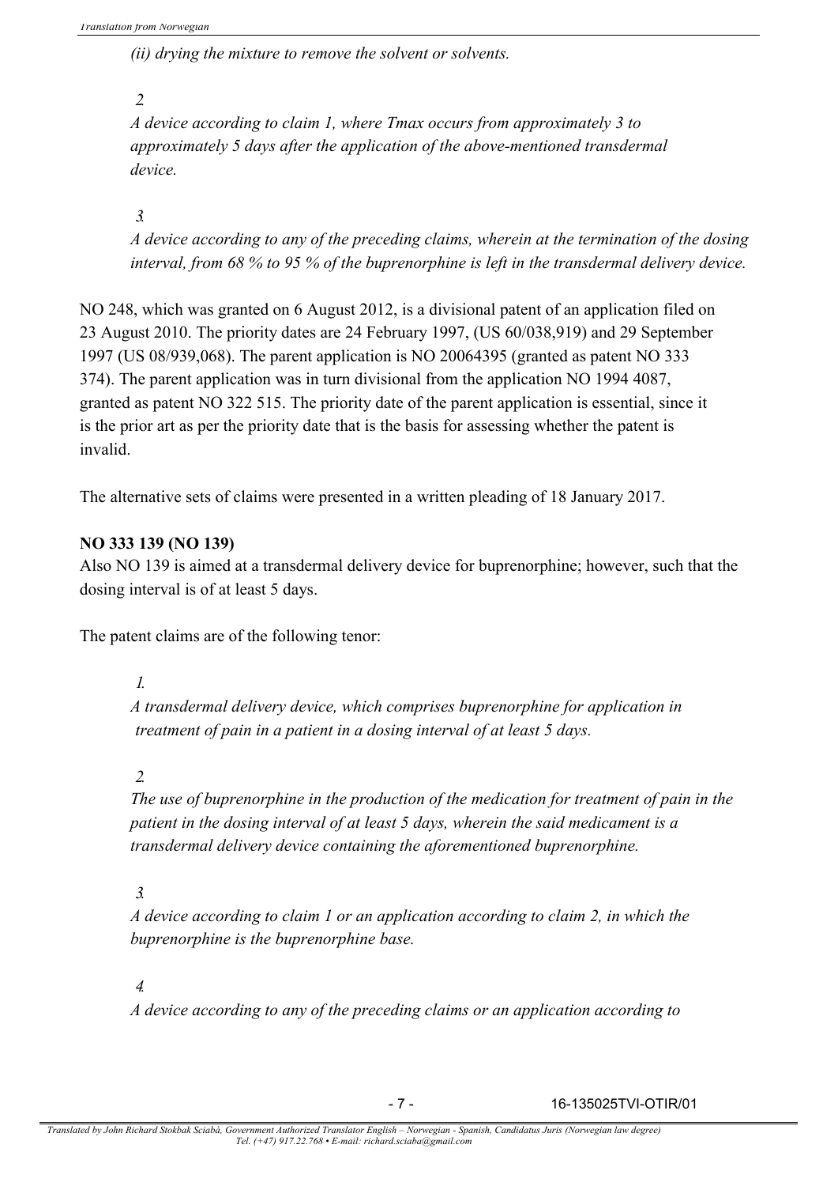*(ii) drying the mixture to remove the solvent or solvents.*

*2.*

*A device according to claim 1, where Tmax occurs from approximately 3 to approximately 5 days after the application of the above-mentioned transdermal device.*

*3.*

*A device according to any of the preceding claims, wherein at the termination of the dosing interval, from 68 % to 95 % of the buprenorphine is left in the transdermal delivery device.*

NO 248, which was granted on 6 August 2012, is a divisional patent of an application filed on 23 August 2010. The priority dates are 24 February 1997, (US 60/038,919) and 29 September 1997 (US 08/939,068). The parent application is NO 20064395 (granted as patent NO 333 374). The parent application was in turn divisional from the application NO 1994 4087, granted as patent NO 322 515. The priority date of the parent application is essential, since it is the prior art as per the priority date that is the basis for assessing whether the patent is invalid.

The alternative sets of claims were presented in a written pleading of 18 January 2017.

**NO 333 139 (NO 139)**

Also NO 139 is aimed at a transdermal delivery device for buprenorphine; however, such that the dosing interval is of at least 5 days.

The patent claims are of the following tenor:

*1.*

*A transdermal delivery device, which comprises buprenorphine for application in treatment of pain in a patient in a dosing interval of at least 5 days.*

*2.*

*The use of buprenorphine in the production of the medication for treatment of pain in the patient in the dosing interval of at least 5 days, wherein the said medicament is a transdermal delivery device containing the aforementioned buprenorphine.*

*3.*

*A device according to claim 1 or an application according to claim 2, in which the buprenorphine is the buprenorphine base.*

*4.*

*A device according to any of the preceding claims or an application according to*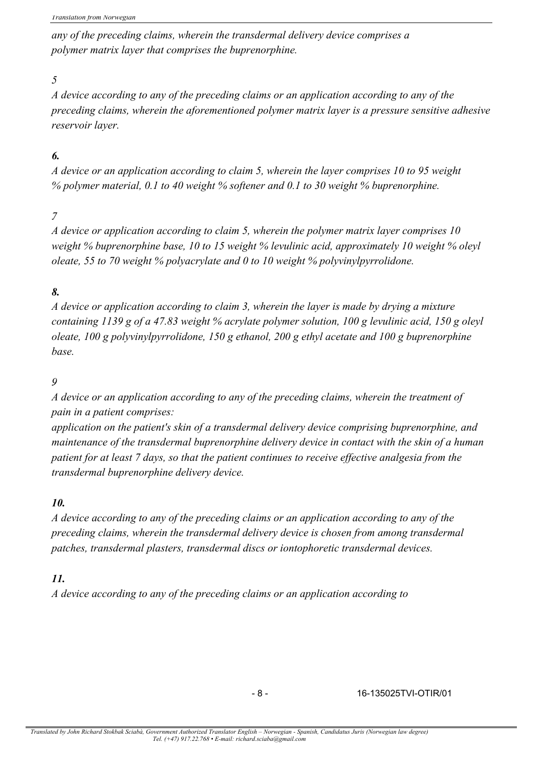*any of the preceding claims, wherein the transdermal delivery device comprises a polymer matrix layer that comprises the buprenorphine.*

*5*

*A device according to any of the preceding claims or an application according to any of the preceding claims, wherein the aforementioned polymer matrix layer is a pressure sensitive adhesive reservoir layer.*

***6.***

*A device or an application according to claim 5, wherein the layer comprises 10 to 95 weight % polymer material, 0.1 to 40 weight % softener and 0.1 to 30 weight % buprenorphine.*

*7*

*A device or application according to claim 5, wherein the polymer matrix layer comprises 10 weight % buprenorphine base, 10 to 15 weight % levulinic, approximately 10 weight % oleyl oleate, 55 to 70 weight % polyacrylate and 0 to 10 weight % polyvinylpyrrolidone.*

***8.***

*A device or application according to claim 3, wherein the layer is made by drying a mixture containing 1139 g of a 47.83 weight % acrylate polymer solution, 100 g levulinic acid, 150 g oleyl oleate, 100 g polyvinylpyrrolidone, 150 g ethanol, 200 g ethyl acetate and 100 g buprenorphine base.*

*9*

*A device or an application according to any of the preceding claims, wherein the treatment of pain in a patient comprises:*

*application on the patient's skin of a transdermal delivery device comprising buprenorphine, and maintenance of the transdermal buprenorphine delivery device in contact with the skin of a human patient for at least 7 days, so that the patient continues to receive effective analgesia from the transdermal buprenorphine delivery device.*

***10.***

*A device according to any of the preceding claims or an application according to any of the preceding claims, wherein the transdermal delivery device is chosen from among transdermal patches, transdermal plasters, transdermal discs or iontophoretic transdermal devices.*

***11.***

*A device according to any of the preceding claims or an application according to*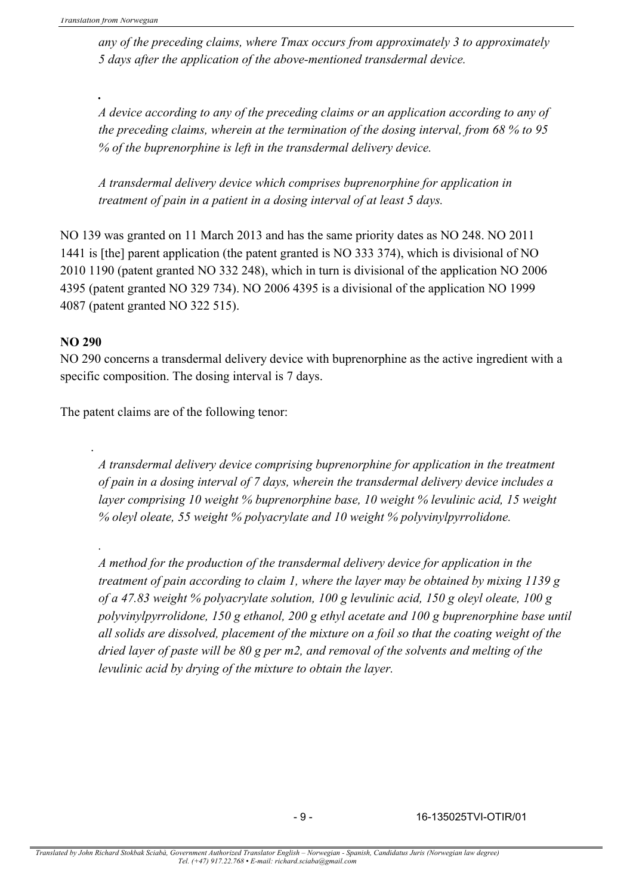*any of the preceding claims, where Tmax occurs from approximately 3 to approximately 5 days after the application of the above-mentioned transdermal device.*

**.**

*A device according to any of the preceding claims or an application according to any of the preceding claims, wherein at the termination of the dosing interval, from 68 % to 95 % of the buprenorphine is left in the transdermal delivery device.*

*A transdermal delivery device which comprises buprenorphine for application in treatment of pain in a patient in a dosing interval of at least 5 days.*

NO 139 was granted on 11 March 2013 and has the same priority dates as NO 248. NO 2011 1441 is [the] parent application (the patent granted is NO 333 374), which is divisional of NO 2010 1190 (patent granted NO 332 248), which in turn is divisional of the application NO 2006 4395 (patent granted NO 329 734). NO 2006 4395 is a divisional of the application NO 1999 4087 (patent granted NO 322 515).

**NO 290**

NO 290 concerns a transdermal delivery device with buprenorphine as the active ingredient with a specific composition. The dosing interval is 7 days.

The patent claims are of the following tenor:

.

*A transdermal delivery device comprising buprenorphine for application in the treatment of pain in a dosing interval of 7 days, wherein the transdermal delivery device includes a layer comprising 10 weight % buprenorphine base, 10 weight % levulinic acid, 15 weight % oleyl oleate, 55 weight % polyacrylate and 10 weight % polyvinylpyrrolidone.*

.

*A method for the production of the transdermal delivery device for application in the treatment of pain according to claim 1, where the layer may be obtained by mixing 1139 g of a 47.83 weight % polyacrylate solution, 100 g levulinic acid, 150 g oleyl oleate, 100 g polyvinylpyrrolidone, 150 g ethanol, 200 g ethyl acetate and 100 g buprenorphine base until all solids are dissolved, placement of the mixture on a foil so that the coating weight of the dried layer of paste will be 80 g per m2, and removal of the solvents and melting of the levulinic acid by drying of the mixture to obtain the layer.*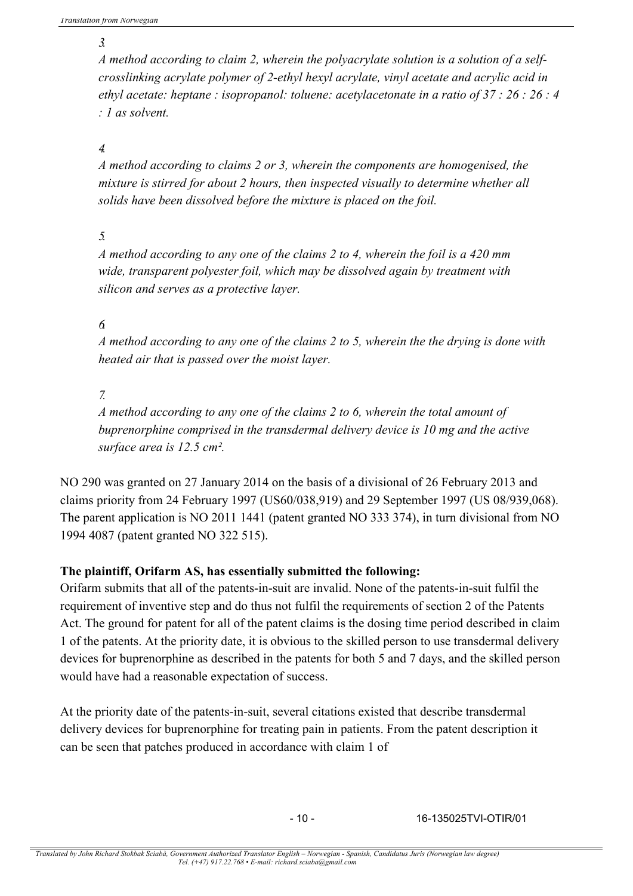*3.*

*A method according to claim 2, wherein the polyacrylate solution is a solution of a self-crosslinking acrylate polymer of 2-ethyl hexyl acrylate, vinyl acetate and acrylic acid in ethyl acetate: heptane : isopropanol: toluene: acetylacetonate in a ratio of 37 : 26 : 26 : 4 : 1 as solvent.*

*4.*

*A method according to claims 2 or 3, wherein the components are homogenised, the mixture is stirred for about 2 hours, then inspected visually to determine whether all solids have been dissolved before the mixture is placed on the foil.*

*5.*

*A method according to any one of the claims 2 to 4, wherein the foil is a 420 mm wide, transparent polyester foil, which may be dissolved again by treatment with silicon and serves as a protective layer.*

*6.*

*A method according to any one of the claims 2 to 5, wherein the the drying is done with heated air that is passed over the moist layer.*

*7.*

*A method according to any one of the claims 2 to 6, wherein the total amount of buprenorphine comprised in the transdermal delivery device is 10 mg and the active surface area is 12.5 cm².*

NO 290 was granted on 27 January 2014 on the basis of a divisional of 26 February 2013 and claims priority from 24 February 1997 (US60/038,919) and 29 September 1997 (US 08/939,068). The parent application is NO 2011 1441 (patent granted NO 333 374), in turn divisional from NO 1994 4087 (patent granted NO 322 515).

**The plaintiff, Orifarm AS, has essentially submitted the following:**

Orifarm submits that all of the patents-in-suit are invalid. None of the patents-in-suit fulfil the requirement of inventive step and do thus not fulfil the requirements of section 2 of the Patents Act. The ground for patent for all of the patent claims is the dosing time period described in claim 1 of the patents. At the priority date, it is obvious to the skilled person to use transdermal delivery devices for buprenorphine as described in the patents for both 5 and 7 days, and the skilled person would have had a reasonable expectation of success.

At the priority date of the patents-in-suit, several citations existed that describe transdermal delivery devices for buprenorphine for treating pain in patients. From the patent description it can be seen that patches produced in accordance with claim 1 of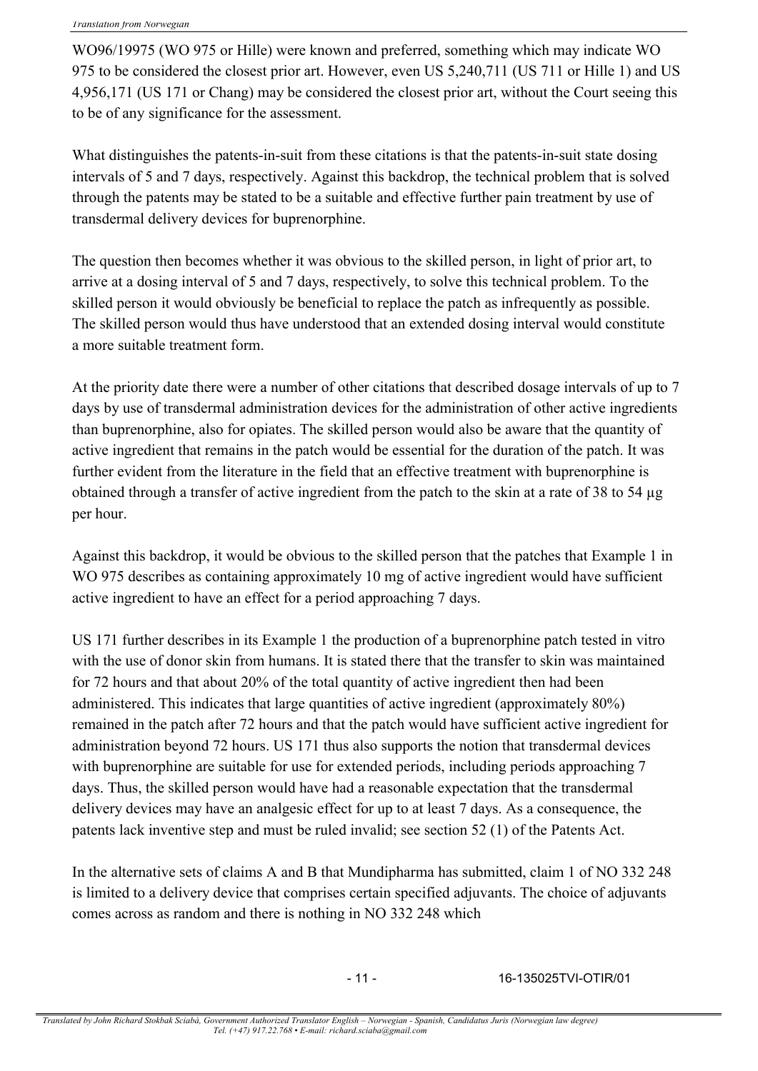WO96/19975 (WO 975 or Hille) were known and preferred, something which may indicate WO 975 to be considered the closest prior art. However, even US 5,240,711 (US 711 or Hille 1) and US 4,956,171 (US 171 or Chang) may be considered the closest prior art, without the Court seeing this to be of any significance for the assessment.

What distinguishes the patents-in-suit from these citations is that the patents-in-suit state dosing intervals of 5 and 7 days, respectively. Against this backdrop, the technical problem that is solved through the patents may be stated to be a suitable and effective further pain treatment by use of transdermal delivery devices for buprenorphine.

The question then becomes whether it was obvious to the skilled person, in light of prior art, to arrive at a dosing interval of 5 and 7 days, respectively, to solve this technical problem. To the skilled person it would obviously be beneficial to replace the patch as infrequently as possible. The skilled person would thus have understood that an extended dosing interval would constitute a more suitable treatment form.

At the priority date there were a number of other citations that described dosage intervals of up to 7 days by use of transdermal administration devices for the administration of other active ingredients than buprenorphine, also for opiates. The skilled person would also be aware that the quantity of active ingredient that remains in the patch would be essential for the duration of the patch. It was further evident from the literature in the field that an effective treatment with buprenorphine is obtained through a transfer of active ingredient from the patch to the skin at a rate of 38 to 54 µg per hour.

Against this backdrop, it would be obvious to the skilled person that the patches that Example 1 in WO 975 describes as containing approximately 10 mg of active ingredient would have sufficient active ingredient to have an effect for a period approaching 7 days.

US 171 further describes in its Example 1 the production of a buprenorphine patch tested in vitro with the use of donor skin from humans. It is stated there that the transfer to skin was maintained for 72 hours and that about 20% of the total quantity of active ingredient then had been administered. This indicates that large quantities of active ingredient (approximately 80%) remained in the patch after 72 hours and that the patch would have sufficient active ingredient for administration beyond 72 hours. US 171 thus also supports the notion that transdermal devices with buprenorphine are suitable for use for extended periods, including periods approaching 7 days. Thus, the skilled person would have had a reasonable expectation that the transdermal delivery devices may have an analgesic effect for up to at least 7 days. As a consequence, the patents lack inventive step and must be ruled invalid; see section 52 (1) of the Patents Act.

In the alternative sets of claims A and B that Mundipharma has submitted, claim 1 of NO 332 248 is limited to a delivery device that comprises certain specified adjuvants. The choice of adjuvants comes across as random and there is nothing in NO 332 248 which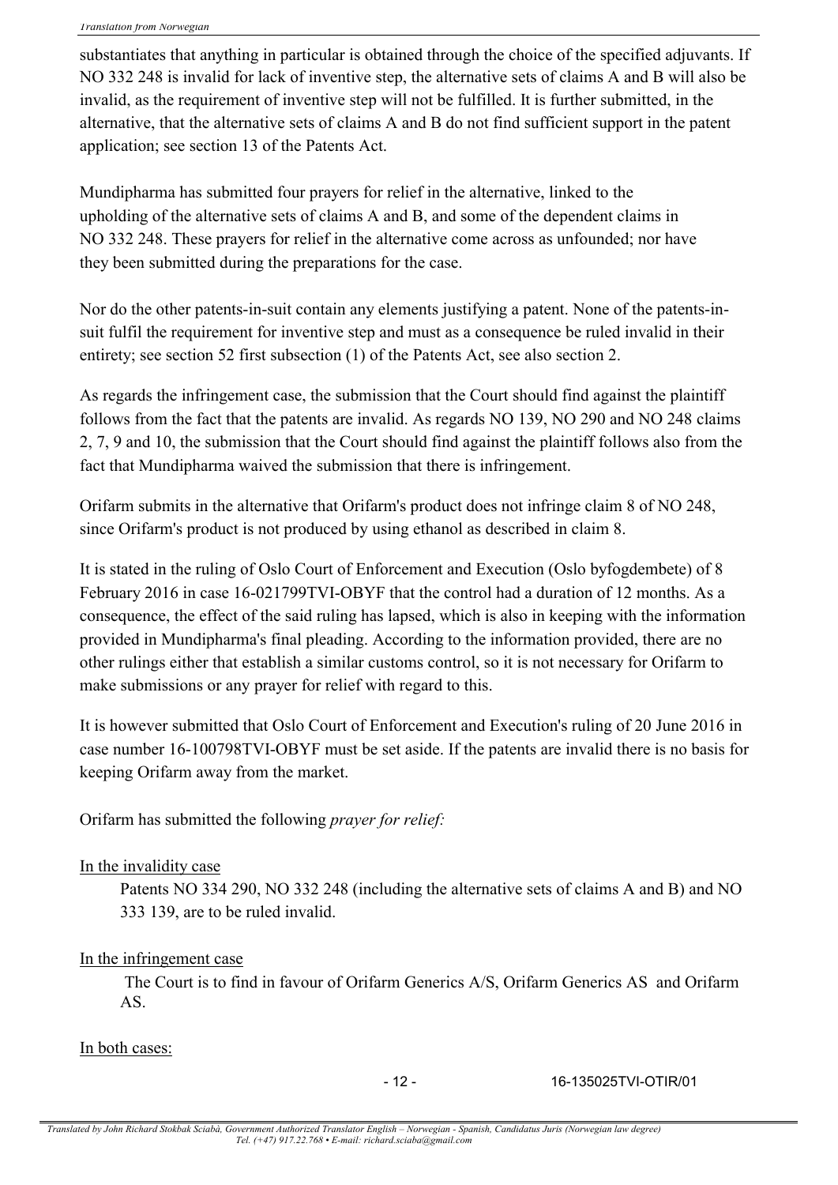substantiates that anything in particular is obtained through the choice of the specified adjuvants. If NO 332 248 is invalid for lack of inventive step, the alternative sets of claims A and B will also be invalid, as the requirement of inventive step will not be fulfilled. It is further submitted, in the alternative, that the alternative sets of claims A and B do not find sufficient support in the patent application; see section 13 of the Patents Act.

Mundipharma has submitted four prayers for relief in the alternative, linked to the upholding of the alternative sets of claims A and B, and some of the dependent claims in NO 332 248. These prayers for relief in the alternative come across as unfounded; nor have they been submitted during the preparations for the case.

Nor do the other patents-in-suit contain any elements justifying a patent. None of the patents-in-suit fulfil the requirement for inventive step and must as a consequence be ruled invalid in their entirety; see section 52 first subsection (1) of the Patents Act, see also section 2.

As regards the infringement case, the submission that the Court should find against the plaintiff follows from the fact that the patents are invalid. As regards NO 139, NO 290 and NO 248 claims 2, 7, 9 and 10, the submission that the Court should find against the plaintiff follows also from the fact that Mundipharma waived the submission that there is infringement.

Orifarm submits in the alternative that Orifarm's product does not infringe claim 8 of NO 248, since Orifarm's product is not produced by using ethanol as described in claim 8.

It is stated in the ruling of Oslo Court of Enforcement and Execution (Oslo byfogdembete) of 8 February 2016 in case 16-021799TVI-OBYF that the control had a duration of 12 months. As a consequence, the effect of the said ruling has lapsed, which is also in keeping with the information provided in Mundipharma's final pleading. According to the information provided, there are no other rulings either that establish a similar customs control, so it is not necessary for Orifarm to make submissions or any prayer for relief with regard to this.

It is however submitted that Oslo Court of Enforcement and Execution's ruling of 20 June 2016 in case number 16-100798TVI-OBYF must be set aside. If the patents are invalid there is no basis for keeping Orifarm away from the market.

Orifarm has submitted the following *prayer for relief:*

In the invalidity case

> Patents NO 334 290, NO 332 248 (including the alternative sets of claims A and B) and NO 333 139, are to be ruled invalid.

In the infringement case

> The Court is to find in favour of Orifarm Generics A/S, Orifarm Generics AS and Orifarm AS.

In both cases: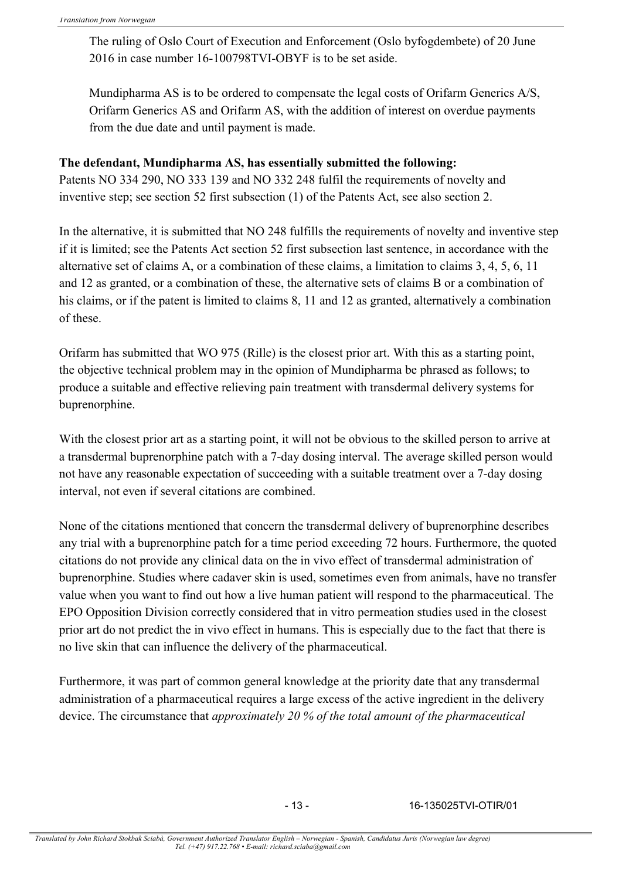The ruling of Oslo Court of Execution and Enforcement (Oslo byfogdembete) of 20 June 2016 in case number 16-100798TVI-OBYF is to be set aside.

Mundipharma AS is to be ordered to compensate the legal costs of Orifarm Generics A/S, Orifarm Generics AS and Orifarm AS, with the addition of interest on overdue payments from the due date and until payment is made.

**The defendant, Mundipharma AS, has essentially submitted the following:**
Patents NO 334 290, NO 333 139 and NO 332 248 fulfil the requirements of novelty and inventive step; see section 52 first subsection (1) of the Patents Act, see also section 2.

In the alternative, it is submitted that NO 248 fulfills the requirements of novelty and inventive step if it is limited; see the Patents Act section 52 first subsection last sentence, in accordance with the alternative set of claims A, or a combination of these claims, a limitation to claims 3, 4, 5, 6, 11 and 12 as granted, or a combination of these, the alternative sets of claims B or a combination of his claims, or if the patent is limited to claims 8, 11 and 12 as granted, alternatively a combination of these.

Orifarm has submitted that WO 975 (Rille) is the closest prior art. With this as a starting point, the objective technical problem may in the opinion of Mundipharma be phrased as follows; to produce a suitable and effective relieving pain treatment with transdermal delivery systems for buprenorphine.

With the closest prior art as a starting point, it will not be obvious to the skilled person to arrive at a transdermal buprenorphine patch with a 7-day dosing interval. The average skilled person would not have any reasonable expectation of succeeding with a suitable treatment over a 7-day dosing interval, not even if several citations are combined.

None of the citations mentioned that concern the transdermal delivery of buprenorphine describes any trial with a buprenorphine patch for a time period exceeding 72 hours. Furthermore, the quoted citations do not provide any clinical data on the in vivo effect of transdermal administration of buprenorphine. Studies where cadaver skin is used, sometimes even from animals, have no transfer value when you want to find out how a live human patient will respond to the pharmaceutical. The EPO Opposition Division correctly considered that in vitro permeation studies used in the closest prior art do not predict the in vivo effect in humans. This is especially due to the fact that there is no live skin that can influence the delivery of the pharmaceutical.

Furthermore, it was part of common general knowledge at the priority date that any transdermal administration of a pharmaceutical requires a large excess of the active ingredient in the delivery device. The circumstance that *approximately 20 % of the total amount of the pharmaceutical*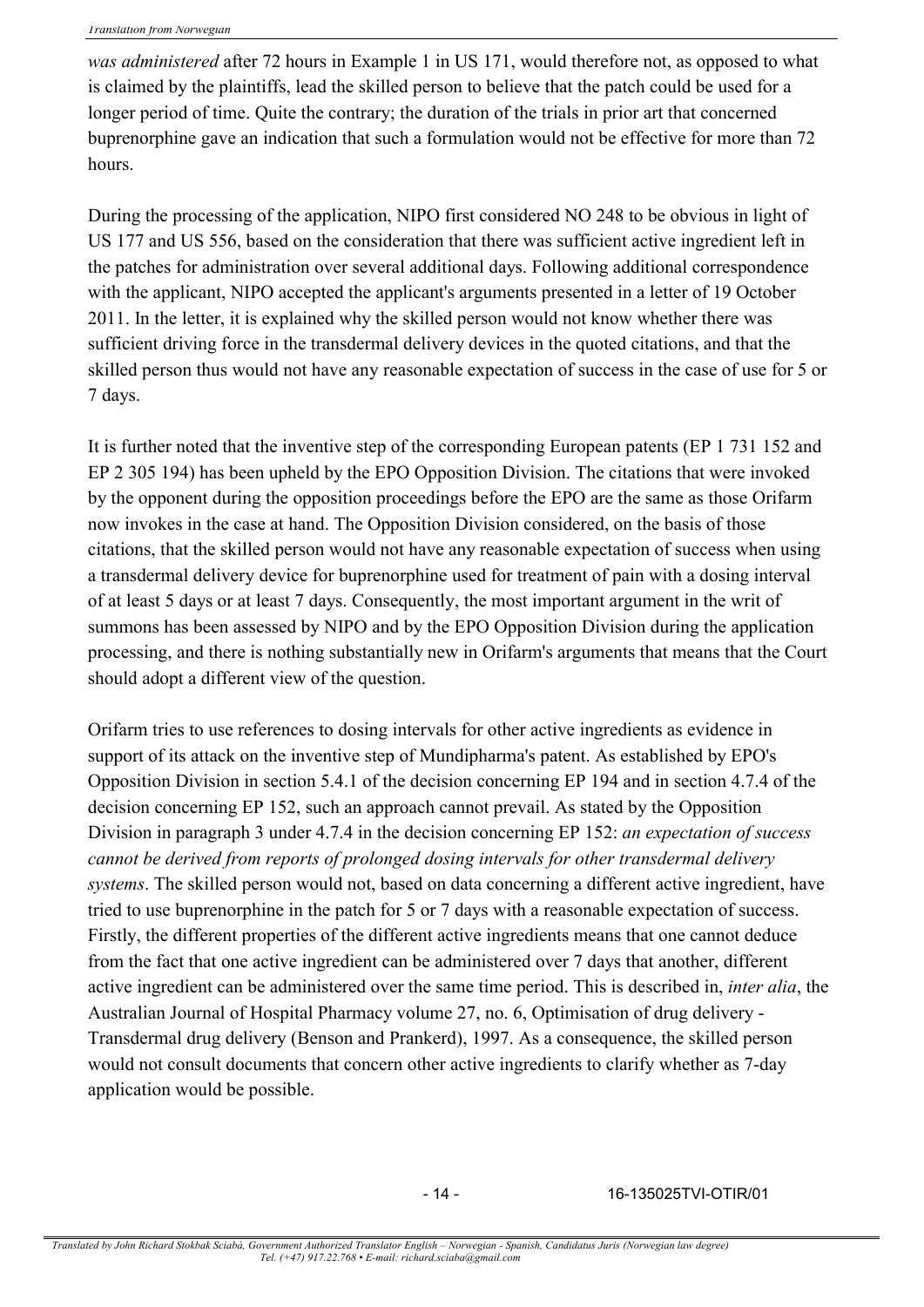*was administered* after 72 hours in Example 1 in US 171, would therefore not, as opposed to what is claimed by the plaintiffs, lead the skilled person to believe that the patch could be used for a longer period of time. Quite the contrary; the duration of the trials in prior art that concerned buprenorphine gave an indication that such a formulation would not be effective for more than 72 hours.

During the processing of the application, NIPO first considered NO 248 to be obvious in light of US 177 and US 556, based on the consideration that there was sufficient active ingredient left in the patches for administration over several additional days. Following additional correspondence with the applicant, NIPO accepted the applicant's arguments presented in a letter of 19 October 2011. In the letter, it is explained why the skilled person would not know whether there was sufficient driving force in the transdermal delivery devices in the quoted citations, and that the skilled person thus would not have any reasonable expectation of success in the case of use for 5 or 7 days.

It is further noted that the inventive step of the corresponding European patents (EP 1 731 152 and EP 2 305 194) has been upheld by the EPO Opposition Division. The citations that were invoked by the opponent during the opposition proceedings before the EPO are the same as those Orifarm now invokes in the case at hand. The Opposition Division considered, on the basis of those citations, that the skilled person would not have any reasonable expectation of success when using a transdermal delivery device for buprenorphine used for treatment of pain with a dosing interval of at least 5 days or at least 7 days. Consequently, the most important argument in the writ of summons has been assessed by NIPO and by the EPO Opposition Division during the application processing, and there is nothing substantially new in Orifarm's arguments that means that the Court should adopt a different view of the question.

Orifarm tries to use references to dosing intervals for other active ingredients as evidence in support of its attack on the inventive step of Mundipharma's patent. As established by EPO's Opposition Division in section 5.4.1 of the decision concerning EP 194 and in section 4.7.4 of the decision concerning EP 152, such an approach cannot prevail. As stated by the Opposition Division in paragraph 3 under 4.7.4 in the decision concerning EP 152: *an expectation of success cannot be derived from reports of prolonged dosing intervals for other transdermal delivery systems*. The skilled person would not, based on data concerning a different active ingredient, have tried to use buprenorphine in the patch for 5 or 7 days with a reasonable expectation of success. Firstly, the different properties of the different active ingredients means that one cannot deduce from the fact that one active ingredient can be administered over 7 days that another, different active ingredient can be administered over the same time period. This is described in, *inter alia*, the Australian Journal of Hospital Pharmacy volume 27, no. 6, Optimisation of drug delivery - Transdermal drug delivery (Benson and Prankerd), 1997. As a consequence, the skilled person would not consult documents that concern other active ingredients to clarify whether as 7-day application would be possible.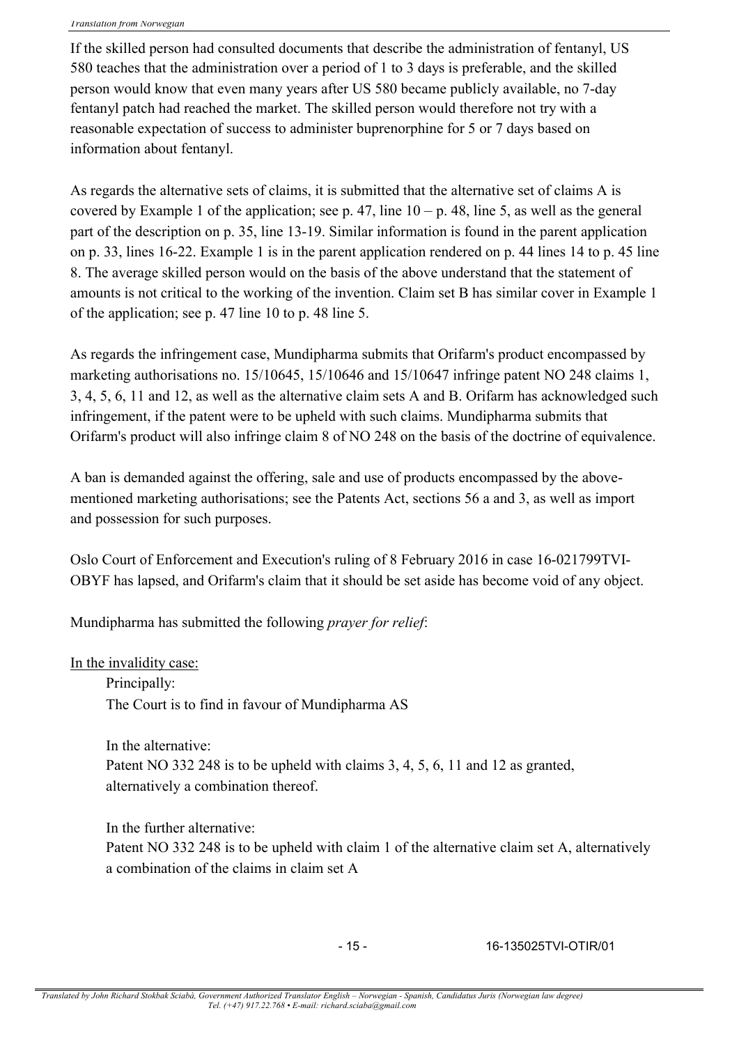If the skilled person had consulted documents that describe the administration of fentanyl, US 580 teaches that the administration over a period of 1 to 3 days is preferable, and the skilled person would know that even many years after US 580 became publicly available, no 7-day fentanyl patch had reached the market. The skilled person would therefore not try with a reasonable expectation of success to administer buprenorphine for 5 or 7 days based on information about fentanyl.

As regards the alternative sets of claims, it is submitted that the alternative set of claims A is covered by Example 1 of the application; see p. 47, line 10 – p. 48, line 5, as well as the general part of the description on p. 35, line 13-19. Similar information is found in the parent application on p. 33, lines 16-22. Example 1 is in the parent application rendered on p. 44 lines 14 to p. 45 line 8. The average skilled person would on the basis of the above understand that the statement of amounts is not critical to the working of the invention. Claim set B has similar cover in Example 1 of the application; see p. 47 line 10 to p. 48 line 5.

As regards the infringement case, Mundipharma submits that Orifarm's product encompassed by marketing authorisations no. 15/10645, 15/10646 and 15/10647 infringe patent NO 248 claims 1, 3, 4, 5, 6, 11 and 12, as well as the alternative claim sets A and B. Orifarm has acknowledged such infringement, if the patent were to be upheld with such claims. Mundipharma submits that Orifarm's product will also infringe claim 8 of NO 248 on the basis of the doctrine of equivalence.

A ban is demanded against the offering, sale and use of products encompassed by the above-mentioned marketing authorisations; see the Patents Act, sections 56 a and 3, as well as import and possession for such purposes.

Oslo Court of Enforcement and Execution's ruling of 8 February 2016 in case 16-021799TVI-OBYF has lapsed, and Orifarm's claim that it should be set aside has become void of any object.

Mundipharma has submitted the following *prayer for relief*:

In the invalidity case:

> Principally:
> The Court is to find in favour of Mundipharma AS
>
> In the alternative:
> Patent NO 332 248 is to be upheld with claims 3, 4, 5, 6, 11 and 12 as granted, alternatively a combination thereof.
>
> In the further alternative:
> Patent NO 332 248 is to be upheld with claim 1 of the alternative claim set A, alternatively a combination of the claims in claim set A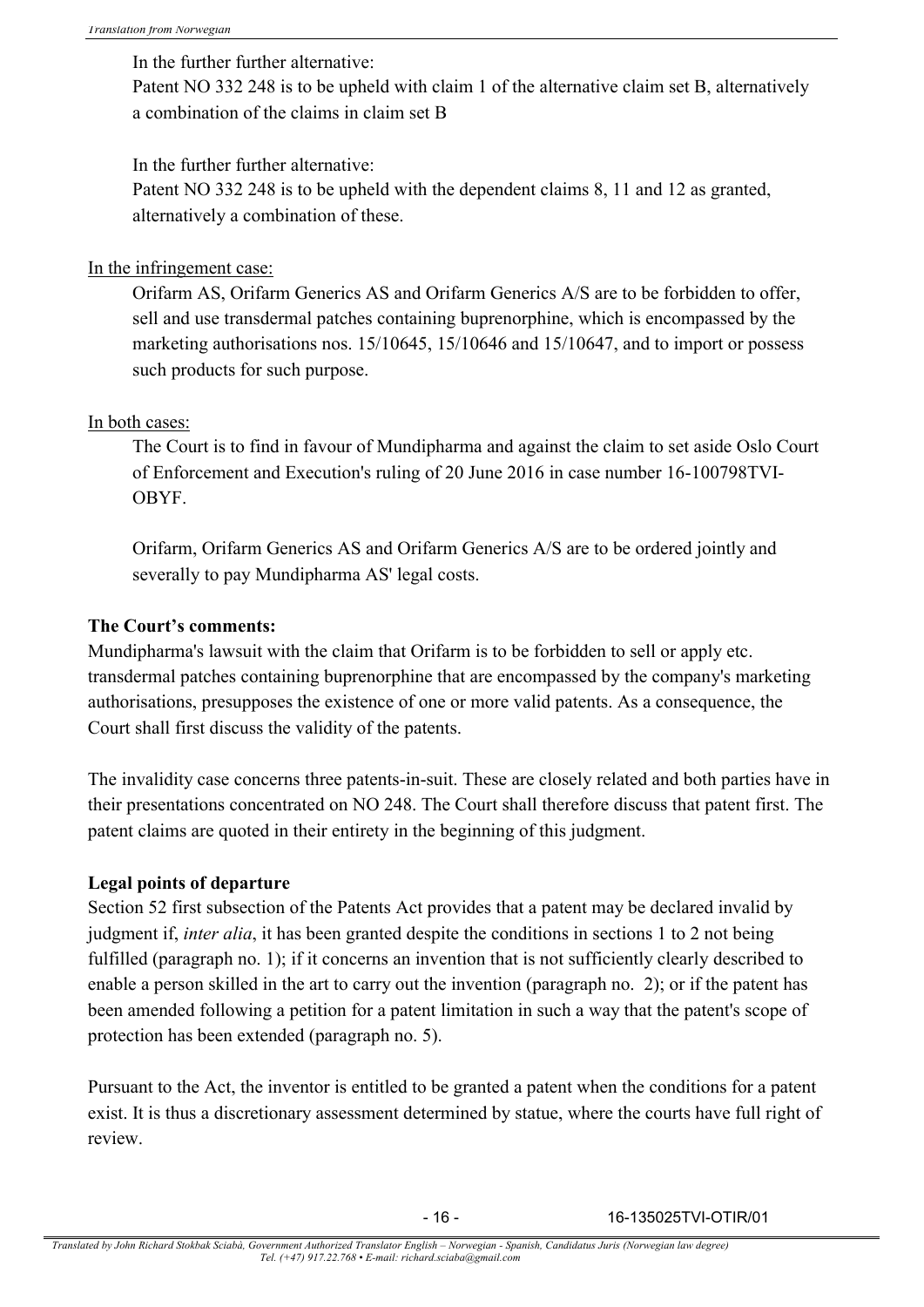In the further further alternative:
Patent NO 332 248 is to be upheld with claim 1 of the alternative claim set B, alternatively a combination of the claims in claim set B

In the further further alternative:
Patent NO 332 248 is to be upheld with the dependent claims 8, 11 and 12 as granted, alternatively a combination of these.

In the infringement case:

Orifarm AS, Orifarm Generics AS and Orifarm Generics A/S are to be forbidden to offer, sell and use transdermal patches containing buprenorphine, which is encompassed by the marketing authorisations nos. 15/10645, 15/10646 and 15/10647, and to import or possess such products for such purpose.

In both cases:

The Court is to find in favour of Mundipharma and against the claim to set aside Oslo Court of Enforcement and Execution's ruling of 20 June 2016 in case number 16-100798TVI-OBYF.

Orifarm, Orifarm Generics AS and Orifarm Generics A/S are to be ordered jointly and severally to pay Mundipharma AS' legal costs.

**The Court's comments:**

Mundipharma's lawsuit with the claim that Orifarm is to be forbidden to sell or apply etc. transdermal patches containing buprenorphine that are encompassed by the company's marketing authorisations, presupposes the existence of one or more valid patents. As a consequence, the Court shall first discuss the validity of the patents.

The invalidity case concerns three patents-in-suit. These are closely related and both parties have in their presentations concentrated on NO 248. The Court shall therefore discuss that patent first. The patent claims are quoted in their entirety in the beginning of this judgment.

**Legal points of departure**

Section 52 first subsection of the Patents Act provides that a patent may be declared invalid by judgment if, *inter alia*, it has been granted despite the conditions in sections 1 to 2 not being fulfilled (paragraph no. 1); if it concerns an invention that is not sufficiently clearly described to enable a person skilled in the art to carry out the invention (paragraph no. 2); or if the patent has been amended following a petition for a patent limitation in such a way that the patent's scope of protection has been extended (paragraph no. 5).

Pursuant to the Act, the inventor is entitled to be granted a patent when the conditions for a patent exist. It is thus a discretionary assessment determined by statue, where the courts have full right of review.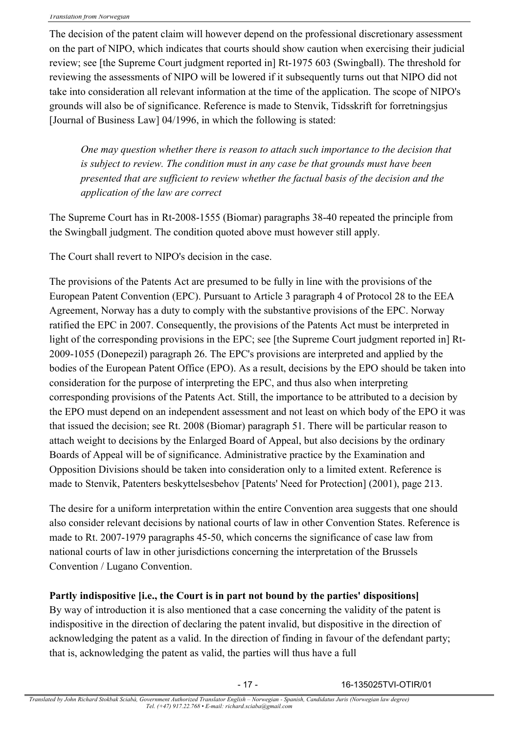The decision of the patent claim will however depend on the professional discretionary assessment on the part of NIPO, which indicates that courts should show caution when exercising their judicial review; see [the Supreme Court judgment reported in] Rt-1975 603 (Swingball). The threshold for reviewing the assessments of NIPO will be lowered if it subsequently turns out that NIPO did not take into consideration all relevant information at the time of the application. The scope of NIPO's grounds will also be of significance. Reference is made to Stenvik, Tidsskrift for forretningsjus [Journal of Business Law] 04/1996, in which the following is stated:

> *One may question whether there is reason to attach such importance to the decision that is subject to review. The condition must in any case be that grounds must have been presented that are sufficient to review whether the factual basis of the decision and the application of the law are correct*

The Supreme Court has in Rt-2008-1555 (Biomar) paragraphs 38-40 repeated the principle from the Swingball judgment. The condition quoted above must however still apply.

The Court shall revert to NIPO's decision in the case.

The provisions of the Patents Act are presumed to be fully in line with the provisions of the European Patent Convention (EPC). Pursuant to Article 3 paragraph 4 of Protocol 28 to the EEA Agreement, Norway has a duty to comply with the substantive provisions of the EPC. Norway ratified the EPC in 2007. Consequently, the provisions of the Patents Act must be interpreted in light of the corresponding provisions in the EPC; see [the Supreme Court judgment reported in] Rt-2009-1055 (Donepezil) paragraph 26. The EPC's provisions are interpreted and applied by the bodies of the European Patent Office (EPO). As a result, decisions by the EPO should be taken into consideration for the purpose of interpreting the EPC, and thus also when interpreting corresponding provisions of the Patents Act. Still, the importance to be attributed to a decision by the EPO must depend on an independent assessment and not least on which body of the EPO it was that issued the decision; see Rt. 2008 (Biomar) paragraph 51. There will be particular reason to attach weight to decisions by the Enlarged Board of Appeal, but also decisions by the ordinary Boards of Appeal will be of significance. Administrative practice by the Examination and Opposition Divisions should be taken into consideration only to a limited extent. Reference is made to Stenvik, Patenters beskyttelsesbehov [Patents' Need for Protection] (2001), page 213.

The desire for a uniform interpretation within the entire Convention area suggests that one should also consider relevant decisions by national courts of law in other Convention States. Reference is made to Rt. 2007-1979 paragraphs 45-50, which concerns the significance of case law from national courts of law in other jurisdictions concerning the interpretation of the Brussels Convention / Lugano Convention.

**Partly indispositive [i.e., the Court is in part not bound by the parties' dispositions]**

By way of introduction it is also mentioned that a case concerning the validity of the patent is indispositive in the direction of declaring the patent invalid, but dispositive in the direction of acknowledging the patent as a valid. In the direction of finding in favour of the defendant party; that is, acknowledging the patent as valid, the parties will thus have a full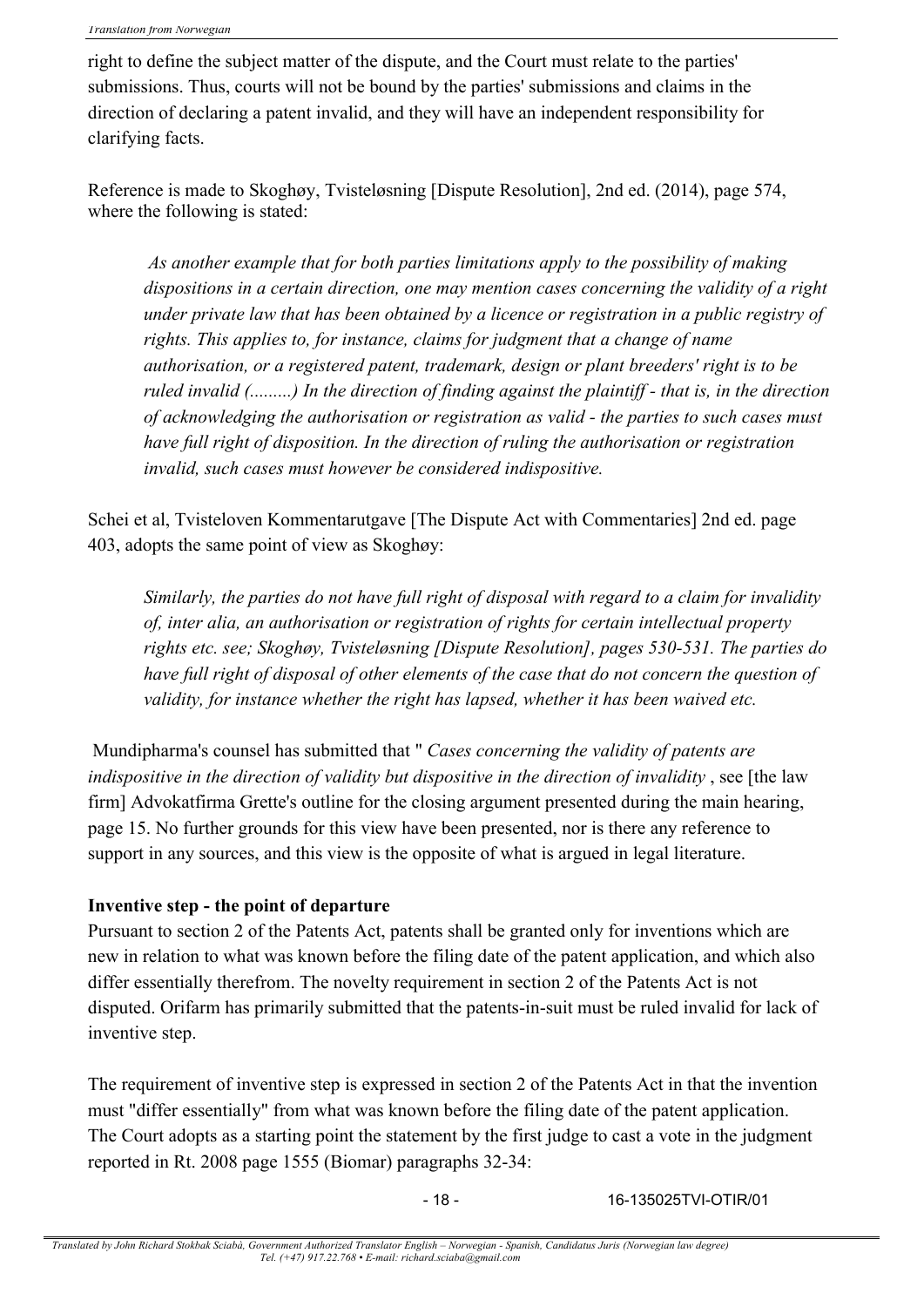right to define the subject matter of the dispute, and the Court must relate to the parties' submissions. Thus, courts will not be bound by the parties' submissions and claims in the direction of declaring a patent invalid, and they will have an independent responsibility for clarifying facts.

Reference is made to Skoghøy, Tvisteløsning [Dispute Resolution], 2nd ed. (2014), page 574, where the following is stated:

> *As another example that for both parties limitations apply to the possibility of making dispositions in a certain direction, one may mention cases concerning the validity of a right under private law that has been obtained by a licence or registration in a public registry of rights. This applies to, for instance, claims for judgment that a change of name authorisation, or a registered patent, trademark, design or plant breeders' right is to be ruled invalid (.........) In the direction of finding against the plaintiff - that is, in the direction of acknowledging the authorisation or registration as valid - the parties to such cases must have full right of disposition. In the direction of ruling the authorisation or registration invalid, such cases must however be considered indispositive.*

Schei et al, Tvisteloven Kommentarutgave [The Dispute Act with Commentaries] 2nd ed. page 403, adopts the same point of view as Skoghøy:

> *Similarly, the parties do not have full right of disposal with regard to a claim for invalidity of, inter alia, an authorisation or registration of rights for certain intellectual property rights etc. see; Skoghøy, Tvisteløsning [Dispute Resolution], pages 530-531. The parties do have full right of disposal of other elements of the case that do not concern the question of validity, for instance whether the right has lapsed, whether it has been waived etc.*

Mundipharma's counsel has submitted that " *Cases concerning the validity of patents are indispositive in the direction of validity but dispositive in the direction of invalidity* , see [the law firm] Advokatfirma Grette's outline for the closing argument presented during the main hearing, page 15. No further grounds for this view have been presented, nor is there any reference to support in any sources, and this view is the opposite of what is argued in legal literature.

**Inventive step - the point of departure**

Pursuant to section 2 of the Patents Act, patents shall be granted only for inventions which are new in relation to what was known before the filing date of the patent application, and which also differ essentially therefrom. The novelty requirement in section 2 of the Patents Act is not disputed. Orifarm has primarily submitted that the patents-in-suit must be ruled invalid for lack of inventive step.

The requirement of inventive step is expressed in section 2 of the Patents Act in that the invention must "differ essentially" from what was known before the filing date of the patent application. The Court adopts as a starting point the statement by the first judge to cast a vote in the judgment reported in Rt. 2008 page 1555 (Biomar) paragraphs 32-34: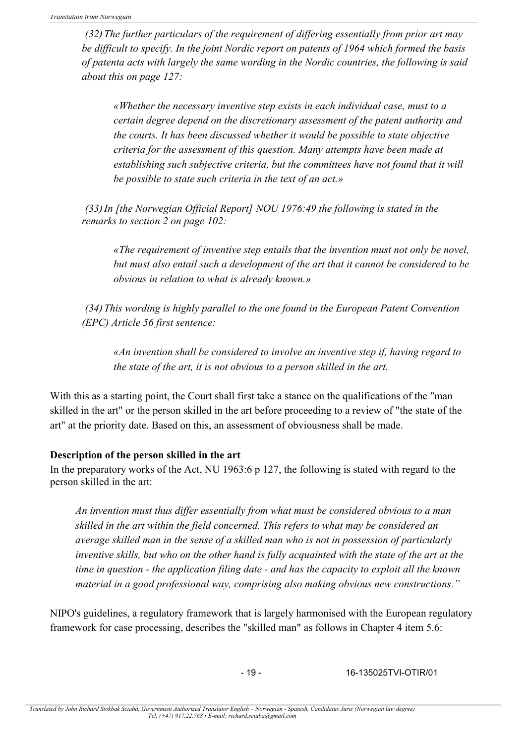*(32) The further particulars of the requirement of differing essentially from prior art may be difficult to specify. In the joint Nordic report on patents of 1964 which formed the basis of patenta acts with largely the same wording in the Nordic countries, the following is said about this on page 127:*

> *«Whether the necessary inventive step exists in each individual case, must to a certain degree depend on the discretionary assessment of the patent authority and the courts. It has been discussed whether it would be possible to state objective criteria for the assessment of this question. Many attempts have been made at establishing such subjective criteria, but the committees have not found that it will be possible to state such criteria in the text of an act.»*

*(33) In [the Norwegian Official Report] NOU 1976:49 the following is stated in the remarks to section 2 on page 102:*

> *«The requirement of inventive step entails that the invention must not only be novel, but must also entail such a development of the art that it cannot be considered to be obvious in relation to what is already known.»*

*(34) This wording is highly parallel to the one found in the European Patent Convention (EPC) Article 56 first sentence:*

> *«An invention shall be considered to involve an inventive step if, having regard to the state of the art, it is not obvious to a person skilled in the art.*

With this as a starting point, the Court shall first take a stance on the qualifications of the "man skilled in the art" or the person skilled in the art before proceeding to a review of "the state of the art" at the priority date. Based on this, an assessment of obviousness shall be made.

**Description of the person skilled in the art**

In the preparatory works of the Act, NU 1963:6 p 127, the following is stated with regard to the person skilled in the art:

> *An invention must thus differ essentially from what must be considered obvious to a man skilled in the art within the field concerned. This refers to what may be considered an average skilled man in the sense of a skilled man who is not in possession of particularly inventive skills, but who on the other hand is fully acquainted with the state of the art at the time in question - the application filing date - and has the capacity to exploit all the known material in a good professional way, comprising also making obvious new constructions."*

NIPO's guidelines, a regulatory framework that is largely harmonised with the European regulatory framework for case processing, describes the "skilled man" as follows in Chapter 4 item 5.6: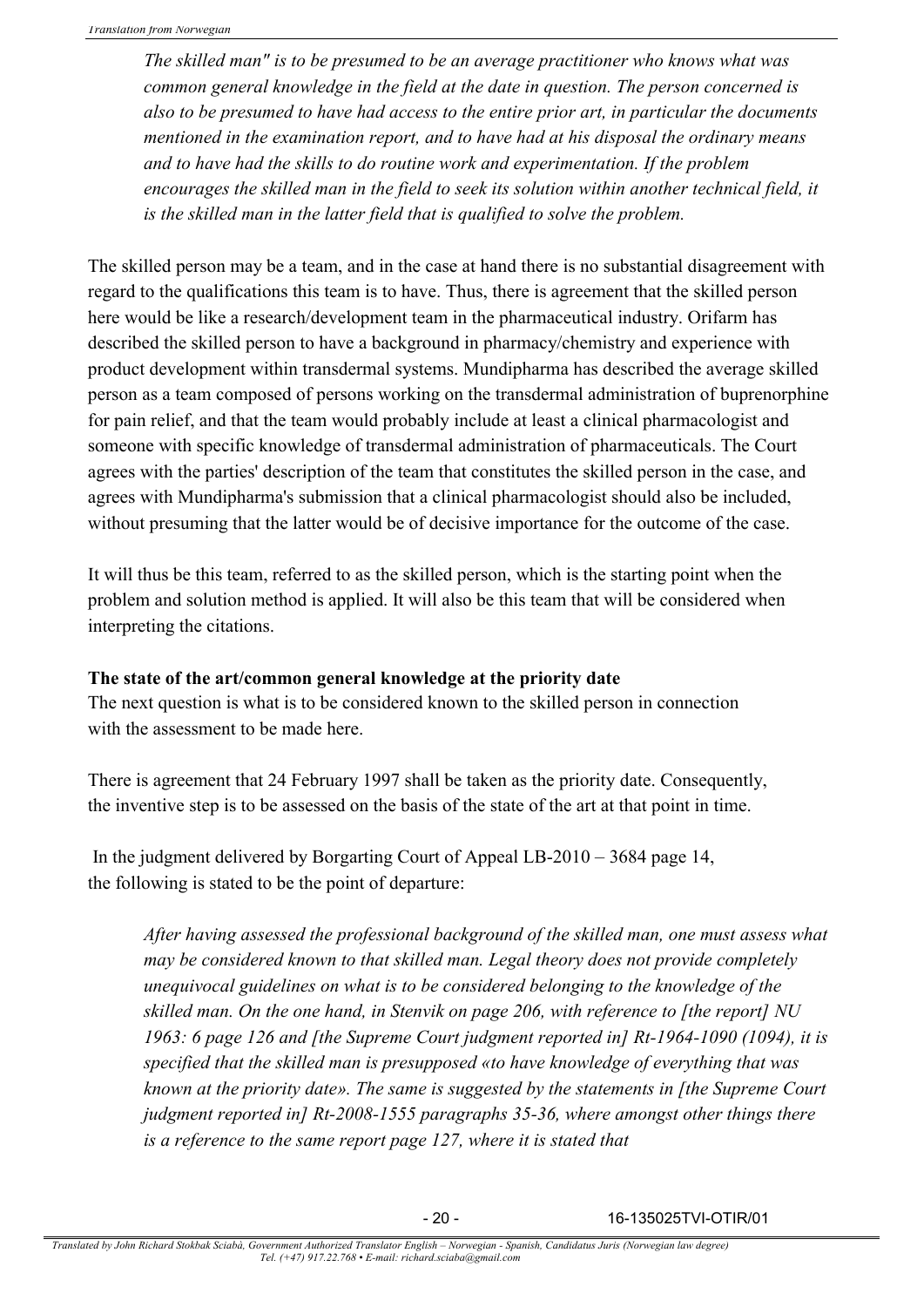*The skilled man" is to be presumed to be an average practitioner who knows what was common general knowledge in the field at the date in question. The person concerned is also to be presumed to have had access to the entire prior art, in particular the documents mentioned in the examination report, and to have had at his disposal the ordinary means and to have had the skills to do routine work and experimentation. If the problem encourages the skilled man in the field to seek its solution within another technical field, it is the skilled man in the latter field that is qualified to solve the problem.*

The skilled person may be a team, and in the case at hand there is no substantial disagreement with regard to the qualifications this team is to have. Thus, there is agreement that the skilled person here would be like a research/development team in the pharmaceutical industry. Orifarm has described the skilled person to have a background in pharmacy/chemistry and experience with product development within transdermal systems. Mundipharma has described the average skilled person as a team composed of persons working on the transdermal administration of buprenorphine for pain relief, and that the team would probably include at least a clinical pharmacologist and someone with specific knowledge of transdermal administration of pharmaceuticals. The Court agrees with the parties' description of the team that constitutes the skilled person in the case, and agrees with Mundipharma's submission that a clinical pharmacologist should also be included, without presuming that the latter would be of decisive importance for the outcome of the case.

It will thus be this team, referred to as the skilled person, which is the starting point when the problem and solution method is applied. It will also be this team that will be considered when interpreting the citations.

**The state of the art/common general knowledge at the priority date**

The next question is what is to be considered known to the skilled person in connection with the assessment to be made here.

There is agreement that 24 February 1997 shall be taken as the priority date. Consequently, the inventive step is to be assessed on the basis of the state of the art at that point in time.

In the judgment delivered by Borgarting Court of Appeal LB-2010 – 3684 page 14, the following is stated to be the point of departure:

*After having assessed the professional background of the skilled man, one must assess what may be considered known to that skilled man. Legal theory does not provide completely unequivocal guidelines on what is to be considered belonging to the knowledge of the skilled man. On the one hand, in Stenvik on page 206, with reference to [the report] NU 1963: 6 page 126 and [the Supreme Court judgment reported in] Rt-1964-1090 (1094), it is specified that the skilled man is presupposed «to have knowledge of everything that was known at the priority date». The same is suggested by the statements in [the Supreme Court judgment reported in] Rt-2008-1555 paragraphs 35-36, where amongst other things there is a reference to the same report page 127, where it is stated that*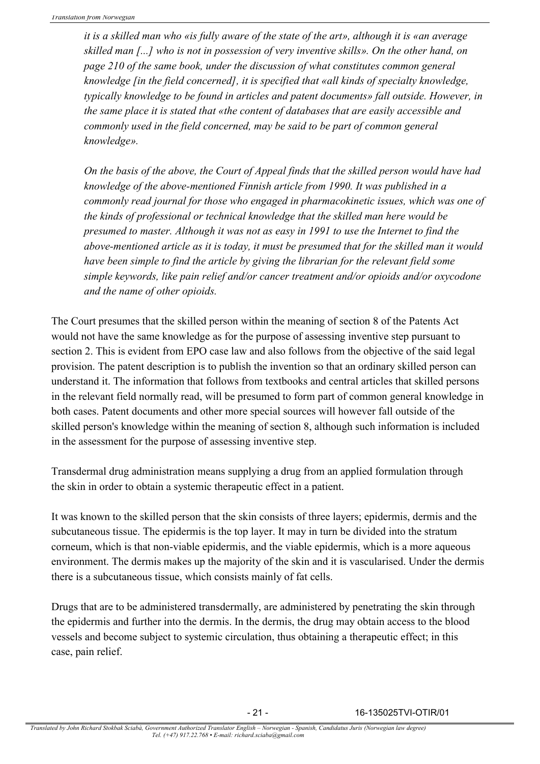*it is a skilled man who «is fully aware of the state of the art», although it is «an average skilled man [...] who is not in possession of very inventive skills». On the other hand, on page 210 of the same book, under the discussion of what constitutes common general knowledge [in the field concerned], it is specified that «all kinds of specialty knowledge, typically knowledge to be found in articles and patent documents» fall outside. However, in the same place it is stated that «the content of databases that are easily accessible and commonly used in the field concerned, may be said to be part of common general knowledge».*

*On the basis of the above, the Court of Appeal finds that the skilled person would have had knowledge of the above-mentioned Finnish article from 1990. It was published in a commonly read journal for those who engaged in pharmacokinetic issues, which was one of the kinds of professional or technical knowledge that the skilled man here would be presumed to master. Although it was not as easy in 1991 to use the Internet to find the above-mentioned article as it is today, it must be presumed that for the skilled man it would have been simple to find the article by giving the librarian for the relevant field some simple keywords, like pain relief and/or cancer treatment and/or opioids and/or oxycodone and the name of other opioids.*

The Court presumes that the skilled person within the meaning of section 8 of the Patents Act would not have the same knowledge as for the purpose of assessing inventive step pursuant to section 2. This is evident from EPO case law and also follows from the objective of the said legal provision. The patent description is to publish the invention so that an ordinary skilled person can understand it. The information that follows from textbooks and central articles that skilled persons in the relevant field normally read, will be presumed to form part of common general knowledge in both cases. Patent documents and other more special sources will however fall outside of the skilled person's knowledge within the meaning of section 8, although such information is included in the assessment for the purpose of assessing inventive step.

Transdermal drug administration means supplying a drug from an applied formulation through the skin in order to obtain a systemic therapeutic effect in a patient.

It was known to the skilled person that the skin consists of three layers; epidermis, dermis and the subcutaneous tissue. The epidermis is the top layer. It may in turn be divided into the stratum corneum, which is that non-viable epidermis, and the viable epidermis, which is a more aqueous environment. The dermis makes up the majority of the skin and it is vascularised. Under the dermis there is a subcutaneous tissue, which consists mainly of fat cells.

Drugs that are to be administered transdermally, are administered by penetrating the skin through the epidermis and further into the dermis. In the dermis, the drug may obtain access to the blood vessels and become subject to systemic circulation, thus obtaining a therapeutic effect; in this case, pain relief.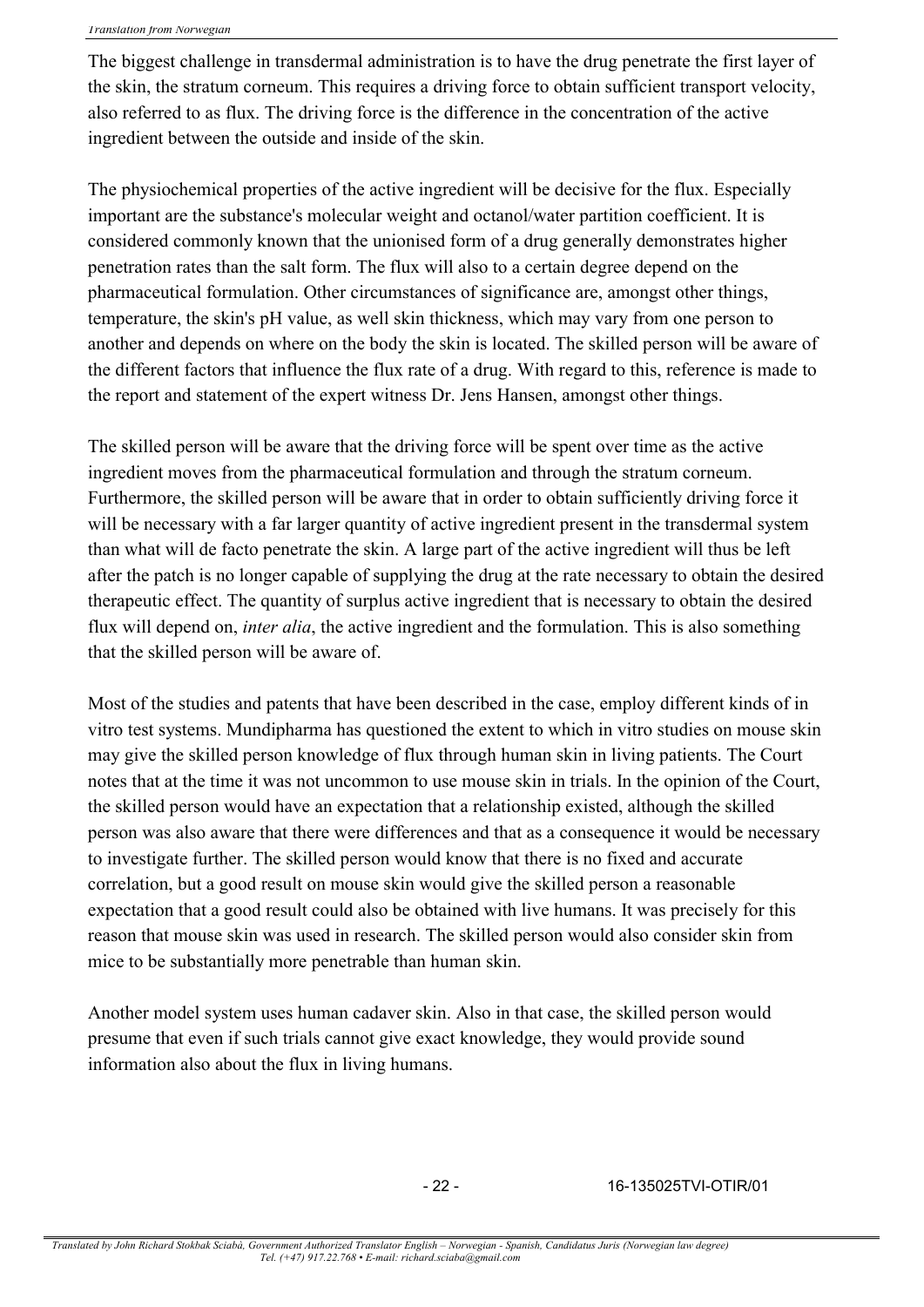The biggest challenge in transdermal administration is to have the drug penetrate the first layer of the skin, the stratum corneum. This requires a driving force to obtain sufficient transport velocity, also referred to as flux. The driving force is the difference in the concentration of the active ingredient between the outside and inside of the skin.

The physiochemical properties of the active ingredient will be decisive for the flux. Especially important are the substance's molecular weight and octanol/water partition coefficient. It is considered commonly known that the unionised form of a drug generally demonstrates higher penetration rates than the salt form. The flux will also to a certain degree depend on the pharmaceutical formulation. Other circumstances of significance are, amongst other things, temperature, the skin's pH value, as well skin thickness, which may vary from one person to another and depends on where on the body the skin is located. The skilled person will be aware of the different factors that influence the flux rate of a drug. With regard to this, reference is made to the report and statement of the expert witness Dr. Jens Hansen, amongst other things.

The skilled person will be aware that the driving force will be spent over time as the active ingredient moves from the pharmaceutical formulation and through the stratum corneum. Furthermore, the skilled person will be aware that in order to obtain sufficiently driving force it will be necessary with a far larger quantity of active ingredient present in the transdermal system than what will de facto penetrate the skin. A large part of the active ingredient will thus be left after the patch is no longer capable of supplying the drug at the rate necessary to obtain the desired therapeutic effect. The quantity of surplus active ingredient that is necessary to obtain the desired flux will depend on, *inter alia*, the active ingredient and the formulation. This is also something that the skilled person will be aware of.

Most of the studies and patents that have been described in the case, employ different kinds of in vitro test systems. Mundipharma has questioned the extent to which in vitro studies on mouse skin may give the skilled person knowledge of flux through human skin in living patients. The Court notes that at the time it was not uncommon to use mouse skin in trials. In the opinion of the Court, the skilled person would have an expectation that a relationship existed, although the skilled person was also aware that there were differences and that as a consequence it would be necessary to investigate further. The skilled person would know that there is no fixed and accurate correlation, but a good result on mouse skin would give the skilled person a reasonable expectation that a good result could also be obtained with live humans. It was precisely for this reason that mouse skin was used in research. The skilled person would also consider skin from mice to be substantially more penetrable than human skin.

Another model system uses human cadaver skin. Also in that case, the skilled person would presume that even if such trials cannot give exact knowledge, they would provide sound information also about the flux in living humans.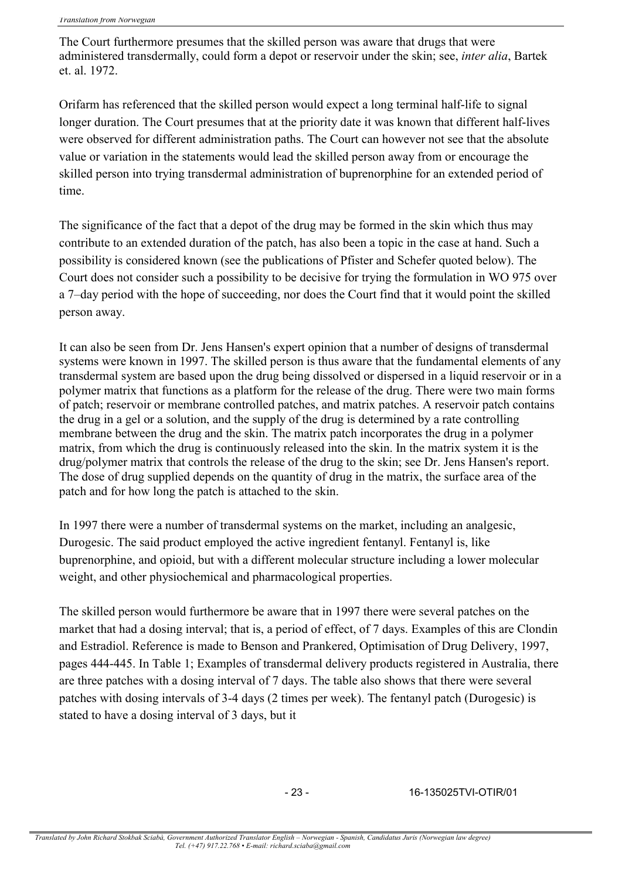The Court furthermore presumes that the skilled person was aware that drugs that were administered transdermally, could form a depot or reservoir under the skin; see, *inter alia*, Bartek et. al. 1972.

Orifarm has referenced that the skilled person would expect a long terminal half-life to signal longer duration. The Court presumes that at the priority date it was known that different half-lives were observed for different administration paths. The Court can however not see that the absolute value or variation in the statements would lead the skilled person away from or encourage the skilled person into trying transdermal administration of buprenorphine for an extended period of time.

The significance of the fact that a depot of the drug may be formed in the skin which thus may contribute to an extended duration of the patch, has also been a topic in the case at hand. Such a possibility is considered known (see the publications of Pfister and Schefer quoted below). The Court does not consider such a possibility to be decisive for trying the formulation in WO 975 over a 7–day period with the hope of succeeding, nor does the Court find that it would point the skilled person away.

It can also be seen from Dr. Jens Hansen's expert opinion that a number of designs of transdermal systems were known in 1997. The skilled person is thus aware that the fundamental elements of any transdermal system are based upon the drug being dissolved or dispersed in a liquid reservoir or in a polymer matrix that functions as a platform for the release of the drug. There were two main forms of patch; reservoir or membrane controlled patches, and matrix patches. A reservoir patch contains the drug in a gel or a solution, and the supply of the drug is determined by a rate controlling membrane between the drug and the skin. The matrix patch incorporates the drug in a polymer matrix, from which the drug is continuously released into the skin. In the matrix system it is the drug/polymer matrix that controls the release of the drug to the skin; see Dr. Jens Hansen's report. The dose of drug supplied depends on the quantity of drug in the matrix, the surface area of the patch and for how long the patch is attached to the skin.

In 1997 there were a number of transdermal systems on the market, including an analgesic, Durogesic. The said product employed the active ingredient fentanyl. Fentanyl is, like buprenorphine, and opioid, but with a different molecular structure including a lower molecular weight, and other physiochemical and pharmacological properties.

The skilled person would furthermore be aware that in 1997 there were several patches on the market that had a dosing interval; that is, a period of effect, of 7 days. Examples of this are Clondin and Estradiol. Reference is made to Benson and Prankered, Optimisation of Drug Delivery, 1997, pages 444-445. In Table 1; Examples of transdermal delivery products registered in Australia, there are three patches with a dosing interval of 7 days. The table also shows that there were several patches with dosing intervals of 3-4 days (2 times per week). The fentanyl patch (Durogesic) is stated to have a dosing interval of 3 days, but it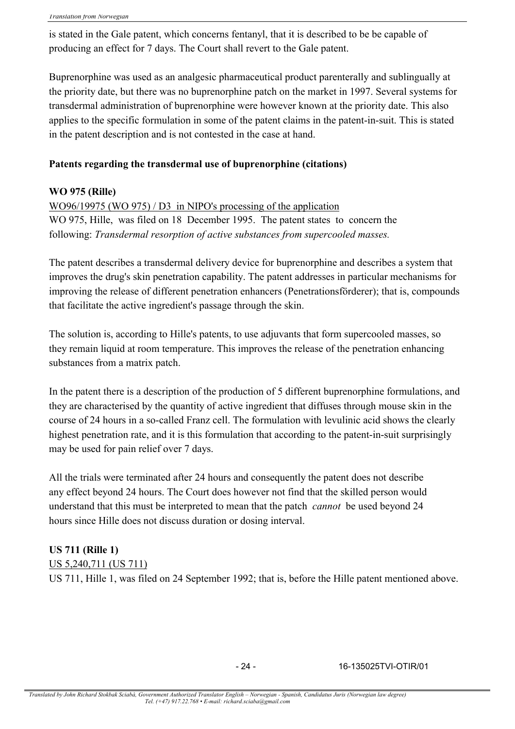is stated in the Gale patent, which concerns fentanyl, that it is described to be be capable of producing an effect for 7 days. The Court shall revert to the Gale patent.

Buprenorphine was used as an analgesic pharmaceutical product parenterally and sublingually at the priority date, but there was no buprenorphine patch on the market in 1997. Several systems for transdermal administration of buprenorphine were however known at the priority date. This also applies to the specific formulation in some of the patent claims in the patent-in-suit. This is stated in the patent description and is not contested in the case at hand.

**Patents regarding the transdermal use of buprenorphine (citations)**

**WO 975 (Rille)**

WO96/19975 (WO 975) / D3 in NIPO's processing of the application

WO 975, Hille, was filed on 18 December 1995. The patent states to concern the following: *Transdermal resorption of active substances from supercooled masses.*

The patent describes a transdermal delivery device for buprenorphine and describes a system that improves the drug's skin penetration capability. The patent addresses in particular mechanisms for improving the release of different penetration enhancers (Penetrationsförderer); that is, compounds that facilitate the active ingredient's passage through the skin.

The solution is, according to Hille's patents, to use adjuvants that form supercooled masses, so they remain liquid at room temperature. This improves the release of the penetration enhancing substances from a matrix patch.

In the patent there is a description of the production of 5 different buprenorphine formulations, and they are characterised by the quantity of active ingredient that diffuses through mouse skin in the course of 24 hours in a so-called Franz cell. The formulation with levulinic acid shows the clearly highest penetration rate, and it is this formulation that according to the patent-in-suit surprisingly may be used for pain relief over 7 days.

All the trials were terminated after 24 hours and consequently the patent does not describe any effect beyond 24 hours. The Court does however not find that the skilled person would understand that this must be interpreted to mean that the patch *cannot* be used beyond 24 hours since Hille does not discuss duration or dosing interval.

**US 711 (Rille 1)**

US 5,240,711 (US 711)

US 711, Hille 1, was filed on 24 September 1992; that is, before the Hille patent mentioned above.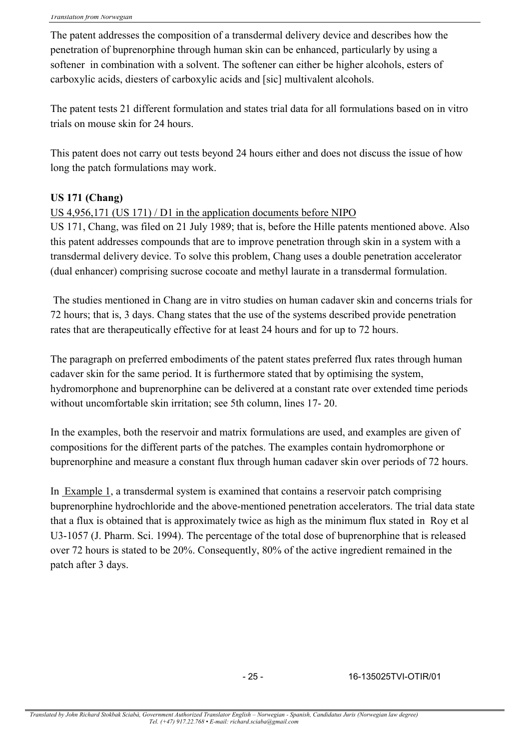The patent addresses the composition of a transdermal delivery device and describes how the penetration of buprenorphine through human skin can be enhanced, particularly by using a softener in combination with a solvent. The softener can either be higher alcohols, esters of carboxylic acids, diesters of carboxylic acids and [sic] multivalent alcohols.

The patent tests 21 different formulation and states trial data for all formulations based on in vitro trials on mouse skin for 24 hours.

This patent does not carry out tests beyond 24 hours either and does not discuss the issue of how long the patch formulations may work.

**US 171 (Chang)**

US 4,956,171 (US 171) / D1 in the application documents before NIPO

US 171, Chang, was filed on 21 July 1989; that is, before the Hille patents mentioned above. Also this patent addresses compounds that are to improve penetration through skin in a system with a transdermal delivery device. To solve this problem, Chang uses a double penetration accelerator (dual enhancer) comprising sucrose cocoate and methyl laurate in a transdermal formulation.

The studies mentioned in Chang are in vitro studies on human cadaver skin and concerns trials for 72 hours; that is, 3 days. Chang states that the use of the systems described provide penetration rates that are therapeutically effective for at least 24 hours and for up to 72 hours.

The paragraph on preferred embodiments of the patent states preferred flux rates through human cadaver skin for the same period. It is furthermore stated that by optimising the system, hydromorphone and buprenorphine can be delivered at a constant rate over extended time periods without uncomfortable skin irritation; see 5th column, lines 17- 20.

In the examples, both the reservoir and matrix formulations are used, and examples are given of compositions for the different parts of the patches. The examples contain hydromorphone or buprenorphine and measure a constant flux through human cadaver skin over periods of 72 hours.

In Example 1, a transdermal system is examined that contains a reservoir patch comprising buprenorphine hydrochloride and the above-mentioned penetration accelerators. The trial data state that a flux is obtained that is approximately twice as high as the minimum flux stated in Roy et al U3-1057 (J. Pharm. Sci. 1994). The percentage of the total dose of buprenorphine that is released over 72 hours is stated to be 20%. Consequently, 80% of the active ingredient remained in the patch after 3 days.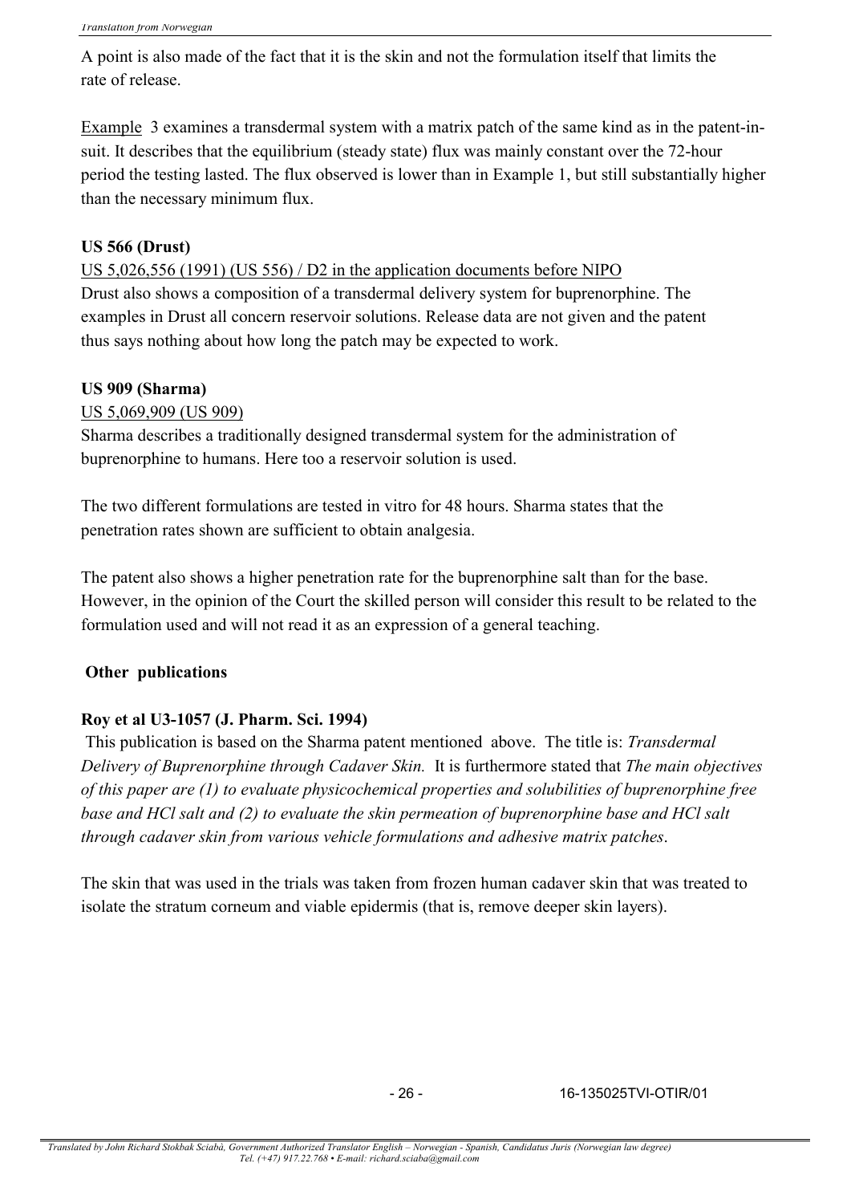A point is also made of the fact that it is the skin and not the formulation itself that limits the rate of release.

Example 3 examines a transdermal system with a matrix patch of the same kind as in the patent-in-suit. It describes that the equilibrium (steady state) flux was mainly constant over the 72-hour period the testing lasted. The flux observed is lower than in Example 1, but still substantially higher than the necessary minimum flux.

**US 566 (Drust)**

US 5,026,556 (1991) (US 556) / D2 in the application documents before NIPO
Drust also shows a composition of a transdermal delivery system for buprenorphine. The examples in Drust all concern reservoir solutions. Release data are not given and the patent thus says nothing about how long the patch may be expected to work.

**US 909 (Sharma)**

US 5,069,909 (US 909)
Sharma describes a traditionally designed transdermal system for the administration of buprenorphine to humans. Here too a reservoir solution is used.

The two different formulations are tested in vitro for 48 hours. Sharma states that the penetration rates shown are sufficient to obtain analgesia.

The patent also shows a higher penetration rate for the buprenorphine salt than for the base. However, in the opinion of the Court the skilled person will consider this result to be related to the formulation used and will not read it as an expression of a general teaching.

**Other publications**

**Roy et al U3-1057 (J. Pharm. Sci. 1994)**

This publication is based on the Sharma patent mentioned above. The title is: *Transdermal Delivery of Buprenorphine through Cadaver Skin.* It is furthermore stated that *The main objectives of this paper are (1) to evaluate physicochemical properties and solubilities of buprenorphine free base and HCl salt and (2) to evaluate the skin permeation of buprenorphine base and HCl salt through cadaver skin from various vehicle formulations and adhesive matrix patches*.

The skin that was used in the trials was taken from frozen human cadaver skin that was treated to isolate the stratum corneum and viable epidermis (that is, remove deeper skin layers).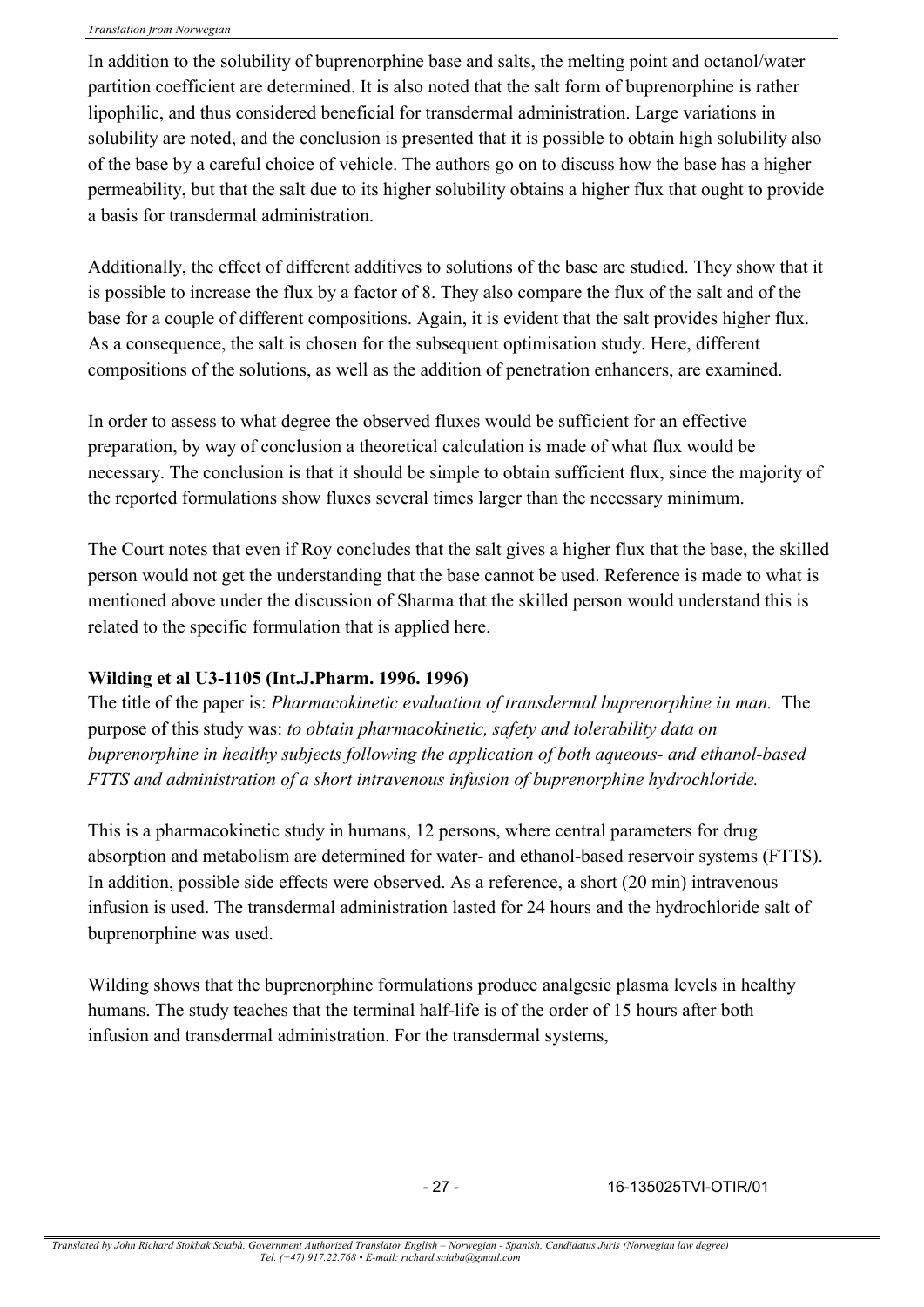In addition to the solubility of buprenorphine base and salts, the melting point and octanol/water partition coefficient are determined. It is also noted that the salt form of buprenorphine is rather lipophilic, and thus considered beneficial for transdermal administration. Large variations in solubility are noted, and the conclusion is presented that it is possible to obtain high solubility also of the base by a careful choice of vehicle. The authors go on to discuss how the base has a higher permeability, but that the salt due to its higher solubility obtains a higher flux that ought to provide a basis for transdermal administration.

Additionally, the effect of different additives to solutions of the base are studied. They show that it is possible to increase the flux by a factor of 8. They also compare the flux of the salt and of the base for a couple of different compositions. Again, it is evident that the salt provides higher flux. As a consequence, the salt is chosen for the subsequent optimisation study. Here, different compositions of the solutions, as well as the addition of penetration enhancers, are examined.

In order to assess to what degree the observed fluxes would be sufficient for an effective preparation, by way of conclusion a theoretical calculation is made of what flux would be necessary. The conclusion is that it should be simple to obtain sufficient flux, since the majority of the reported formulations show fluxes several times larger than the necessary minimum.

The Court notes that even if Roy concludes that the salt gives a higher flux that the base, the skilled person would not get the understanding that the base cannot be used. Reference is made to what is mentioned above under the discussion of Sharma that the skilled person would understand this is related to the specific formulation that is applied here.

**Wilding et al U3-1105 (Int.J.Pharm. 1996. 1996)**

The title of the paper is: *Pharmacokinetic evaluation of transdermal buprenorphine in man.* The purpose of this study was: *to obtain pharmacokinetic, safety and tolerability data on buprenorphine in healthy subjects following the application of both aqueous- and ethanol-based FTTS and administration of a short intravenous infusion of buprenorphine hydrochloride.*

This is a pharmacokinetic study in humans, 12 persons, where central parameters for drug absorption and metabolism are determined for water- and ethanol-based reservoir systems (FTTS). In addition, possible side effects were observed. As a reference, a short (20 min) intravenous infusion is used. The transdermal administration lasted for 24 hours and the hydrochloride salt of buprenorphine was used.

Wilding shows that the buprenorphine formulations produce analgesic plasma levels in healthy humans. The study teaches that the terminal half-life is of the order of 15 hours after both infusion and transdermal administration. For the transdermal systems,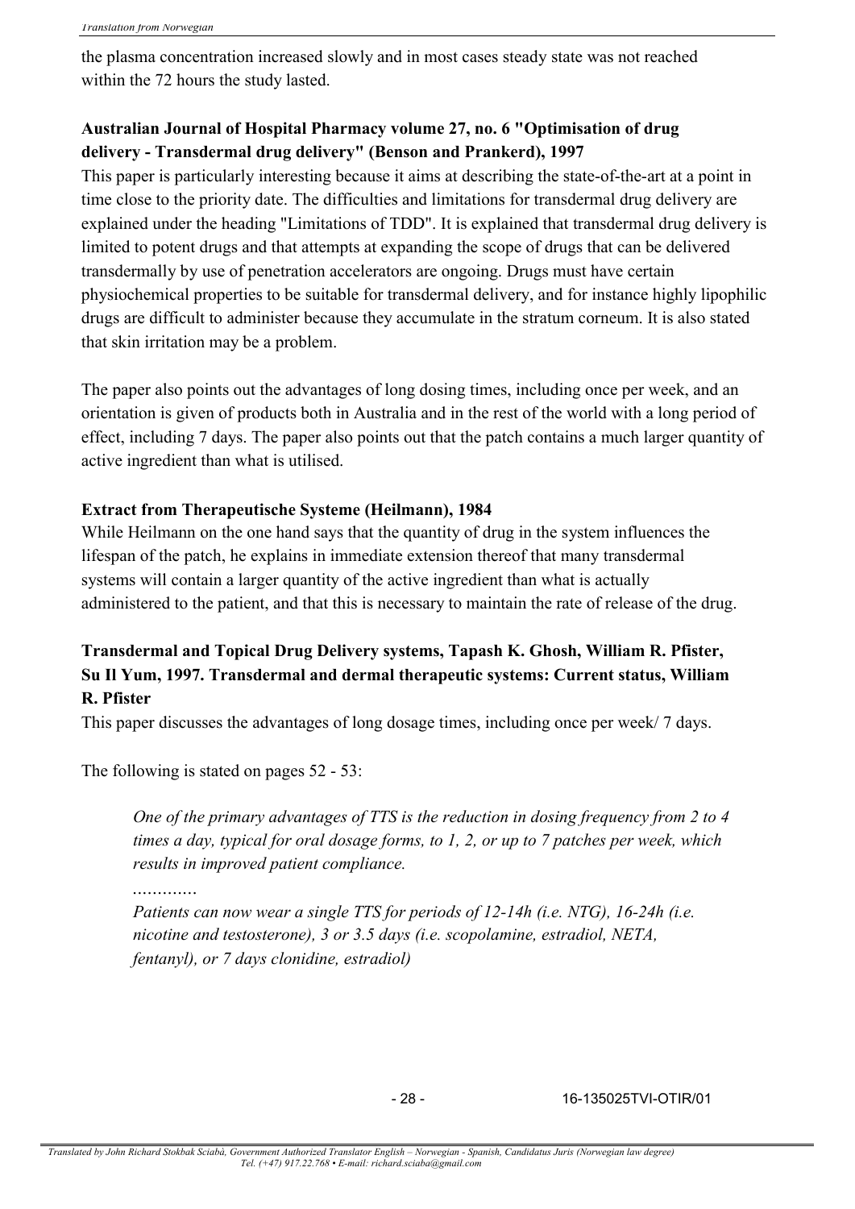the plasma concentration increased slowly and in most cases steady state was not reached within the 72 hours the study lasted.

**Australian Journal of Hospital Pharmacy volume 27, no. 6 "Optimisation of drug delivery - Transdermal drug delivery" (Benson and Prankerd), 1997**

This paper is particularly interesting because it aims at describing the state-of-the-art at a point in time close to the priority date. The difficulties and limitations for transdermal drug delivery are explained under the heading "Limitations of TDD". It is explained that transdermal drug delivery is limited to potent drugs and that attempts at expanding the scope of drugs that can be delivered transdermally by use of penetration accelerators are ongoing. Drugs must have certain physiochemical properties to be suitable for transdermal delivery, and for instance highly lipophilic drugs are difficult to administer because they accumulate in the stratum corneum. It is also stated that skin irritation may be a problem.

The paper also points out the advantages of long dosing times, including once per week, and an orientation is given of products both in Australia and in the rest of the world with a long period of effect, including 7 days. The paper also points out that the patch contains a much larger quantity of active ingredient than what is utilised.

**Extract from Therapeutische Systeme (Heilmann), 1984**

While Heilmann on the one hand says that the quantity of drug in the system influences the lifespan of the patch, he explains in immediate extension thereof that many transdermal systems will contain a larger quantity of the active ingredient than what is actually administered to the patient, and that this is necessary to maintain the rate of release of the drug.

**Transdermal and Topical Drug Delivery systems, Tapash K. Ghosh, William R. Pfister, Su Il Yum, 1997. Transdermal and dermal therapeutic systems: Current status, William R. Pfister**

This paper discusses the advantages of long dosage times, including once per week/ 7 days.

The following is stated on pages 52 - 53:

> *One of the primary advantages of TTS is the reduction in dosing frequency from 2 to 4 times a day, typical for oral dosage forms, to 1, 2, or up to 7 patches per week, which results in improved patient compliance.*
>
> ………….
>
> *Patients can now wear a single TTS for periods of 12-14h (i.e. NTG), 16-24h (i.e. nicotine and testosterone), 3 or 3.5 days (i.e. scopolamine, estradiol, NETA, fentanyl), or 7 days clonidine, estradiol)*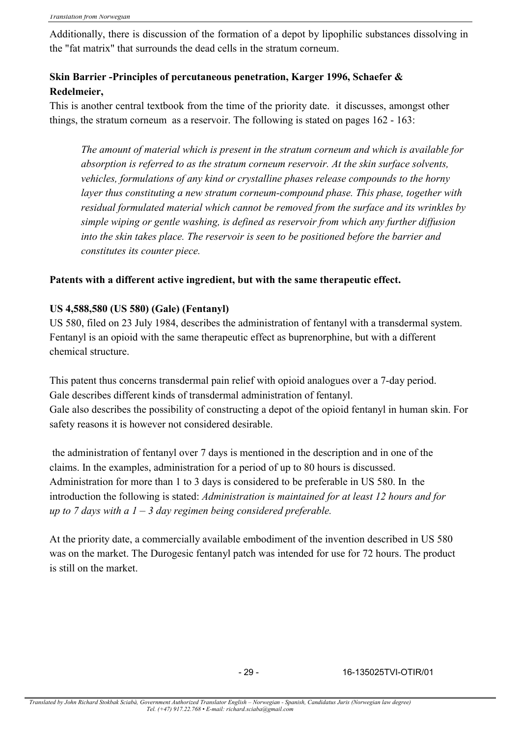Additionally, there is discussion of the formation of a depot by lipophilic substances dissolving in the "fat matrix" that surrounds the dead cells in the stratum corneum.

**Skin Barrier -Principles of percutaneous penetration, Karger 1996, Schaefer & Redelmeier,**

This is another central textbook from the time of the priority date. it discusses, amongst other things, the stratum corneum as a reservoir. The following is stated on pages 162 - 163:

> *The amount of material which is present in the stratum corneum and which is available for absorption is referred to as the stratum corneum reservoir. At the skin surface solvents, vehicles, formulations of any kind or crystalline phases release compounds to the horny layer thus constituting a new stratum corneum-compound phase. This phase, together with residual formulated material which cannot be removed from the surface and its wrinkles by simple wiping or gentle washing, is defined as reservoir from which any further diffusion into the skin takes place. The reservoir is seen to be positioned before the barrier and constitutes its counter piece.*

**Patents with a different active ingredient, but with the same therapeutic effect.**

**US 4,588,580 (US 580) (Gale) (Fentanyl)**

US 580, filed on 23 July 1984, describes the administration of fentanyl with a transdermal system. Fentanyl is an opioid with the same therapeutic effect as buprenorphine, but with a different chemical structure.

This patent thus concerns transdermal pain relief with opioid analogues over a 7-day period.
Gale describes different kinds of transdermal administration of fentanyl.
Gale also describes the possibility of constructing a depot of the opioid fentanyl in human skin. For safety reasons it is however not considered desirable.

the administration of fentanyl over 7 days is mentioned in the description and in one of the claims. In the examples, administration for a period of up to 80 hours is discussed. Administration for more than 1 to 3 days is considered to be preferable in US 580. In the introduction the following is stated: *Administration is maintained for at least 12 hours and for up to 7 days with a 1 – 3 day regimen being considered preferable.*

At the priority date, a commercially available embodiment of the invention described in US 580 was on the market. The Durogesic fentanyl patch was intended for use for 72 hours. The product is still on the market.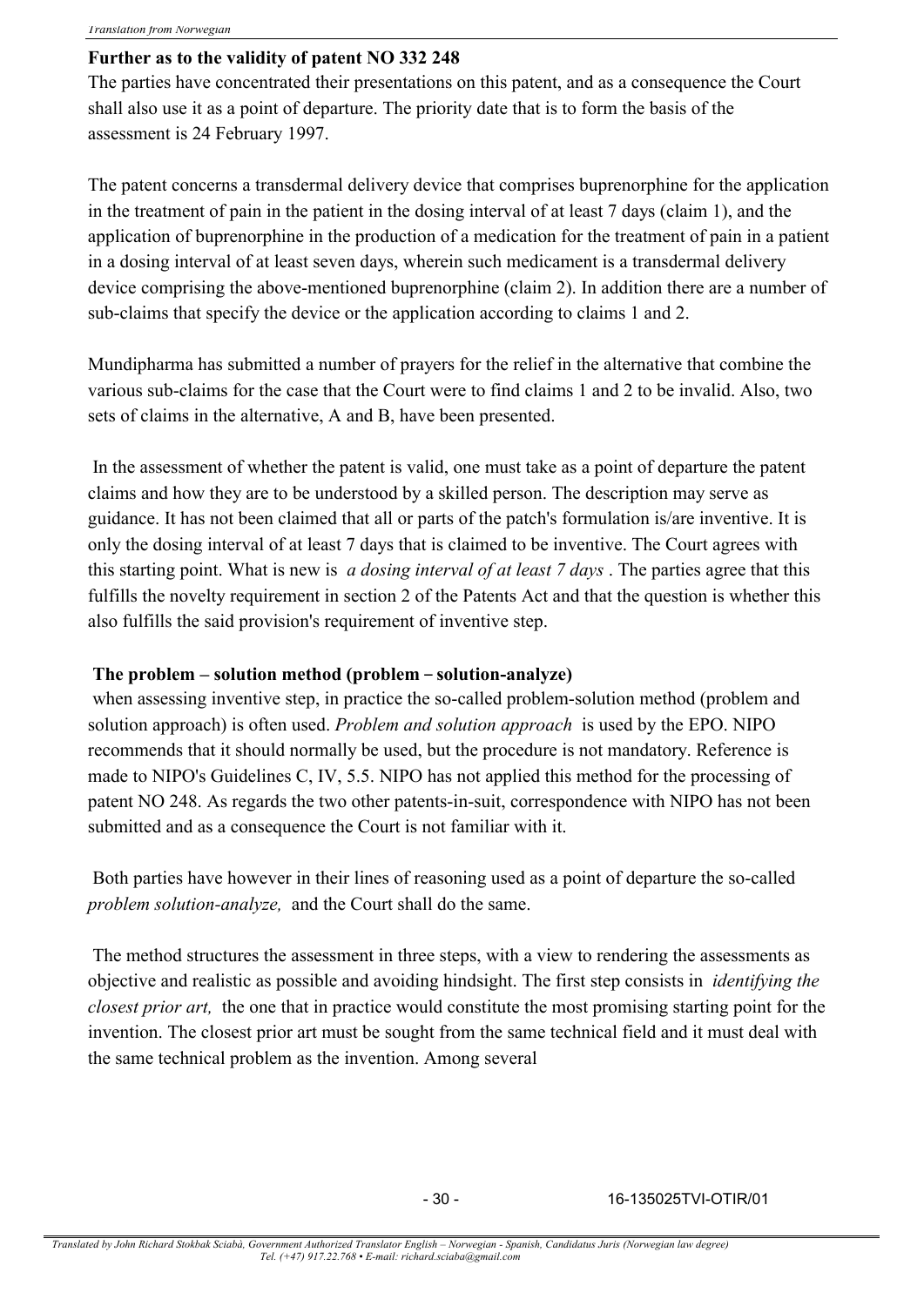**Further as to the validity of patent NO 332 248**

The parties have concentrated their presentations on this patent, and as a consequence the Court shall also use it as a point of departure. The priority date that is to form the basis of the assessment is 24 February 1997.

The patent concerns a transdermal delivery device that comprises buprenorphine for the application in the treatment of pain in the patient in the dosing interval of at least 7 days (claim 1), and the application of buprenorphine in the production of a medication for the treatment of pain in a patient in a dosing interval of at least seven days, wherein such medicament is a transdermal delivery device comprising the above-mentioned buprenorphine (claim 2). In addition there are a number of sub-claims that specify the device or the application according to claims 1 and 2.

Mundipharma has submitted a number of prayers for the relief in the alternative that combine the various sub-claims for the case that the Court were to find claims 1 and 2 to be invalid. Also, two sets of claims in the alternative, A and B, have been presented.

In the assessment of whether the patent is valid, one must take as a point of departure the patent claims and how they are to be understood by a skilled person. The description may serve as guidance. It has not been claimed that all or parts of the patch's formulation is/are inventive. It is only the dosing interval of at least 7 days that is claimed to be inventive. The Court agrees with this starting point. What is new is *a dosing interval of at least 7 days* . The parties agree that this fulfills the novelty requirement in section 2 of the Patents Act and that the question is whether this also fulfills the said provision's requirement of inventive step.

**The problem – solution method (problem – solution-analyze)**

when assessing inventive step, in practice the so-called problem-solution method (problem and solution approach) is often used. *Problem and solution approach* is used by the EPO. NIPO recommends that it should normally be used, but the procedure is not mandatory. Reference is made to NIPO's Guidelines C, IV, 5.5. NIPO has not applied this method for the processing of patent NO 248. As regards the two other patents-in-suit, correspondence with NIPO has not been submitted and as a consequence the Court is not familiar with it.

Both parties have however in their lines of reasoning used as a point of departure the so-called *problem solution-analyze,* and the Court shall do the same.

The method structures the assessment in three steps, with a view to rendering the assessments as objective and realistic as possible and avoiding hindsight. The first step consists in *identifying the closest prior art,* the one that in practice would constitute the most promising starting point for the invention. The closest prior art must be sought from the same technical field and it must deal with the same technical problem as the invention. Among several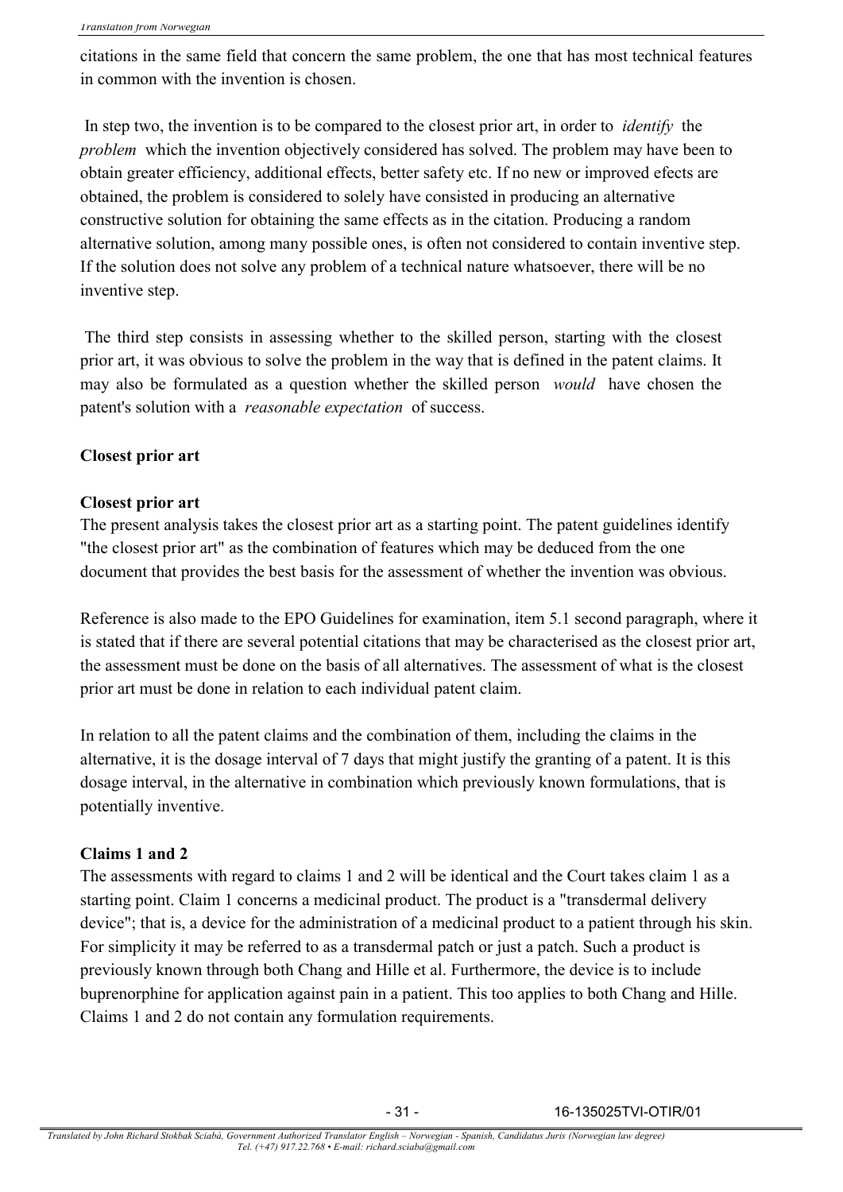citations in the same field that concern the same problem, the one that has most technical features in common with the invention is chosen.

In step two, the invention is to be compared to the closest prior art, in order to *identify* the *problem* which the invention objectively considered has solved. The problem may have been to obtain greater efficiency, additional effects, better safety etc. If no new or improved efects are obtained, the problem is considered to solely have consisted in producing an alternative constructive solution for obtaining the same effects as in the citation. Producing a random alternative solution, among many possible ones, is often not considered to contain inventive step. If the solution does not solve any problem of a technical nature whatsoever, there will be no inventive step.

The third step consists in assessing whether to the skilled person, starting with the closest prior art, it was obvious to solve the problem in the way that is defined in the patent claims. It may also be formulated as a question whether the skilled person *would* have chosen the patent's solution with a *reasonable expectation* of success.

**Closest prior art**

**Closest prior art**

The present analysis takes the closest prior art as a starting point. The patent guidelines identify "the closest prior art" as the combination of features which may be deduced from the one document that provides the best basis for the assessment of whether the invention was obvious.

Reference is also made to the EPO Guidelines for examination, item 5.1 second paragraph, where it is stated that if there are several potential citations that may be characterised as the closest prior art, the assessment must be done on the basis of all alternatives. The assessment of what is the closest prior art must be done in relation to each individual patent claim.

In relation to all the patent claims and the combination of them, including the claims in the alternative, it is the dosage interval of 7 days that might justify the granting of a patent. It is this dosage interval, in the alternative in combination which previously known formulations, that is potentially inventive.

**Claims 1 and 2**

The assessments with regard to claims 1 and 2 will be identical and the Court takes claim 1 as a starting point. Claim 1 concerns a medicinal product. The product is a "transdermal delivery device"; that is, a device for the administration of a medicinal product to a patient through his skin. For simplicity it may be referred to as a transdermal patch or just a patch. Such a product is previously known through both Chang and Hille et al. Furthermore, the device is to include buprenorphine for application against pain in a patient. This too applies to both Chang and Hille. Claims 1 and 2 do not contain any formulation requirements.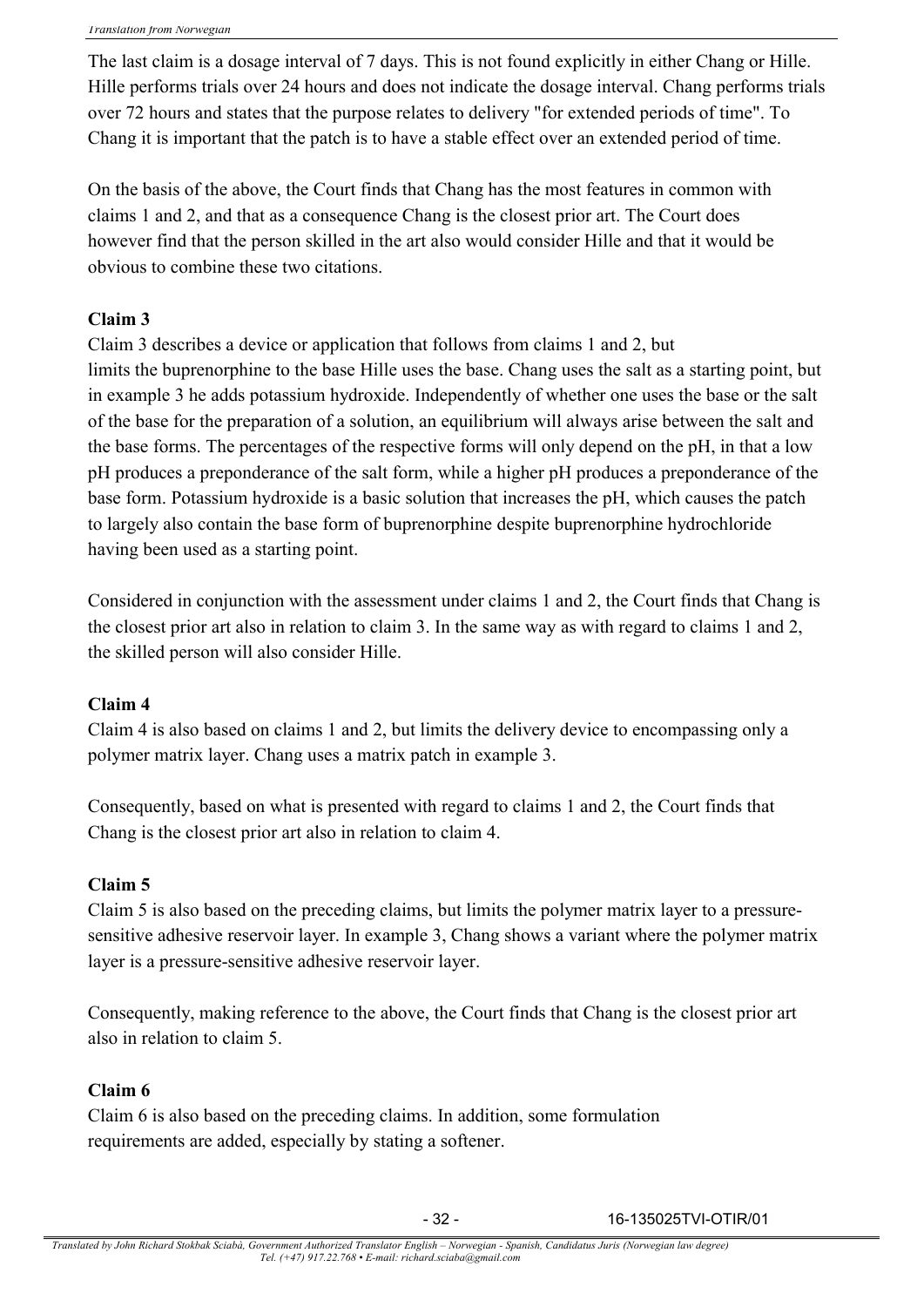The last claim is a dosage interval of 7 days. This is not found explicitly in either Chang or Hille. Hille performs trials over 24 hours and does not indicate the dosage interval. Chang performs trials over 72 hours and states that the purpose relates to delivery "for extended periods of time". To Chang it is important that the patch is to have a stable effect over an extended period of time.

On the basis of the above, the Court finds that Chang has the most features in common with claims 1 and 2, and that as a consequence Chang is the closest prior art. The Court does however find that the person skilled in the art also would consider Hille and that it would be obvious to combine these two citations.

**Claim 3**

Claim 3 describes a device or application that follows from claims 1 and 2, but limits the buprenorphine to the base Hille uses the base. Chang uses the salt as a starting point, but in example 3 he adds potassium hydroxide. Independently of whether one uses the base or the salt of the base for the preparation of a solution, an equilibrium will always arise between the salt and the base forms. The percentages of the respective forms will only depend on the pH, in that a low pH produces a preponderance of the salt form, while a higher pH produces a preponderance of the base form. Potassium hydroxide is a basic solution that increases the pH, which causes the patch to largely also contain the base form of buprenorphine despite buprenorphine hydrochloride having been used as a starting point.

Considered in conjunction with the assessment under claims 1 and 2, the Court finds that Chang is the closest prior art also in relation to claim 3. In the same way as with regard to claims 1 and 2, the skilled person will also consider Hille.

**Claim 4**

Claim 4 is also based on claims 1 and 2, but limits the delivery device to encompassing only a polymer matrix layer. Chang uses a matrix patch in example 3.

Consequently, based on what is presented with regard to claims 1 and 2, the Court finds that Chang is the closest prior art also in relation to claim 4.

**Claim 5**

Claim 5 is also based on the preceding claims, but limits the polymer matrix layer to a pressure-sensitive adhesive reservoir layer. In example 3, Chang shows a variant where the polymer matrix layer is a pressure-sensitive adhesive reservoir layer.

Consequently, making reference to the above, the Court finds that Chang is the closest prior art also in relation to claim 5.

**Claim 6**

Claim 6 is also based on the preceding claims. In addition, some formulation requirements are added, especially by stating a softener.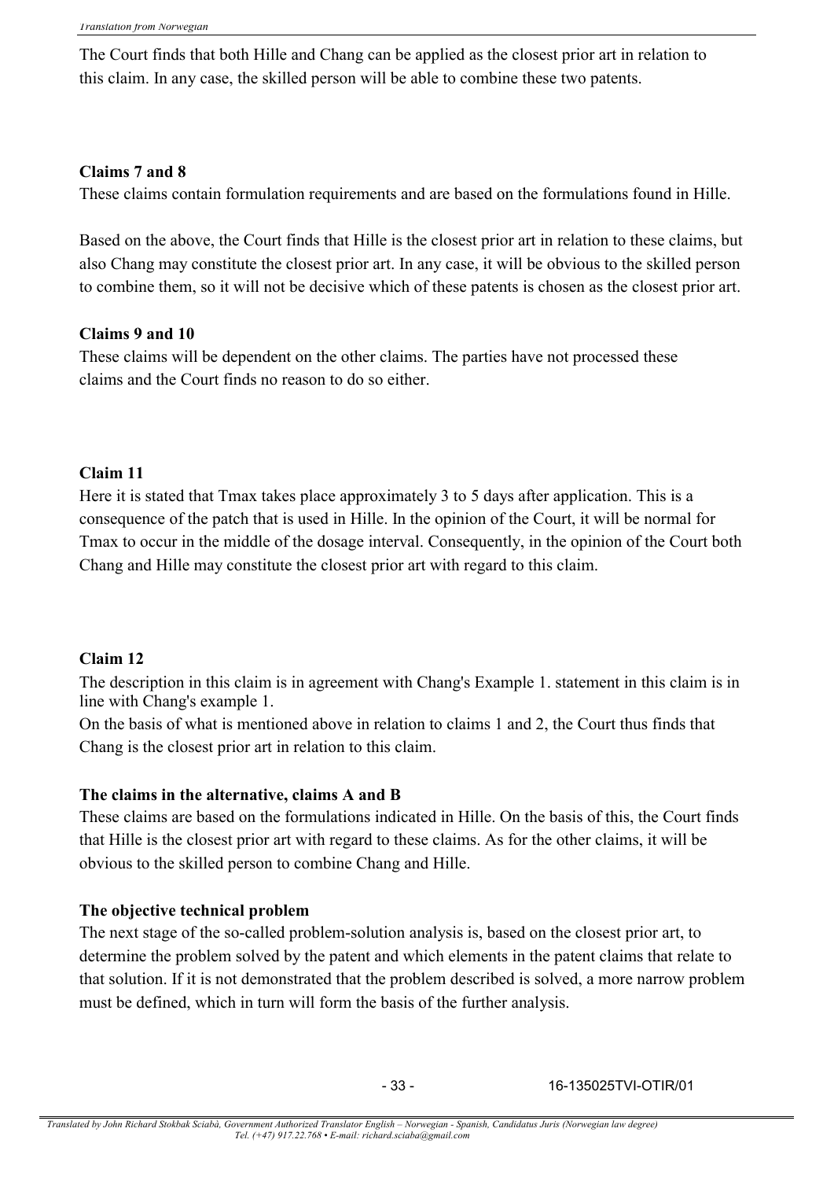The Court finds that both Hille and Chang can be applied as the closest prior art in relation to this claim. In any case, the skilled person will be able to combine these two patents.

**Claims 7 and 8**

These claims contain formulation requirements and are based on the formulations found in Hille.

Based on the above, the Court finds that Hille is the closest prior art in relation to these claims, but also Chang may constitute the closest prior art. In any case, it will be obvious to the skilled person to combine them, so it will not be decisive which of these patents is chosen as the closest prior art.

**Claims 9 and 10**

These claims will be dependent on the other claims. The parties have not processed these claims and the Court finds no reason to do so either.

**Claim 11**

Here it is stated that Tmax takes place approximately 3 to 5 days after application. This is a consequence of the patch that is used in Hille. In the opinion of the Court, it will be normal for Tmax to occur in the middle of the dosage interval. Consequently, in the opinion of the Court both Chang and Hille may constitute the closest prior art with regard to this claim.

**Claim 12**

The description in this claim is in agreement with Chang's Example 1. statement in this claim is in line with Chang's example 1.

On the basis of what is mentioned above in relation to claims 1 and 2, the Court thus finds that Chang is the closest prior art in relation to this claim.

**The claims in the alternative, claims A and B**

These claims are based on the formulations indicated in Hille. On the basis of this, the Court finds that Hille is the closest prior art with regard to these claims. As for the other claims, it will be obvious to the skilled person to combine Chang and Hille.

**The objective technical problem**

The next stage of the so-called problem-solution analysis is, based on the closest prior art, to determine the problem solved by the patent and which elements in the patent claims that relate to that solution. If it is not demonstrated that the problem described is solved, a more narrow problem must be defined, which in turn will form the basis of the further analysis.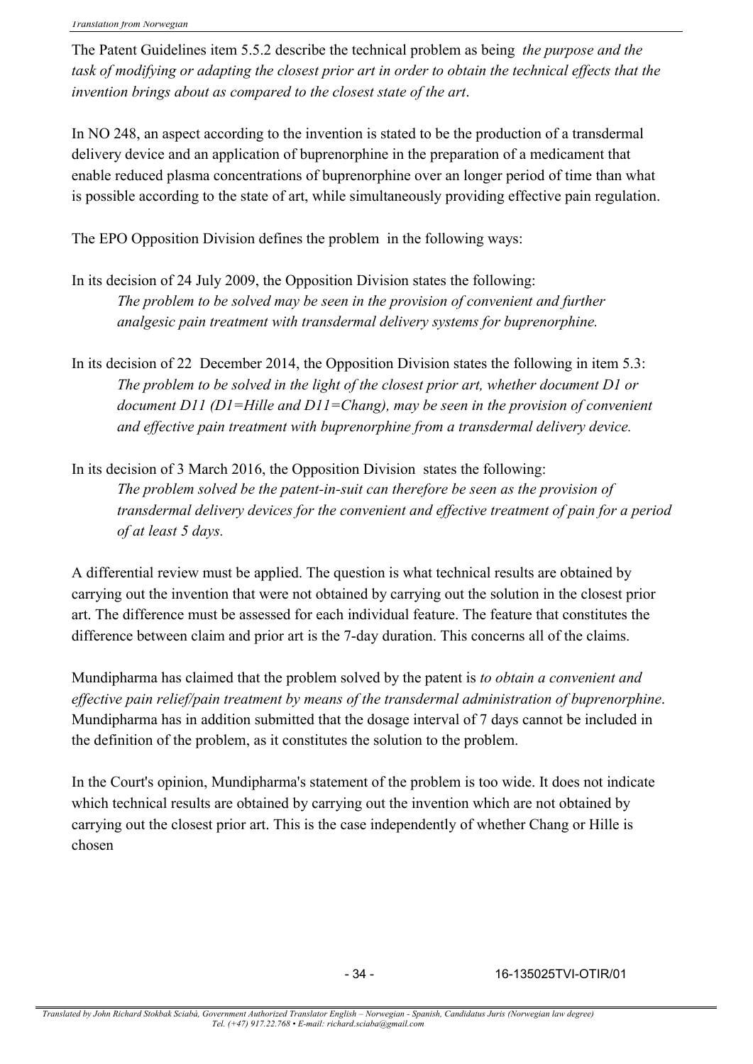The Patent Guidelines item 5.5.2 describe the technical problem as being *the purpose and the task of modifying or adapting the closest prior art in order to obtain the technical effects that the invention brings about as compared to the closest state of the art*.

In NO 248, an aspect according to the invention is stated to be the production of a transdermal delivery device and an application of buprenorphine in the preparation of a medicament that enable reduced plasma concentrations of buprenorphine over an longer period of time than what is possible according to the state of art, while simultaneously providing effective pain regulation.

The EPO Opposition Division defines the problem in the following ways:

In its decision of 24 July 2009, the Opposition Division states the following:

> *The problem to be solved may be seen in the provision of convenient and further analgesic pain treatment with transdermal delivery systems for buprenorphine.*

In its decision of 22 December 2014, the Opposition Division states the following in item 5.3:

> *The problem to be solved in the light of the closest prior art, whether document D1 or document D11 (D1=Hille and D11=Chang), may be seen in the provision of convenient and effective pain treatment with buprenorphine from a transdermal delivery device.*

In its decision of 3 March 2016, the Opposition Division states the following:

> *The problem solved be the patent-in-suit can therefore be seen as the provision of transdermal delivery devices for the convenient and effective treatment of pain for a period of at least 5 days.*

A differential review must be applied. The question is what technical results are obtained by carrying out the invention that were not obtained by carrying out the solution in the closest prior art. The difference must be assessed for each individual feature. The feature that constitutes the difference between claim and prior art is the 7-day duration. This concerns all of the claims.

Mundipharma has claimed that the problem solved by the patent is *to obtain a convenient and effective pain relief/pain treatment by means of the transdermal administration of buprenorphine*. Mundipharma has in addition submitted that the dosage interval of 7 days cannot be included in the definition of the problem, as it constitutes the solution to the problem.

In the Court's opinion, Mundipharma's statement of the problem is too wide. It does not indicate which technical results are obtained by carrying out the invention which are not obtained by carrying out the closest prior art. This is the case independently of whether Chang or Hille is chosen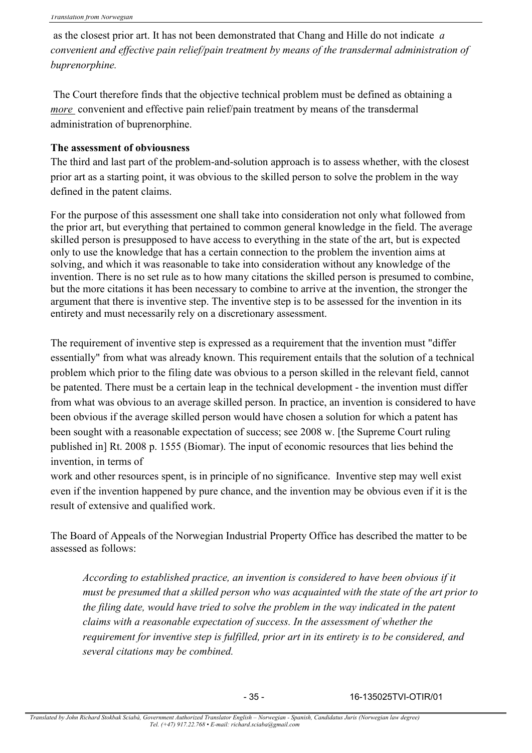as the closest prior art. It has not been demonstrated that Chang and Hille do not indicate *a convenient and effective pain relief/pain treatment by means of the transdermal administration of buprenorphine.*

The Court therefore finds that the objective technical problem must be defined as obtaining a ***more*** convenient and effective pain relief/pain treatment by means of the transdermal administration of buprenorphine.

**The assessment of obviousness**

The third and last part of the problem-and-solution approach is to assess whether, with the closest prior art as a starting point, it was obvious to the skilled person to solve the problem in the way defined in the patent claims.

For the purpose of this assessment one shall take into consideration not only what followed from the prior art, but everything that pertained to common general knowledge in the field. The average skilled person is presupposed to have access to everything in the state of the art, but is expected only to use the knowledge that has a certain connection to the problem the invention aims at solving, and which it was reasonable to take into consideration without any knowledge of the invention. There is no set rule as to how many citations the skilled person is presumed to combine, but the more citations it has been necessary to combine to arrive at the invention, the stronger the argument that there is inventive step. The inventive step is to be assessed for the invention in its entirety and must necessarily rely on a discretionary assessment.

The requirement of inventive step is expressed as a requirement that the invention must "differ essentially" from what was already known. This requirement entails that the solution of a technical problem which prior to the filing date was obvious to a person skilled in the relevant field, cannot be patented. There must be a certain leap in the technical development - the invention must differ from what was obvious to an average skilled person. In practice, an invention is considered to have been obvious if the average skilled person would have chosen a solution for which a patent has been sought with a reasonable expectation of success; see 2008 w. [the Supreme Court ruling published in] Rt. 2008 p. 1555 (Biomar). The input of economic resources that lies behind the invention, in terms of work and other resources spent, is in principle of no significance. Inventive step may well exist even if the invention happened by pure chance, and the invention may be obvious even if it is the result of extensive and qualified work.

The Board of Appeals of the Norwegian Industrial Property Office has described the matter to be assessed as follows:

> *According to established practice, an invention is considered to have been obvious if it must be presumed that a skilled person who was acquainted with the state of the art prior to the filing date, would have tried to solve the problem in the way indicated in the patent claims with a reasonable expectation of success. In the assessment of whether the requirement for inventive step is fulfilled, prior art in its entirety is to be considered, and several citations may be combined.*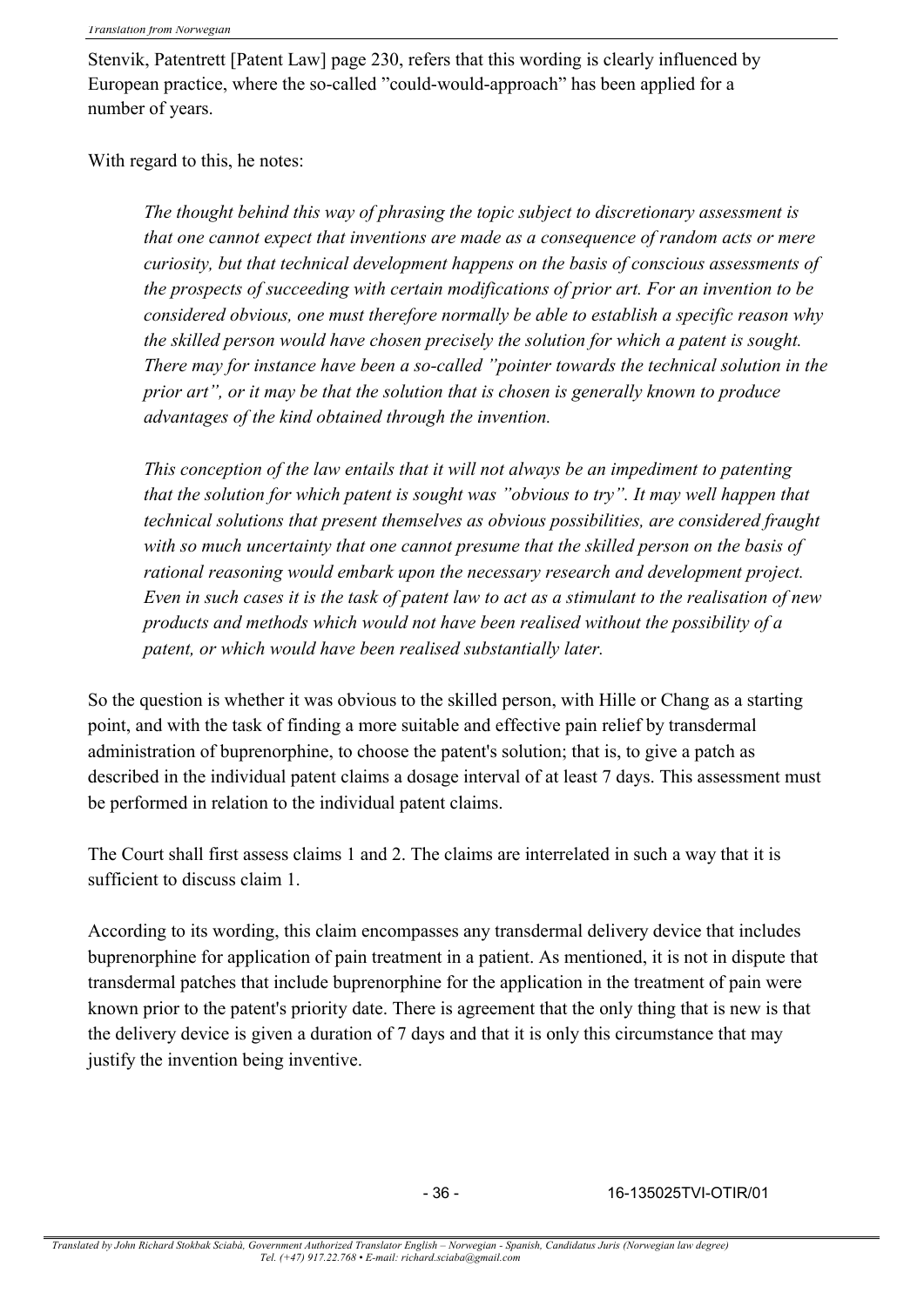Stenvik, Patentrett [Patent Law] page 230, refers that this wording is clearly influenced by European practice, where the so-called "could-would-approach" has been applied for a number of years.

With regard to this, he notes:

> *The thought behind this way of phrasing the topic subject to discretionary assessment is that one cannot expect that inventions are made as a consequence of random acts or mere curiosity, but that technical development happens on the basis of conscious assessments of the prospects of succeeding with certain modifications of prior art. For an invention to be considered obvious, one must therefore normally be able to establish a specific reason why the skilled person would have chosen precisely the solution for which a patent is sought. There may for instance have been a so-called "pointer towards the technical solution in the prior art", or it may be that the solution that is chosen is generally known to produce advantages of the kind obtained through the invention.*
>
> *This conception of the law entails that it will not always be an impediment to patenting that the solution for which patent is sought was "obvious to try". It may well happen that technical solutions that present themselves as obvious possibilities, are considered fraught with so much uncertainty that one cannot presume that the skilled person on the basis of rational reasoning would embark upon the necessary research and development project. Even in such cases it is the task of patent law to act as a stimulant to the realisation of new products and methods which would not have been realised without the possibility of a patent, or which would have been realised substantially later.*

So the question is whether it was obvious to the skilled person, with Hille or Chang as a starting point, and with the task of finding a more suitable and effective pain relief by transdermal administration of buprenorphine, to choose the patent's solution; that is, to give a patch as described in the individual patent claims a dosage interval of at least 7 days. This assessment must be performed in relation to the individual patent claims.

The Court shall first assess claims 1 and 2. The claims are interrelated in such a way that it is sufficient to discuss claim 1.

According to its wording, this claim encompasses any transdermal delivery device that includes buprenorphine for application of pain treatment in a patient. As mentioned, it is not in dispute that transdermal patches that include buprenorphine for the application in the treatment of pain were known prior to the patent's priority date. There is agreement that the only thing that is new is that the delivery device is given a duration of 7 days and that it is only this circumstance that may justify the invention being inventive.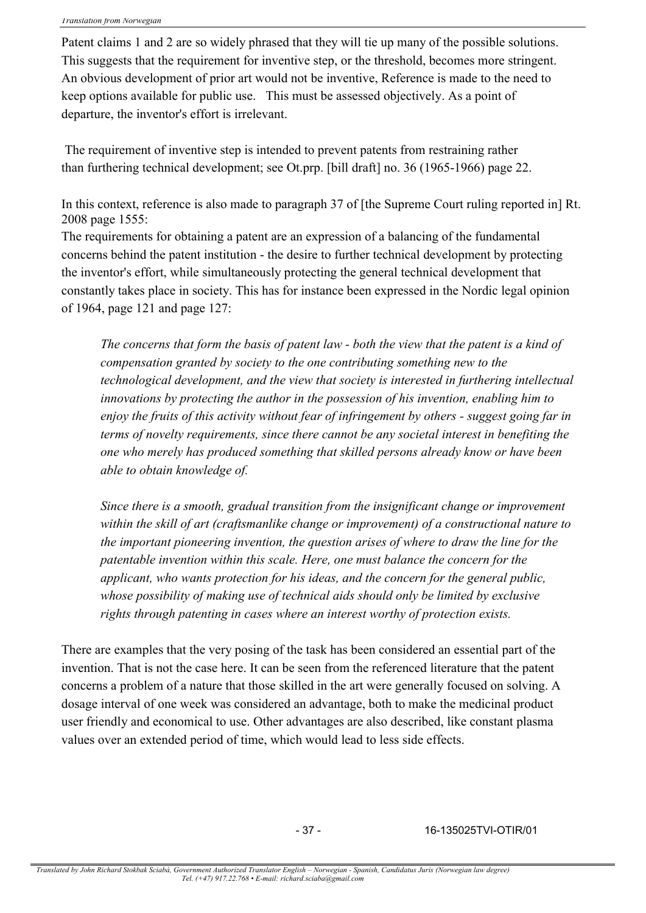Patent claims 1 and 2 are so widely phrased that they will tie up many of the possible solutions. This suggests that the requirement for inventive step, or the threshold, becomes more stringent. An obvious development of prior art would not be inventive, Reference is made to the need to keep options available for public use. This must be assessed objectively. As a point of departure, the inventor's effort is irrelevant.

The requirement of inventive step is intended to prevent patents from restraining rather than furthering technical development; see Ot.prp. [bill draft] no. 36 (1965-1966) page 22.

In this context, reference is also made to paragraph 37 of [the Supreme Court ruling reported in] Rt. 2008 page 1555:
The requirements for obtaining a patent are an expression of a balancing of the fundamental concerns behind the patent institution - the desire to further technical development by protecting the inventor's effort, while simultaneously protecting the general technical development that constantly takes place in society. This has for instance been expressed in the Nordic legal opinion of 1964, page 121 and page 127:

> *The concerns that form the basis of patent law - both the view that the patent is a kind of compensation granted by society to the one contributing something new to the technological development, and the view that society is interested in furthering intellectual innovations by protecting the author in the possession of his invention, enabling him to enjoy the fruits of this activity without fear of infringement by others - suggest going far in terms of novelty requirements, since there cannot be any societal interest in benefiting the one who merely has produced something that skilled persons already know or have been able to obtain knowledge of.*
>
> *Since there is a smooth, gradual transition from the insignificant change or improvement within the skill of art (craftsmanlike change or improvement) of a constructional nature to the important pioneering invention, the question arises of where to draw the line for the patentable invention within this scale. Here, one must balance the concern for the applicant, who wants protection for his ideas, and the concern for the general public, whose possibility of making use of technical aids should only be limited by exclusive rights through patenting in cases where an interest worthy of protection exists.*

There are examples that the very posing of the task has been considered an essential part of the invention. That is not the case here. It can be seen from the referenced literature that the patent concerns a problem of a nature that those skilled in the art were generally focused on solving. A dosage interval of one week was considered an advantage, both to make the medicinal product user friendly and economical to use. Other advantages are also described, like constant plasma values over an extended period of time, which would lead to less side effects.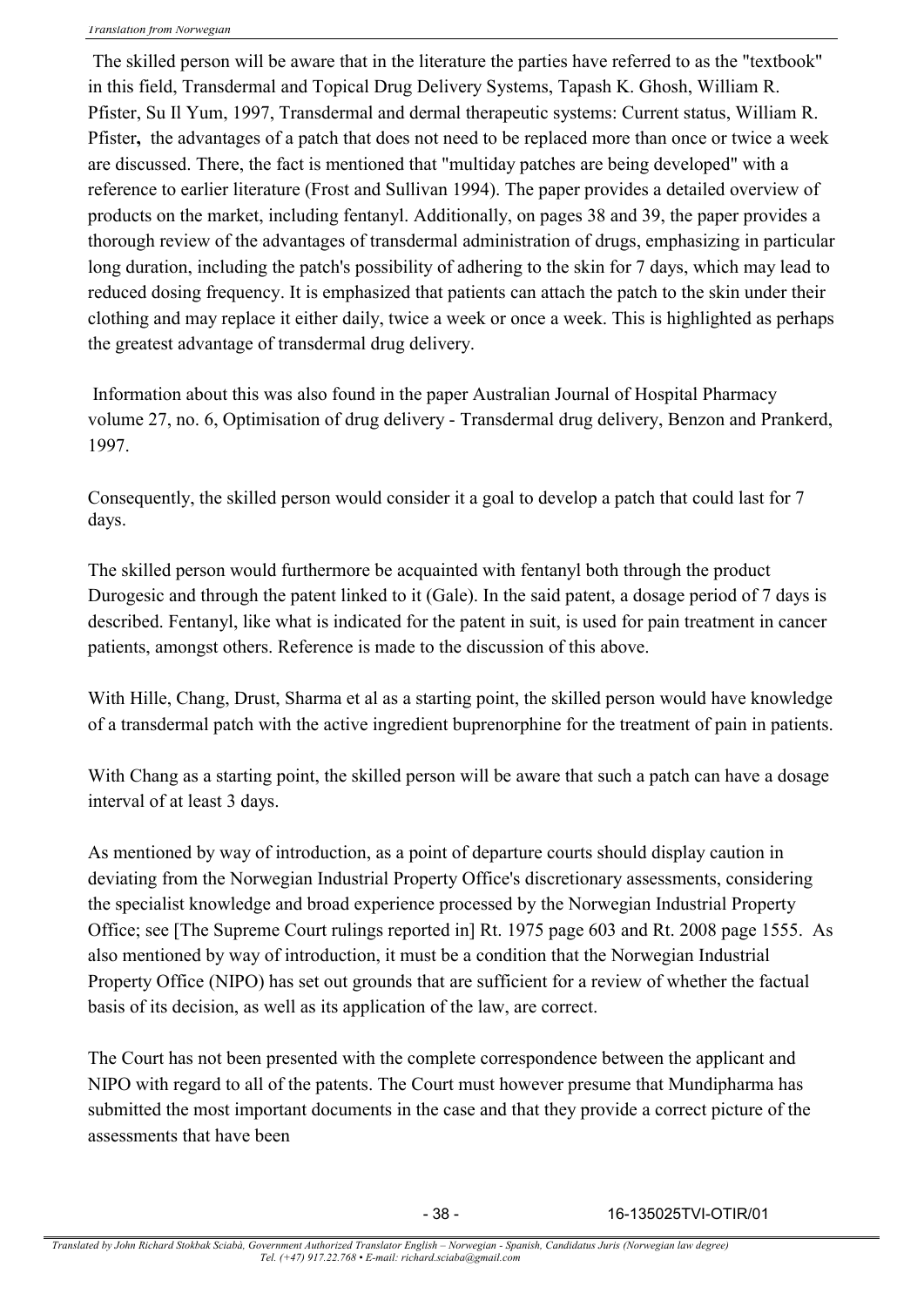The skilled person will be aware that in the literature the parties have referred to as the "textbook" in this field, Transdermal and Topical Drug Delivery Systems, Tapash K. Ghosh, William R. Pfister, Su Il Yum, 1997, Transdermal and dermal therapeutic systems: Current status, William R. Pfister**,** the advantages of a patch that does not need to be replaced more than once or twice a week are discussed. There, the fact is mentioned that "multiday patches are being developed" with a reference to earlier literature (Frost and Sullivan 1994). The paper provides a detailed overview of products on the market, including fentanyl. Additionally, on pages 38 and 39, the paper provides a thorough review of the advantages of transdermal administration of drugs, emphasizing in particular long duration, including the patch's possibility of adhering to the skin for 7 days, which may lead to reduced dosing frequency. It is emphasized that patients can attach the patch to the skin under their clothing and may replace it either daily, twice a week or once a week. This is highlighted as perhaps the greatest advantage of transdermal drug delivery.

Information about this was also found in the paper Australian Journal of Hospital Pharmacy volume 27, no. 6, Optimisation of drug delivery - Transdermal drug delivery, Benzon and Prankerd, 1997.

Consequently, the skilled person would consider it a goal to develop a patch that could last for 7 days.

The skilled person would furthermore be acquainted with fentanyl both through the product Durogesic and through the patent linked to it (Gale). In the said patent, a dosage period of 7 days is described. Fentanyl, like what is indicated for the patent in suit, is used for pain treatment in cancer patients, amongst others. Reference is made to the discussion of this above.

With Hille, Chang, Drust, Sharma et al as a starting point, the skilled person would have knowledge of a transdermal patch with the active ingredient buprenorphine for the treatment of pain in patients.

With Chang as a starting point, the skilled person will be aware that such a patch can have a dosage interval of at least 3 days.

As mentioned by way of introduction, as a point of departure courts should display caution in deviating from the Norwegian Industrial Property Office's discretionary assessments, considering the specialist knowledge and broad experience processed by the Norwegian Industrial Property Office; see [The Supreme Court rulings reported in] Rt. 1975 page 603 and Rt. 2008 page 1555. As also mentioned by way of introduction, it must be a condition that the Norwegian Industrial Property Office (NIPO) has set out grounds that are sufficient for a review of whether the factual basis of its decision, as well as its application of the law, are correct.

The Court has not been presented with the complete correspondence between the applicant and NIPO with regard to all of the patents. The Court must however presume that Mundipharma has submitted the most important documents in the case and that they provide a correct picture of the assessments that have been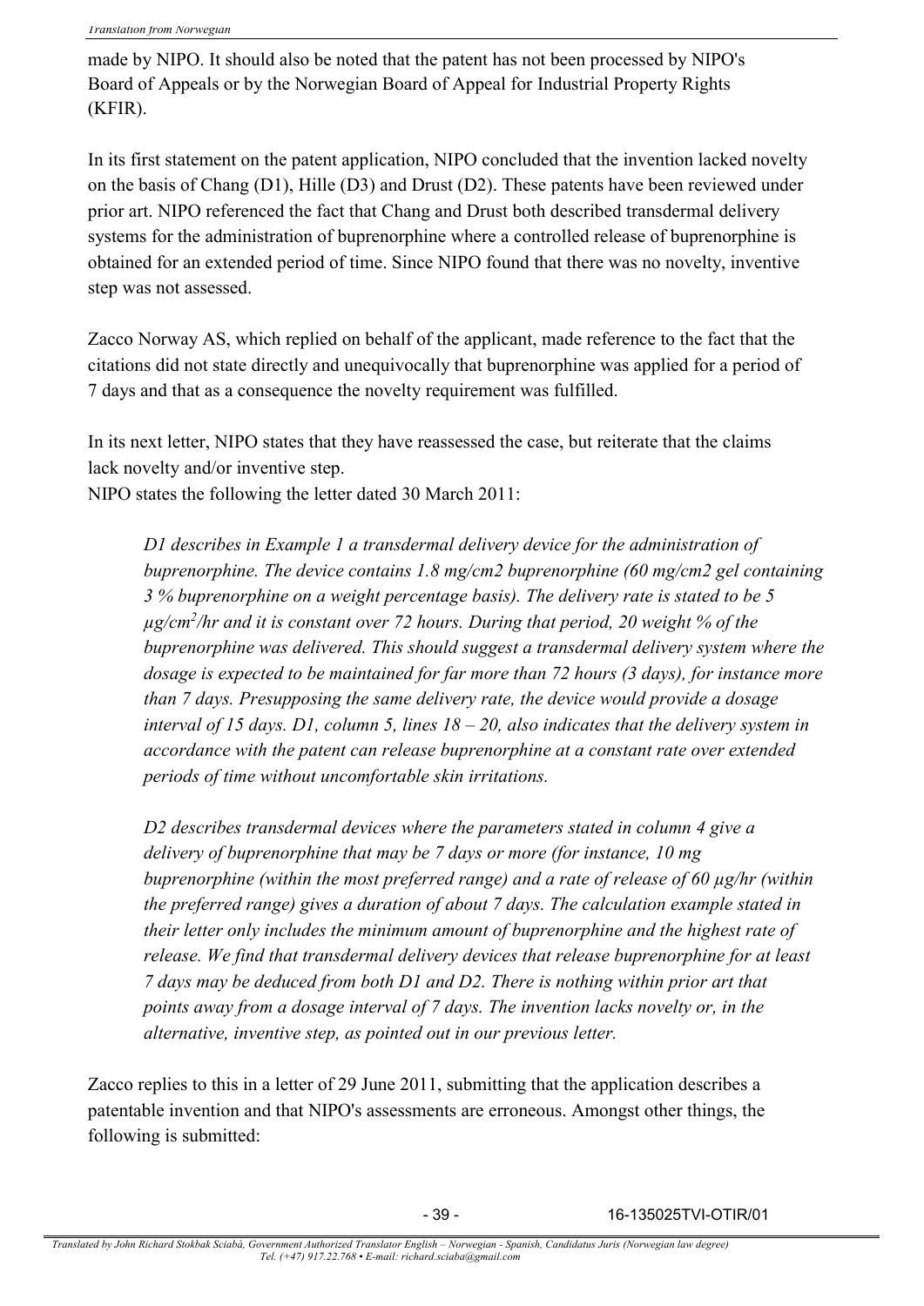made by NIPO. It should also be noted that the patent has not been processed by NIPO's Board of Appeals or by the Norwegian Board of Appeal for Industrial Property Rights (KFIR).

In its first statement on the patent application, NIPO concluded that the invention lacked novelty on the basis of Chang (D1), Hille (D3) and Drust (D2). These patents have been reviewed under prior art. NIPO referenced the fact that Chang and Drust both described transdermal delivery systems for the administration of buprenorphine where a controlled release of buprenorphine is obtained for an extended period of time. Since NIPO found that there was no novelty, inventive step was not assessed.

Zacco Norway AS, which replied on behalf of the applicant, made reference to the fact that the citations did not state directly and unequivocally that buprenorphine was applied for a period of 7 days and that as a consequence the novelty requirement was fulfilled.

In its next letter, NIPO states that they have reassessed the case, but reiterate that the claims lack novelty and/or inventive step.
NIPO states the following the letter dated 30 March 2011:

> *D1 describes in Example 1 a transdermal delivery device for the administration of buprenorphine. The device contains 1.8 mg/cm2 buprenorphine (60 mg/cm2 gel containing 3 % buprenorphine on a weight percentage basis). The delivery rate is stated to be 5 µg/cm$^2$/hr and it is constant over 72 hours. During that period, 20 weight % of the buprenorphine was delivered. This should suggest a transdermal delivery system where the dosage is expected to be maintained for far more than 72 hours (3 days), for instance more than 7 days. Presupposing the same delivery rate, the device would provide a dosage interval of 15 days. D1, column 5, lines 18 – 20, also indicates that the delivery system in accordance with the patent can release buprenorphine at a constant rate over extended periods of time without uncomfortable skin irritations.*
>
> *D2 describes transdermal devices where the parameters stated in column 4 give a delivery of buprenorphine that may be 7 days or more (for instance, 10 mg buprenorphine (within the most preferred range) and a rate of release of 60 µg/hr (within the preferred range) gives a duration of about 7 days. The calculation example stated in their letter only includes the minimum amount of buprenorphine and the highest rate of release. We find that transdermal delivery devices that release buprenorphine for at least 7 days may be deduced from both D1 and D2. There is nothing within prior art that points away from a dosage interval of 7 days. The invention lacks novelty or, in the alternative, inventive step, as pointed out in our previous letter.*

Zacco replies to this in a letter of 29 June 2011, submitting that the application describes a patentable invention and that NIPO's assessments are erroneous. Amongst other things, the following is submitted: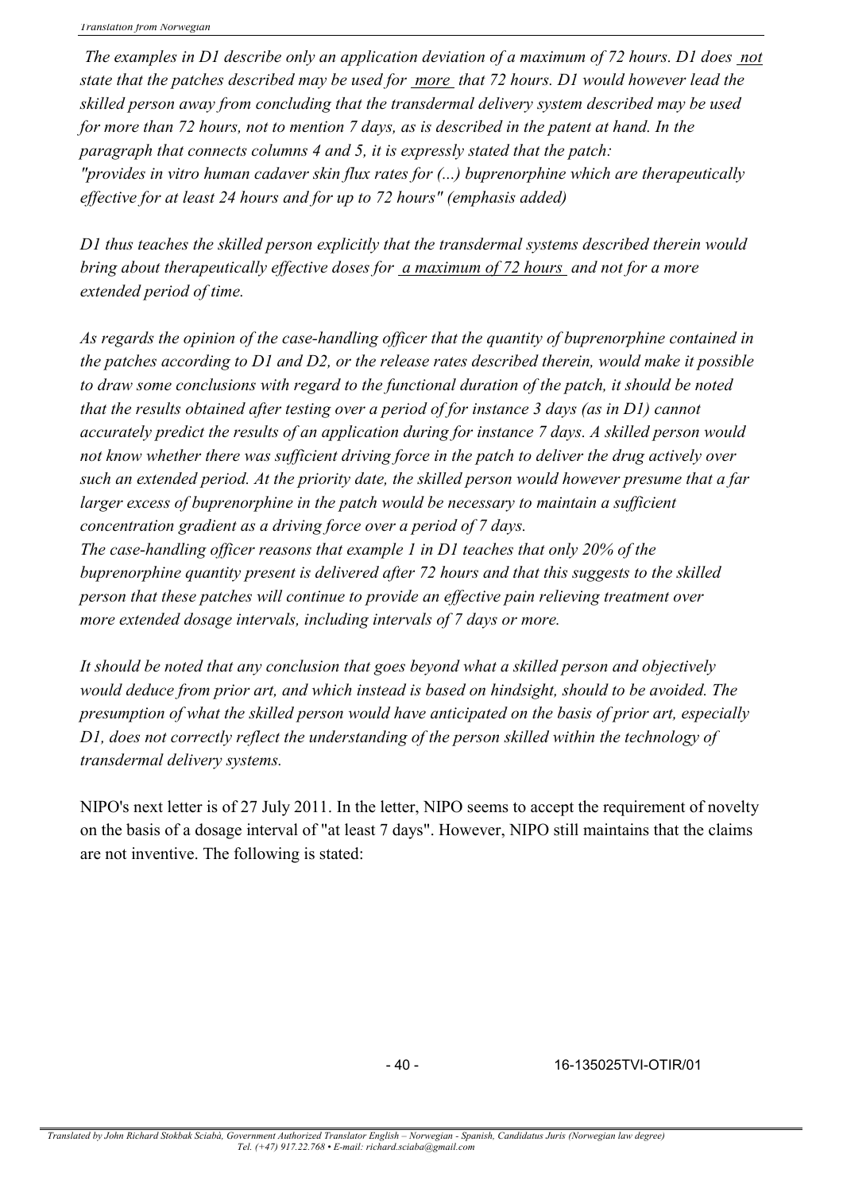*The examples in D1 describe only an application deviation of a maximum of 72 hours. D1 does* _not_ *state that the patches described may be used for* _more_ *that 72 hours. D1 would however lead the skilled person away from concluding that the transdermal delivery system described may be used for more than 72 hours, not to mention 7 days, as is described in the patent at hand. In the paragraph that connects columns 4 and 5, it is expressly stated that the patch: "provides in vitro human cadaver skin flux rates for (...) buprenorphine which are therapeutically effective for at least 24 hours and for up to 72 hours" (emphasis added)*

*D1 thus teaches the skilled person explicitly that the transdermal systems described therein would bring about therapeutically effective doses for* _a maximum of 72 hours_ *and not for a more extended period of time.*

*As regards the opinion of the case-handling officer that the quantity of buprenorphine contained in the patches according to D1 and D2, or the release rates described therein, would make it possible to draw some conclusions with regard to the functional duration of the patch, it should be noted that the results obtained after testing over a period of for instance 3 days (as in D1) cannot accurately predict the results of an application during for instance 7 days. A skilled person would not know whether there was sufficient driving force in the patch to deliver the drug actively over such an extended period. At the priority date, the skilled person would however presume that a far larger excess of buprenorphine in the patch would be necessary to maintain a sufficient concentration gradient as a driving force over a period of 7 days.*
*The case-handling officer reasons that example 1 in D1 teaches that only 20% of the buprenorphine quantity present is delivered after 72 hours and that this suggests to the skilled person that these patches will continue to provide an effective pain relieving treatment over more extended dosage intervals, including intervals of 7 days or more.*

*It should be noted that any conclusion that goes beyond what a skilled person and objectively would deduce from prior art, and which instead is based on hindsight, should to be avoided. The presumption of what the skilled person would have anticipated on the basis of prior art, especially D1, does not correctly reflect the understanding of the person skilled within the technology of transdermal delivery systems.*

NIPO's next letter is of 27 July 2011. In the letter, NIPO seems to accept the requirement of novelty on the basis of a dosage interval of "at least 7 days". However, NIPO still maintains that the claims are not inventive. The following is stated: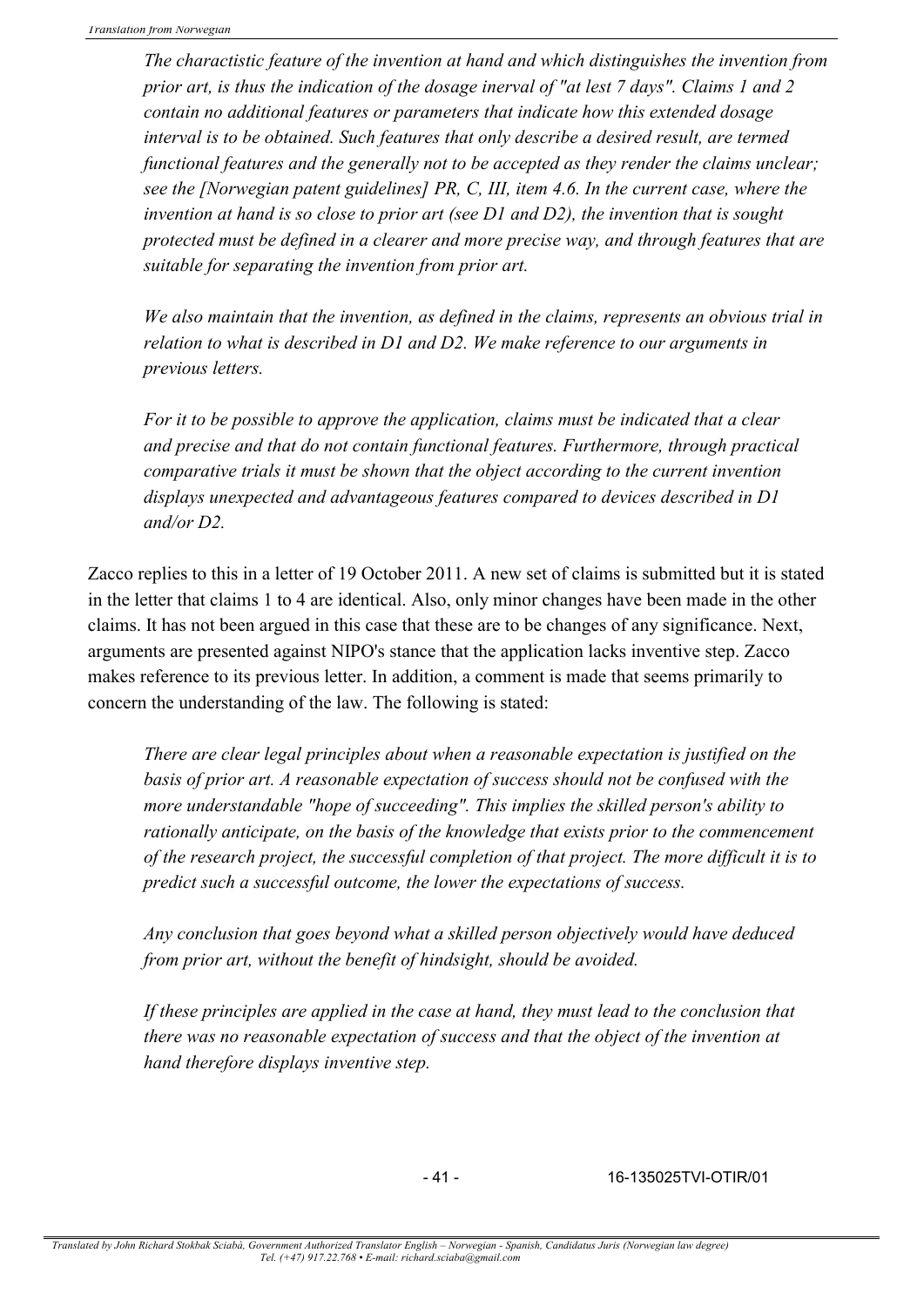*The charactistic feature of the invention at hand and which distinguishes the invention from prior art, is thus the indication of the dosage inerval of "at lest 7 days". Claims 1 and 2 contain no additional features or parameters that indicate how this extended dosage interval is to be obtained. Such features that only describe a desired result, are termed functional features and the generally not to be accepted as they render the claims unclear; see the [Norwegian patent guidelines] PR, C, III, item 4.6. In the current case, where the invention at hand is so close to prior art (see D1 and D2), the invention that is sought protected must be defined in a clearer and more precise way, and through features that are suitable for separating the invention from prior art.*

*We also maintain that the invention, as defined in the claims, represents an obvious trial in relation to what is described in D1 and D2. We make reference to our arguments in previous letters.*

*For it to be possible to approve the application, claims must be indicated that a clear and precise and that do not contain functional features. Furthermore, through practical comparative trials it must be shown that the object according to the current invention displays unexpected and advantageous features compared to devices described in D1 and/or D2.*

Zacco replies to this in a letter of 19 October 2011. A new set of claims is submitted but it is stated in the letter that claims 1 to 4 are identical. Also, only minor changes have been made in the other claims. It has not been argued in this case that these are to be changes of any significance. Next, arguments are presented against NIPO's stance that the application lacks inventive step. Zacco makes reference to its previous letter. In addition, a comment is made that seems primarily to concern the understanding of the law. The following is stated:

*There are clear legal principles about when a reasonable expectation is justified on the basis of prior art. A reasonable expectation of success should not be confused with the more understandable "hope of succeeding". This implies the skilled person's ability to rationally anticipate, on the basis of the knowledge that exists prior to the commencement of the research project, the successful completion of that project. The more difficult it is to predict such a successful outcome, the lower the expectations of success.*

*Any conclusion that goes beyond what a skilled person objectively would have deduced from prior art, without the benefit of hindsight, should be avoided.*

*If these principles are applied in the case at hand, they must lead to the conclusion that there was no reasonable expectation of success and that the object of the invention at hand therefore displays inventive step.*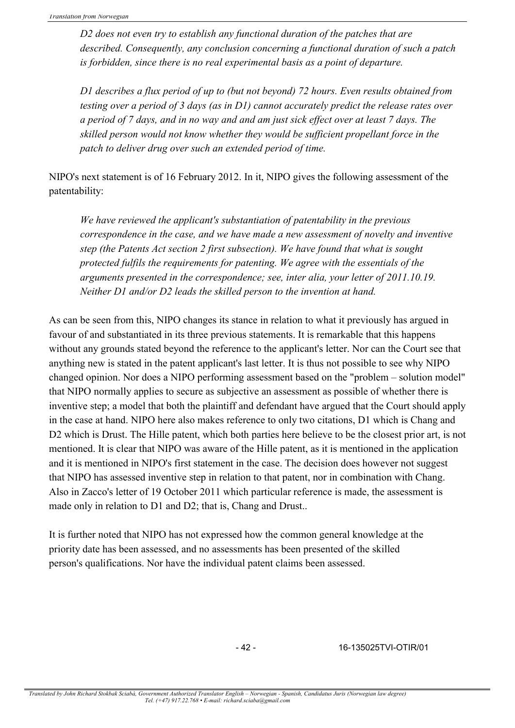*D2 does not even try to establish any functional duration of the patches that are described. Consequently, any conclusion concerning a functional duration of such a patch is forbidden, since there is no real experimental basis as a point of departure.*

*D1 describes a flux period of up to (but not beyond) 72 hours. Even results obtained from testing over a period of 3 days (as in D1) cannot accurately predict the release rates over a period of 7 days, and in no way and and am just sick effect over at least 7 days. The skilled person would not know whether they would be sufficient propellant force in the patch to deliver drug over such an extended period of time.*

NIPO's next statement is of 16 February 2012. In it, NIPO gives the following assessment of the patentability:

*We have reviewed the applicant's substantiation of patentability in the previous correspondence in the case, and we have made a new assessment of novelty and inventive step (the Patents Act section 2 first subsection). We have found that what is sought protected fulfils the requirements for patenting. We agree with the essentials of the arguments presented in the correspondence; see, inter alia, your letter of 2011.10.19. Neither D1 and/or D2 leads the skilled person to the invention at hand.*

As can be seen from this, NIPO changes its stance in relation to what it previously has argued in favour of and substantiated in its three previous statements. It is remarkable that this happens without any grounds stated beyond the reference to the applicant's letter. Nor can the Court see that anything new is stated in the patent applicant's last letter. It is thus not possible to see why NIPO changed opinion. Nor does a NIPO performing assessment based on the "problem – solution model" that NIPO normally applies to secure as subjective an assessment as possible of whether there is inventive step; a model that both the plaintiff and defendant have argued that the Court should apply in the case at hand. NIPO here also makes reference to only two citations, D1 which is Chang and D2 which is Drust. The Hille patent, which both parties here believe to be the closest prior art, is not mentioned. It is clear that NIPO was aware of the Hille patent, as it is mentioned in the application and it is mentioned in NIPO's first statement in the case. The decision does however not suggest that NIPO has assessed inventive step in relation to that patent, nor in combination with Chang. Also in Zacco's letter of 19 October 2011 which particular reference is made, the assessment is made only in relation to D1 and D2; that is, Chang and Drust..

It is further noted that NIPO has not expressed how the common general knowledge at the priority date has been assessed, and no assessments has been presented of the skilled person's qualifications. Nor have the individual patent claims been assessed.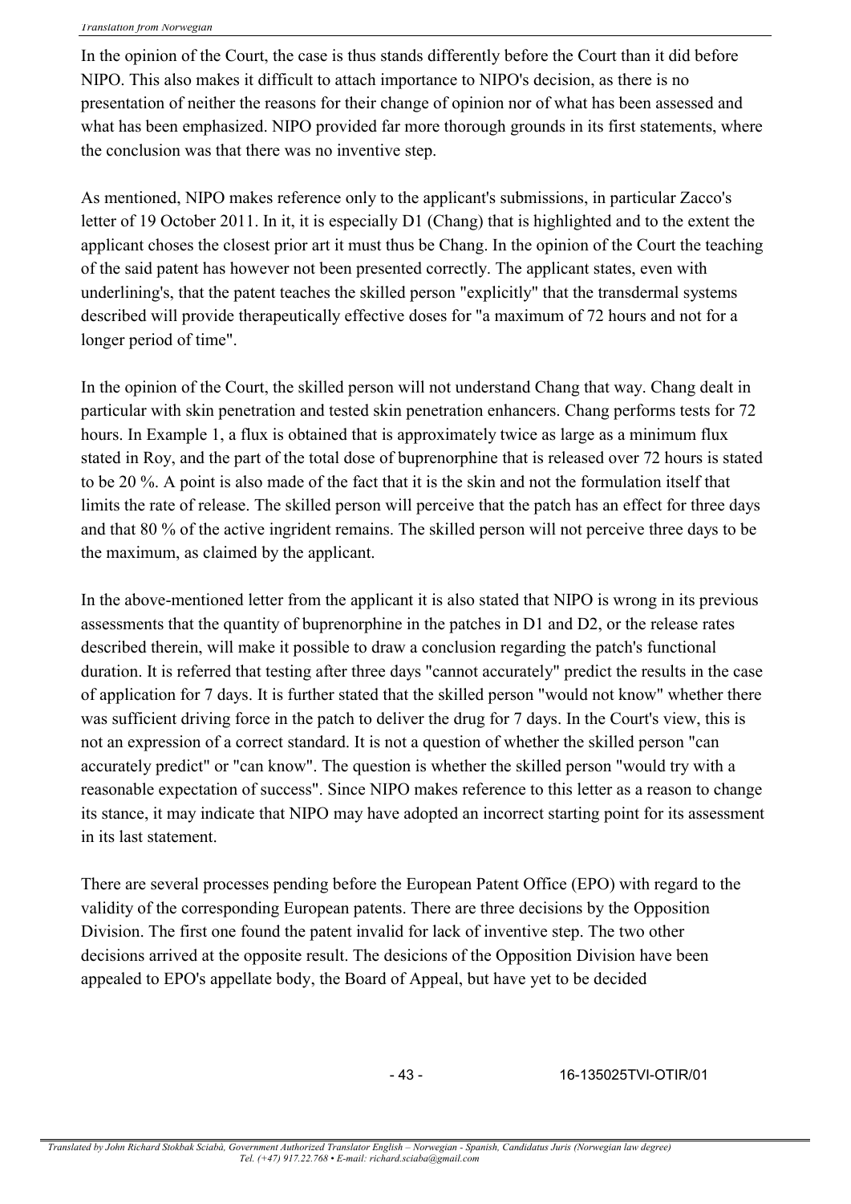In the opinion of the Court, the case is thus stands differently before the Court than it did before NIPO. This also makes it difficult to attach importance to NIPO's decision, as there is no presentation of neither the reasons for their change of opinion nor of what has been assessed and what has been emphasized. NIPO provided far more thorough grounds in its first statements, where the conclusion was that there was no inventive step.

As mentioned, NIPO makes reference only to the applicant's submissions, in particular Zacco's letter of 19 October 2011. In it, it is especially D1 (Chang) that is highlighted and to the extent the applicant choses the closest prior art it must thus be Chang. In the opinion of the Court the teaching of the said patent has however not been presented correctly. The applicant states, even with underlining's, that the patent teaches the skilled person "explicitly" that the transdermal systems described will provide therapeutically effective doses for "a maximum of 72 hours and not for a longer period of time".

In the opinion of the Court, the skilled person will not understand Chang that way. Chang dealt in particular with skin penetration and tested skin penetration enhancers. Chang performs tests for 72 hours. In Example 1, a flux is obtained that is approximately twice as large as a minimum flux stated in Roy, and the part of the total dose of buprenorphine that is released over 72 hours is stated to be 20 %. A point is also made of the fact that it is the skin and not the formulation itself that limits the rate of release. The skilled person will perceive that the patch has an effect for three days and that 80 % of the active ingridient remains. The skilled person will not perceive three days to be the maximum, as claimed by the applicant.

In the above-mentioned letter from the applicant it is also stated that NIPO is wrong in its previous assessments that the quantity of buprenorphine in the patches in D1 and D2, or the release rates described therein, will make it possible to draw a conclusion regarding the patch's functional duration. It is referred that testing after three days "cannot accurately" predict the results in the case of application for 7 days. It is further stated that the skilled person "would not know" whether there was sufficient driving force in the patch to deliver the drug for 7 days. In the Court's view, this is not an expression of a correct standard. It is not a question of whether the skilled person "can accurately predict" or "can know". The question is whether the skilled person "would try with a reasonable expectation of success". Since NIPO makes reference to this letter as a reason to change its stance, it may indicate that NIPO may have adopted an incorrect starting point for its assessment in its last statement.

There are several processes pending before the European Patent Office (EPO) with regard to the validity of the corresponding European patents. There are three decisions by the Opposition Division. The first one found the patent invalid for lack of inventive step. The two other decisions arrived at the opposite result. The desicions of the Opposition Division have been appealed to EPO's appellate body, the Board of Appeal, but have yet to be decided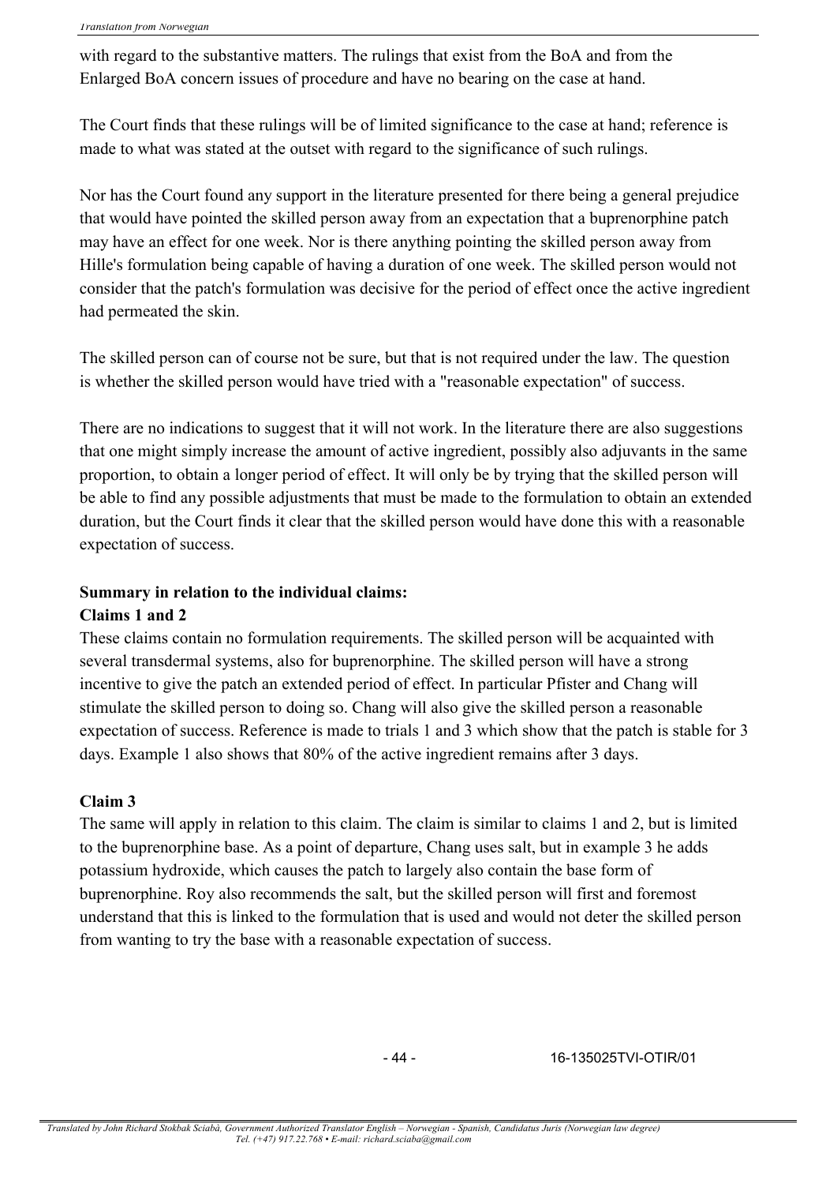with regard to the substantive matters. The rulings that exist from the BoA and from the Enlarged BoA concern issues of procedure and have no bearing on the case at hand.

The Court finds that these rulings will be of limited significance to the case at hand; reference is made to what was stated at the outset with regard to the significance of such rulings.

Nor has the Court found any support in the literature presented for there being a general prejudice that would have pointed the skilled person away from an expectation that a buprenorphine patch may have an effect for one week. Nor is there anything pointing the skilled person away from Hille's formulation being capable of having a duration of one week. The skilled person would not consider that the patch's formulation was decisive for the period of effect once the active ingredient had permeated the skin.

The skilled person can of course not be sure, but that is not required under the law. The question is whether the skilled person would have tried with a "reasonable expectation" of success.

There are no indications to suggest that it will not work. In the literature there are also suggestions that one might simply increase the amount of active ingredient, possibly also adjuvants in the same proportion, to obtain a longer period of effect. It will only be by trying that the skilled person will be able to find any possible adjustments that must be made to the formulation to obtain an extended duration, but the Court finds it clear that the skilled person would have done this with a reasonable expectation of success.

**Summary in relation to the individual claims:**

**Claims 1 and 2**

These claims contain no formulation requirements. The skilled person will be acquainted with several transdermal systems, also for buprenorphine. The skilled person will have a strong incentive to give the patch an extended period of effect. In particular Pfister and Chang will stimulate the skilled person to doing so. Chang will also give the skilled person a reasonable expectation of success. Reference is made to trials 1 and 3 which show that the patch is stable for 3 days. Example 1 also shows that 80% of the active ingredient remains after 3 days.

**Claim 3**

The same will apply in relation to this claim. The claim is similar to claims 1 and 2, but is limited to the buprenorphine base. As a point of departure, Chang uses salt, but in example 3 he adds potassium hydroxide, which causes the patch to largely also contain the base form of buprenorphine. Roy also recommends the salt, but the skilled person will first and foremost understand that this is linked to the formulation that is used and would not deter the skilled person from wanting to try the base with a reasonable expectation of success.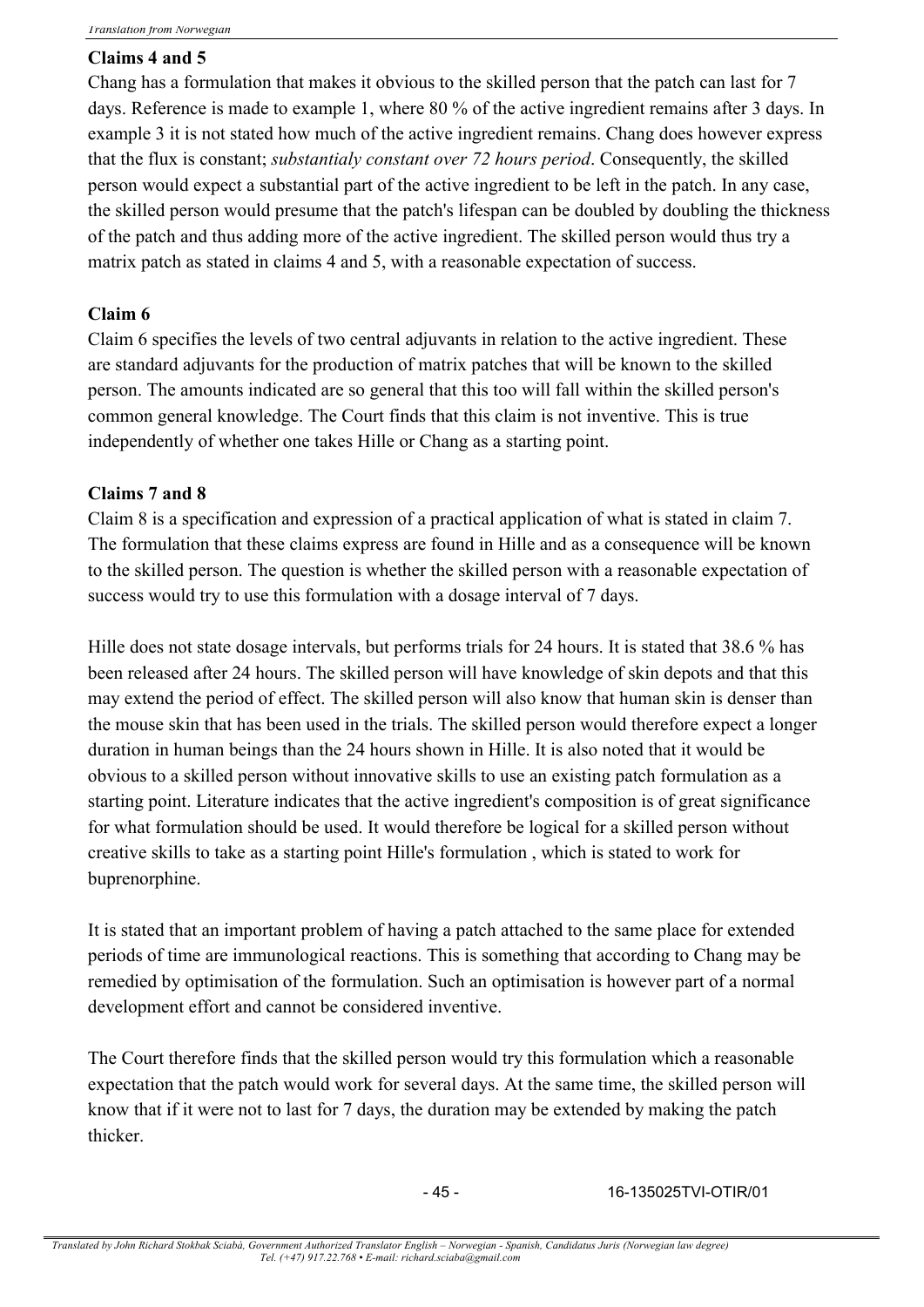**Claims 4 and 5**

Chang has a formulation that makes it obvious to the skilled person that the patch can last for 7 days. Reference is made to example 1, where 80 % of the active ingredient remains after 3 days. In example 3 it is not stated how much of the active ingredient remains. Chang does however express that the flux is constant; *substantialy constant over 72 hours period*. Consequently, the skilled person would expect a substantial part of the active ingredient to be left in the patch. In any case, the skilled person would presume that the patch's lifespan can be doubled by doubling the thickness of the patch and thus adding more of the active ingredient. The skilled person would thus try a matrix patch as stated in claims 4 and 5, with a reasonable expectation of success.

**Claim 6**

Claim 6 specifies the levels of two central adjuvants in relation to the active ingredient. These are standard adjuvants for the production of matrix patches that will be known to the skilled person. The amounts indicated are so general that this too will fall within the skilled person's common general knowledge. The Court finds that this claim is not inventive. This is true independently of whether one takes Hille or Chang as a starting point.

**Claims 7 and 8**

Claim 8 is a specification and expression of a practical application of what is stated in claim 7. The formulation that these claims express are found in Hille and as a consequence will be known to the skilled person. The question is whether the skilled person with a reasonable expectation of success would try to use this formulation with a dosage interval of 7 days.

Hille does not state dosage intervals, but performs trials for 24 hours. It is stated that 38.6 % has been released after 24 hours. The skilled person will have knowledge of skin depots and that this may extend the period of effect. The skilled person will also know that human skin is denser than the mouse skin that has been used in the trials. The skilled person would therefore expect a longer duration in human beings than the 24 hours shown in Hille. It is also noted that it would be obvious to a skilled person without innovative skills to use an existing patch formulation as a starting point. Literature indicates that the active ingredient's composition is of great significance for what formulation should be used. It would therefore be logical for a skilled person without creative skills to take as a starting point Hille's formulation , which is stated to work for buprenorphine.

It is stated that an important problem of having a patch attached to the same place for extended periods of time are immunological reactions. This is something that according to Chang may be remedied by optimisation of the formulation. Such an optimisation is however part of a normal development effort and cannot be considered inventive.

The Court therefore finds that the skilled person would try this formulation which a reasonable expectation that the patch would work for several days. At the same time, the skilled person will know that if it were not to last for 7 days, the duration may be extended by making the patch thicker.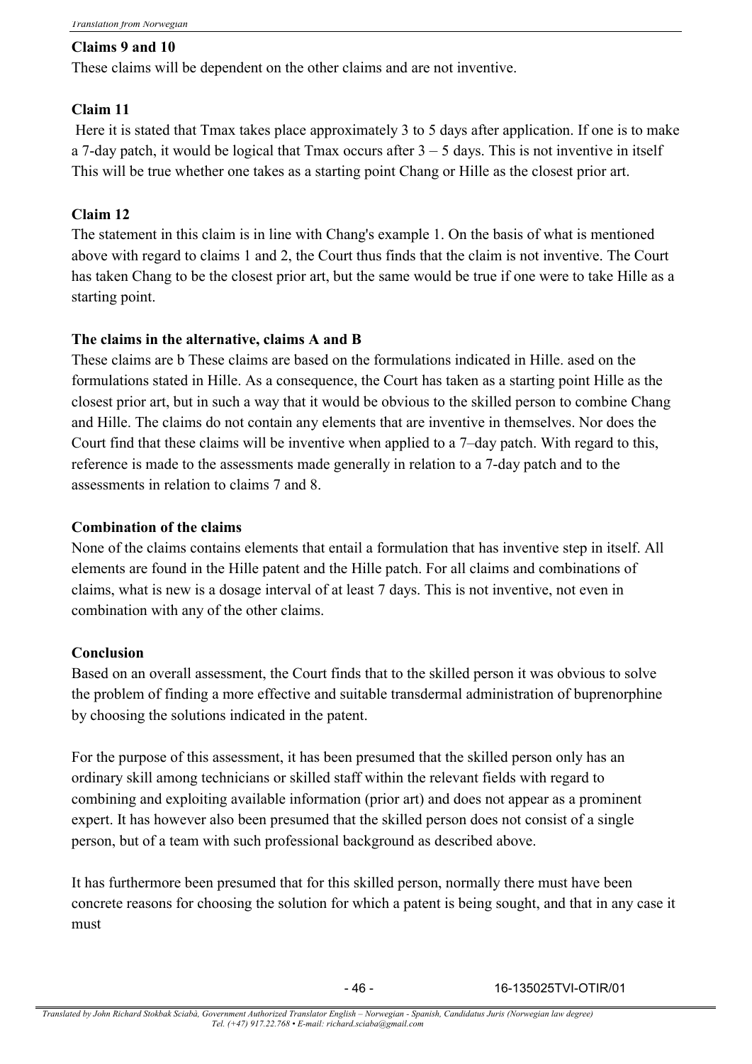**Claims 9 and 10**

These claims will be dependent on the other claims and are not inventive.

**Claim 11**

Here it is stated that Tmax takes place approximately 3 to 5 days after application. If one is to make a 7-day patch, it would be logical that Tmax occurs after 3 – 5 days. This is not inventive in itself This will be true whether one takes as a starting point Chang or Hille as the closest prior art.

**Claim 12**

The statement in this claim is in line with Chang's example 1. On the basis of what is mentioned above with regard to claims 1 and 2, the Court thus finds that the claim is not inventive. The Court has taken Chang to be the closest prior art, but the same would be true if one were to take Hille as a starting point.

**The claims in the alternative, claims A and B**

These claims are b These claims are based on the formulations indicated in Hille. ased on the formulations stated in Hille. As a consequence, the Court has taken as a starting point Hille as the closest prior art, but in such a way that it would be obvious to the skilled person to combine Chang and Hille. The claims do not contain any elements that are inventive in themselves. Nor does the Court find that these claims will be inventive when applied to a 7–day patch. With regard to this, reference is made to the assessments made generally in relation to a 7-day patch and to the assessments in relation to claims 7 and 8.

**Combination of the claims**

None of the claims contains elements that entail a formulation that has inventive step in itself. All elements are found in the Hille patent and the Hille patch. For all claims and combinations of claims, what is new is a dosage interval of at least 7 days. This is not inventive, not even in combination with any of the other claims.

**Conclusion**

Based on an overall assessment, the Court finds that to the skilled person it was obvious to solve the problem of finding a more effective and suitable transdermal administration of buprenorphine by choosing the solutions indicated in the patent.

For the purpose of this assessment, it has been presumed that the skilled person only has an ordinary skill among technicians or skilled staff within the relevant fields with regard to combining and exploiting available information (prior art) and does not appear as a prominent expert. It has however also been presumed that the skilled person does not consist of a single person, but of a team with such professional background as described above.

It has furthermore been presumed that for this skilled person, normally there must have been concrete reasons for choosing the solution for which a patent is being sought, and that in any case it must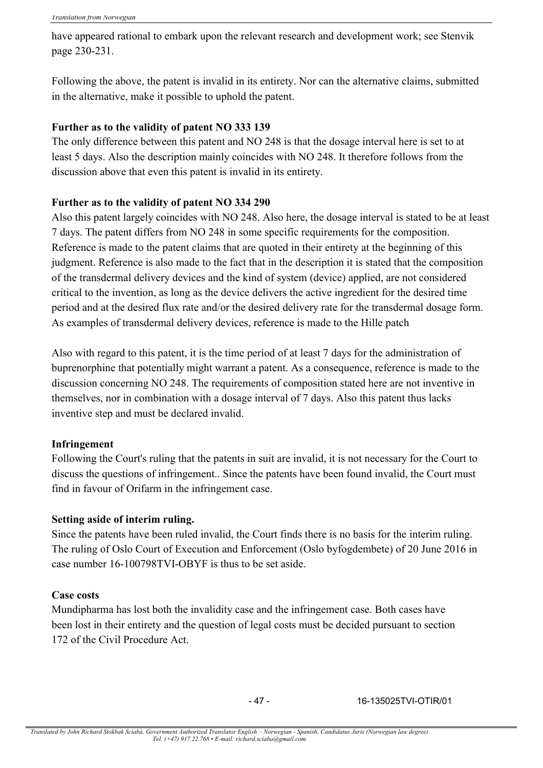have appeared rational to embark upon the relevant research and development work; see Stenvik page 230-231.

Following the above, the patent is invalid in its entirety. Nor can the alternative claims, submitted in the alternative, make it possible to uphold the patent.

**Further as to the validity of patent NO 333 139**

The only difference between this patent and NO 248 is that the dosage interval here is set to at least 5 days. Also the description mainly coincides with NO 248. It therefore follows from the discussion above that even this patent is invalid in its entirety.

**Further as to the validity of patent NO 334 290**

Also this patent largely coincides with NO 248. Also here, the dosage interval is stated to be at least 7 days. The patent differs from NO 248 in some specific requirements for the composition. Reference is made to the patent claims that are quoted in their entirety at the beginning of this judgment. Reference is also made to the fact that in the description it is stated that the composition of the transdermal delivery devices and the kind of system (device) applied, are not considered critical to the invention, as long as the device delivers the active ingredient for the desired time period and at the desired flux rate and/or the desired delivery rate for the transdermal dosage form. As examples of transdermal delivery devices, reference is made to the Hille patch

Also with regard to this patent, it is the time period of at least 7 days for the administration of buprenorphine that potentially might warrant a patent. As a consequence, reference is made to the discussion concerning NO 248. The requirements of composition stated here are not inventive in themselves, nor in combination with a dosage interval of 7 days. Also this patent thus lacks inventive step and must be declared invalid.

**Infringement**

Following the Court's ruling that the patents in suit are invalid, it is not necessary for the Court to discuss the questions of infringement.. Since the patents have been found invalid, the Court must find in favour of Orifarm in the infringement case.

**Setting aside of interim ruling.**

Since the patents have been ruled invalid, the Court finds there is no basis for the interim ruling. The ruling of Oslo Court of Execution and Enforcement (Oslo byfogdembete) of 20 June 2016 in case number 16-100798TVI-OBYF is thus to be set aside.

**Case costs**

Mundipharma has lost both the invalidity case and the infringement case. Both cases have been lost in their entirety and the question of legal costs must be decided pursuant to section 172 of the Civil Procedure Act.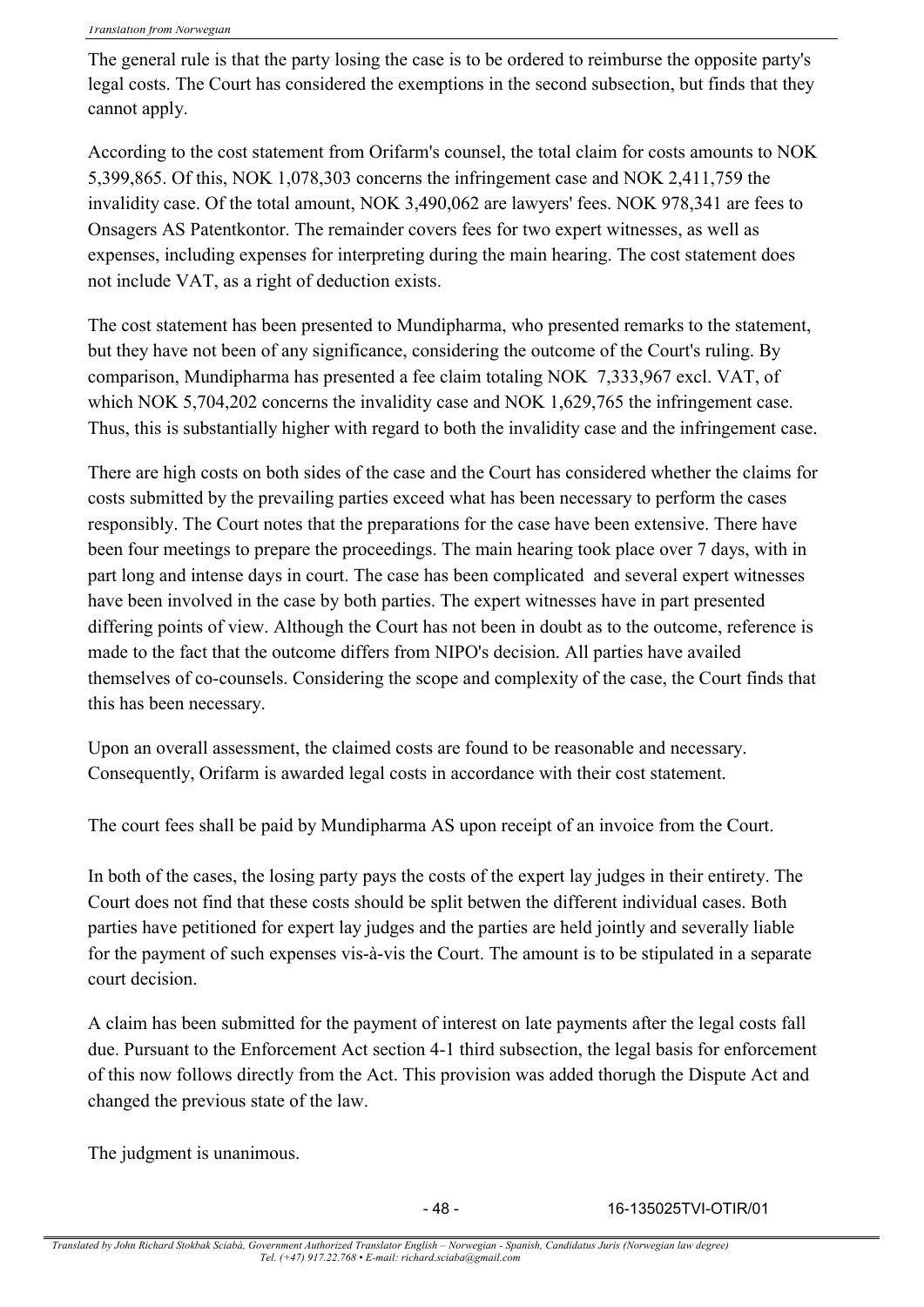The general rule is that the party losing the case is to be ordered to reimburse the opposite party's legal costs. The Court has considered the exemptions in the second subsection, but finds that they cannot apply.

According to the cost statement from Orifarm's counsel, the total claim for costs amounts to NOK 5,399,865. Of this, NOK 1,078,303 concerns the infringement case and NOK 2,411,759 the invalidity case. Of the total amount, NOK 3,490,062 are lawyers' fees. NOK 978,341 are fees to Onsagers AS Patentkontor. The remainder covers fees for two expert witnesses, as well as expenses, including expenses for interpreting during the main hearing. The cost statement does not include VAT, as a right of deduction exists.

The cost statement has been presented to Mundipharma, who presented remarks to the statement, but they have not been of any significance, considering the outcome of the Court's ruling. By comparison, Mundipharma has presented a fee claim totaling NOK 7,333,967 excl. VAT, of which NOK 5,704,202 concerns the invalidity case and NOK 1,629,765 the infringement case. Thus, this is substantially higher with regard to both the invalidity case and the infringement case.

There are high costs on both sides of the case and the Court has considered whether the claims for costs submitted by the prevailing parties exceed what has been necessary to perform the cases responsibly. The Court notes that the preparations for the case have been extensive. There have been four meetings to prepare the proceedings. The main hearing took place over 7 days, with in part long and intense days in court. The case has been complicated and several expert witnesses have been involved in the case by both parties. The expert witnesses have in part presented differing points of view. Although the Court has not been in doubt as to the outcome, reference is made to the fact that the outcome differs from NIPO's decision. All parties have availed themselves of co-counsels. Considering the scope and complexity of the case, the Court finds that this has been necessary.

Upon an overall assessment, the claimed costs are found to be reasonable and necessary. Consequently, Orifarm is awarded legal costs in accordance with their cost statement.

The court fees shall be paid by Mundipharma AS upon receipt of an invoice from the Court.

In both of the cases, the losing party pays the costs of the expert lay judges in their entirety. The Court does not find that these costs should be split betwen the different individual cases. Both parties have petitioned for expert lay judges and the parties are held jointly and severally liable for the payment of such expenses vis-à-vis the Court. The amount is to be stipulated in a separate court decision.

A claim has been submitted for the payment of interest on late payments after the legal costs fall due. Pursuant to the Enforcement Act section 4-1 third subsection, the legal basis for enforcement of this now follows directly from the Act. This provision was added thorugh the Dispute Act and changed the previous state of the law.

The judgment is unanimous.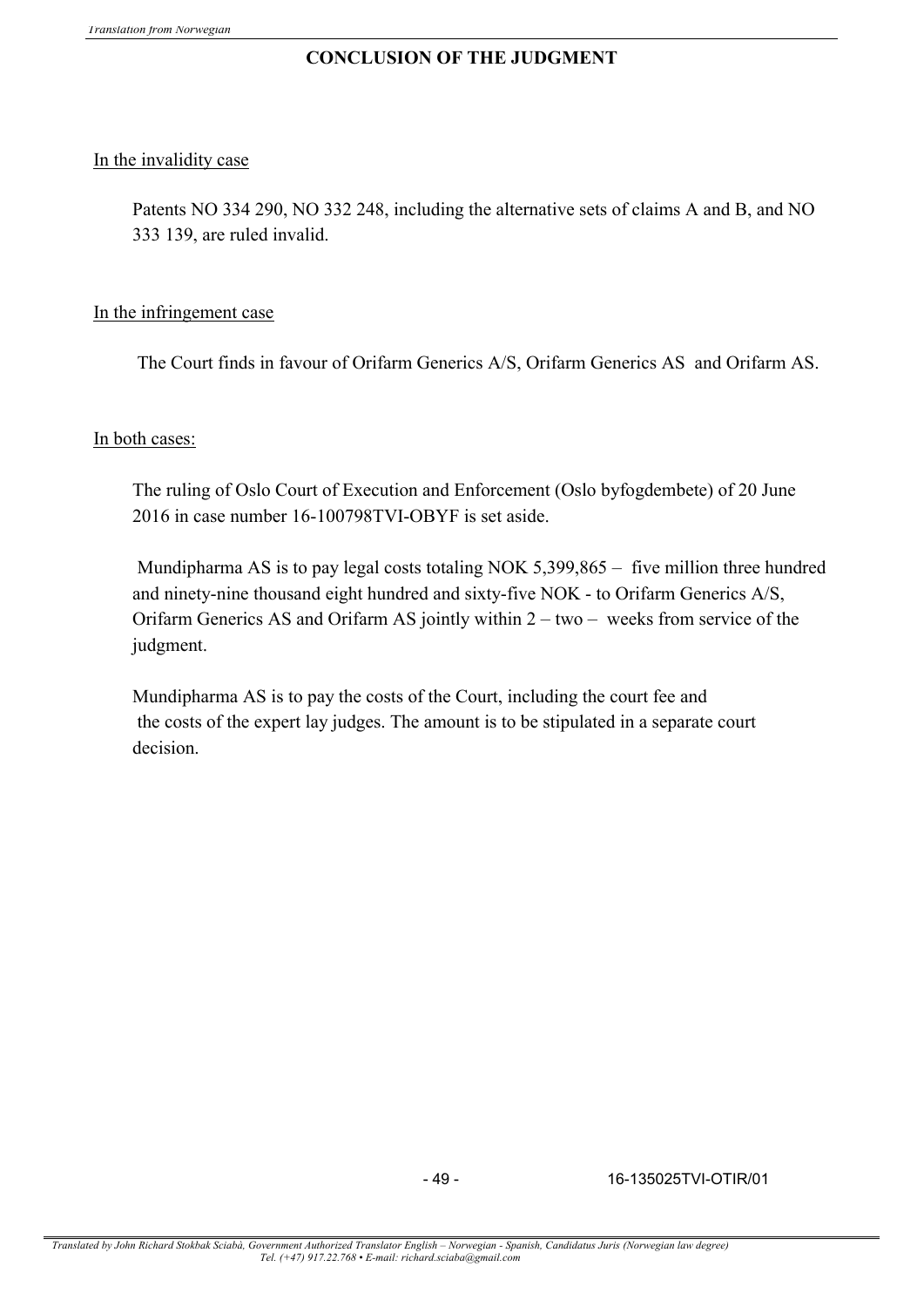## CONCLUSION OF THE JUDGMENT

In the invalidity case

Patents NO 334 290, NO 332 248, including the alternative sets of claims A and B, and NO 333 139, are ruled invalid.

In the infringement case

The Court finds in favour of Orifarm Generics A/S, Orifarm Generics AS and Orifarm AS.

In both cases:

The ruling of Oslo Court of Execution and Enforcement (Oslo byfogdembete) of 20 June 2016 in case number 16-100798TVI-OBYF is set aside.

Mundipharma AS is to pay legal costs totaling NOK 5,399,865 – five million three hundred and ninety-nine thousand eight hundred and sixty-five NOK - to Orifarm Generics A/S, Orifarm Generics AS and Orifarm AS jointly within 2 – two – weeks from service of the judgment.

Mundipharma AS is to pay the costs of the Court, including the court fee and the costs of the expert lay judges. The amount is to be stipulated in a separate court decision.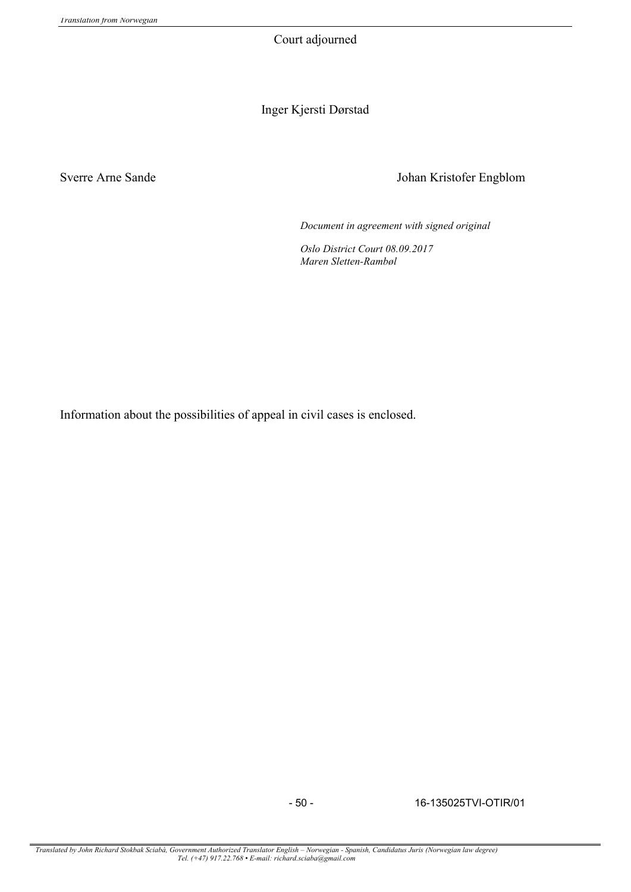Court adjourned

Inger Kjersti Dørstad

Sverre Arne Sande                                                                Johan Kristofer Engblom

*Document in agreement with signed original*

*Oslo District Court 08.09.2017*
*Maren Sletten-Rambøl*

Information about the possibilities of appeal in civil cases is enclosed.